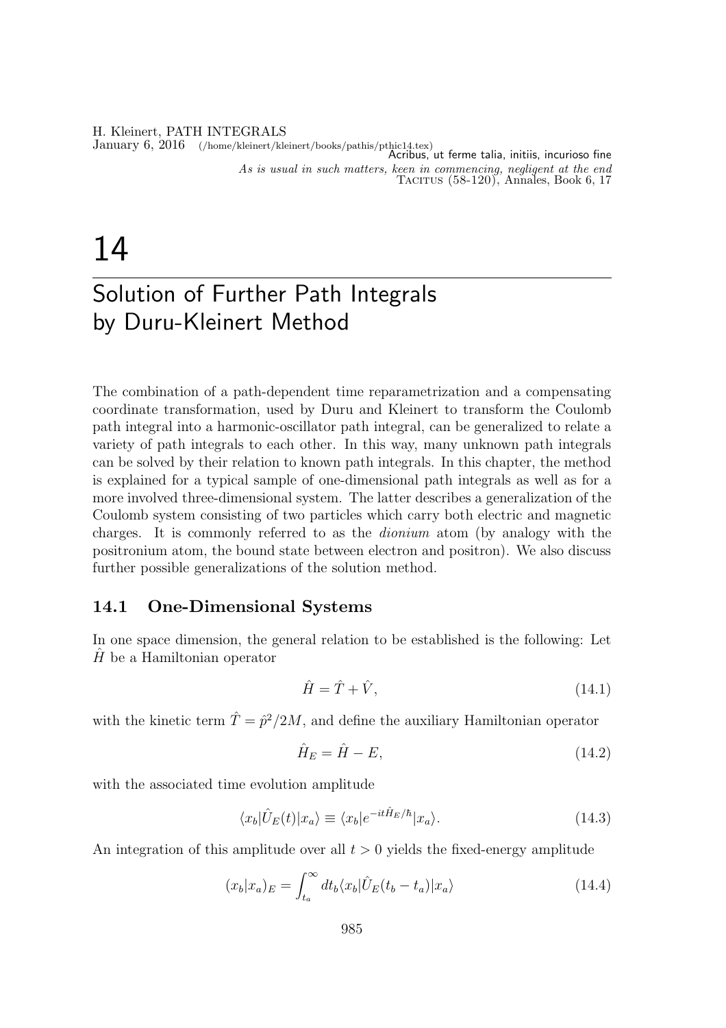> Acribus, ut ferme talia, initiis, incurioso fine
>
> *As is usual in such matters, keen in commencing, negligent at the end*
>
> Tacitus (58-120), Annales, Book 6, 17

# 14 Solution of Further Path Integrals by Duru-Kleinert Method

The combination of a path-dependent time reparametrization and a compensating coordinate transformation, used by Duru and Kleinert to transform the Coulomb path integral into a harmonic-oscillator path integral, can be generalized to relate a variety of path integrals to each other. In this way, many unknown path integrals can be solved by their relation to known path integrals. In this chapter, the method is explained for a typical sample of one-dimensional path integrals as well as for a more involved three-dimensional system. The latter describes a generalization of the Coulomb system consisting of two particles which carry both electric and magnetic charges. It is commonly referred to as the *dionium* atom (by analogy with the positronium atom, the bound state between electron and positron). We also discuss further possible generalizations of the solution method.

## 14.1 One-Dimensional Systems

In one space dimension, the general relation to be established is the following: Let $\hat{H}$ be a Hamiltonian operator

$$\hat{H} = \hat{T} + \hat{V}, \tag{14.1}$$

with the kinetic term $\hat{T} = \hat{p}^2/2M$, and define the auxiliary Hamiltonian operator

$$\hat{H}_E = \hat{H} - E, \tag{14.2}$$

with the associated time evolution amplitude

$$\langle x_b|\hat{U}_E(t)|x_a\rangle \equiv \langle x_b|e^{-it\hat{H}_E/\hbar}|x_a\rangle. \tag{14.3}$$

An integration of this amplitude over all $t > 0$ yields the fixed-energy amplitude

$$(x_b|x_a)_E = \int_{t_a}^{\infty} dt_b \langle x_b|\hat{U}_E(t_b - t_a)|x_a\rangle \tag{14.4}$$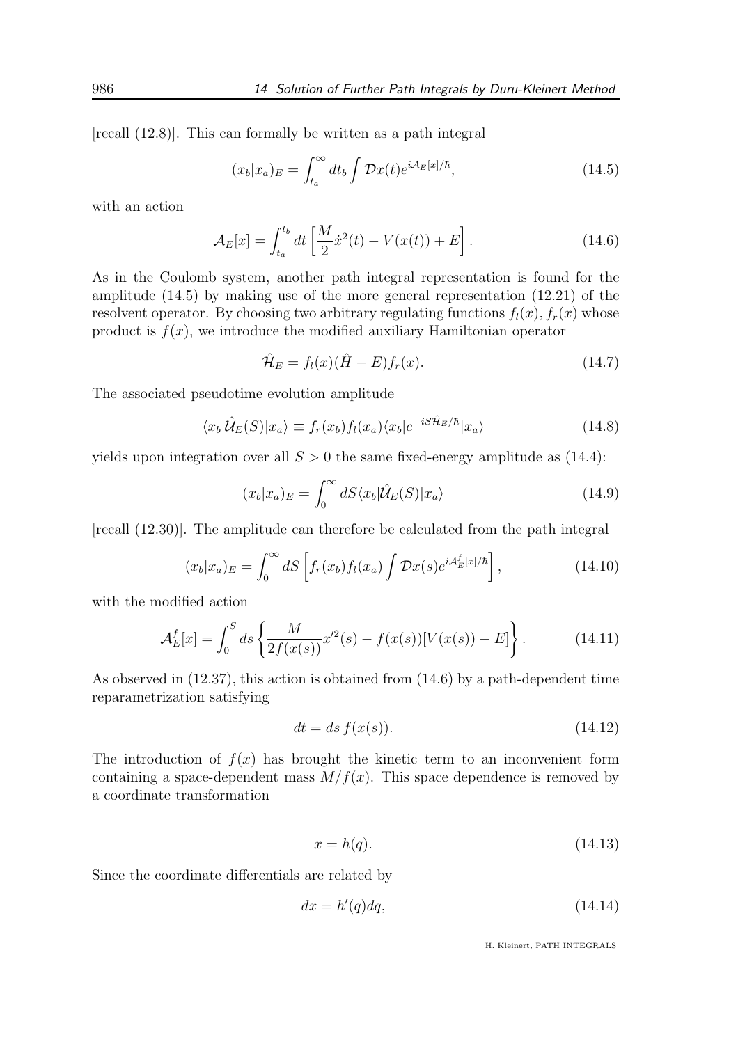[recall (12.8)]. This can formally be written as a path integral

$$(x_b|x_a)_E = \int_{t_a}^{\infty} dt_b \int \mathcal{D}x(t) e^{i\mathcal{A}_E[x]/\hbar}, \tag{14.5}$$

with an action

$$\mathcal{A}_E[x] = \int_{t_a}^{t_b} dt \left[ \frac{M}{2}\dot{x}^2(t) - V(x(t)) + E \right]. \tag{14.6}$$

As in the Coulomb system, another path integral representation is found for the amplitude (14.5) by making use of the more general representation (12.21) of the resolvent operator. By choosing two arbitrary regulating functions $f_l(x), f_r(x)$ whose product is $f(x)$, we introduce the modified auxiliary Hamiltonian operator

$$\hat{\mathcal{H}}_E = f_l(x)(\hat{H} - E)f_r(x). \tag{14.7}$$

The associated pseudotime evolution amplitude

$$\langle x_b|\hat{\mathcal{U}}_E(S)|x_a\rangle \equiv f_r(x_b)f_l(x_a)\langle x_b|e^{-iS\hat{\mathcal{H}}_E/\hbar}|x_a\rangle \tag{14.8}$$

yields upon integration over all $S > 0$ the same fixed-energy amplitude as (14.4):

$$(x_b|x_a)_E = \int_0^{\infty} dS \langle x_b|\hat{\mathcal{U}}_E(S)|x_a\rangle \tag{14.9}$$

[recall (12.30)]. The amplitude can therefore be calculated from the path integral

$$(x_b|x_a)_E = \int_0^{\infty} dS \left[ f_r(x_b)f_l(x_a) \int \mathcal{D}x(s) e^{i\mathcal{A}_E^f[x]/\hbar} \right], \tag{14.10}$$

with the modified action

$$\mathcal{A}_E^f[x] = \int_0^S ds \left\{ \frac{M}{2f(x(s))} x'^2(s) - f(x(s))[V(x(s)) - E] \right\}. \tag{14.11}$$

As observed in (12.37), this action is obtained from (14.6) by a path-dependent time reparametrization satisfying

$$dt = ds\, f(x(s)). \tag{14.12}$$

The introduction of $f(x)$ has brought the kinetic term to an inconvenient form containing a space-dependent mass $M/f(x)$. This space dependence is removed by a coordinate transformation

$$x = h(q). \tag{14.13}$$

Since the coordinate differentials are related by

$$dx = h'(q)dq, \tag{14.14}$$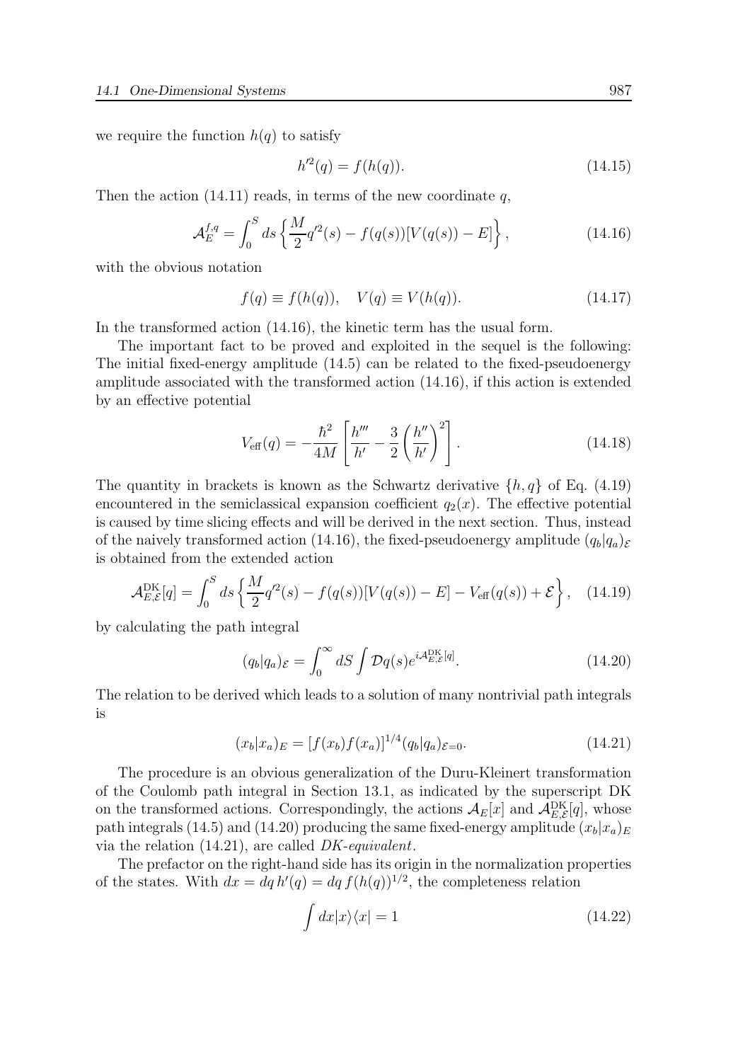we require the function $h(q)$ to satisfy

$$h'^2(q) = f(h(q)). \tag{14.15}$$

Then the action (14.11) reads, in terms of the new coordinate $q$,

$$\mathcal{A}_E^{f,q} = \int_0^S ds \left\{ \frac{M}{2} q'^2(s) - f(q(s))[V(q(s)) - E] \right\}, \tag{14.16}$$

with the obvious notation

$$f(q) \equiv f(h(q)), \quad V(q) \equiv V(h(q)). \tag{14.17}$$

In the transformed action (14.16), the kinetic term has the usual form.

The important fact to be proved and exploited in the sequel is the following: The initial fixed-energy amplitude (14.5) can be related to the fixed-pseudoenergy amplitude associated with the transformed action (14.16), if this action is extended by an effective potential

$$V_{\rm eff}(q) = -\frac{\hbar^2}{4M} \left[ \frac{h'''}{h'} - \frac{3}{2} \left( \frac{h''}{h'} \right)^2 \right]. \tag{14.18}$$

The quantity in brackets is known as the Schwartz derivative $\{h, q\}$ of Eq. (4.19) encountered in the semiclassical expansion coefficient $q_2(x)$. The effective potential is caused by time slicing effects and will be derived in the next section. Thus, instead of the naively transformed action (14.16), the fixed-pseudoenergy amplitude $(q_b|q_a)_{\mathcal{E}}$ is obtained from the extended action

$$\mathcal{A}_{E,\mathcal{E}}^{\rm DK}[q] = \int_0^S ds \left\{ \frac{M}{2} q'^2(s) - f(q(s))[V(q(s)) - E] - V_{\rm eff}(q(s)) + \mathcal{E} \right\}, \tag{14.19}$$

by calculating the path integral

$$(q_b|q_a)_{\mathcal{E}} = \int_0^\infty dS \int \mathcal{D}q(s) e^{i\mathcal{A}_{E,\mathcal{E}}^{\rm DK}[q]}. \tag{14.20}$$

The relation to be derived which leads to a solution of many nontrivial path integrals is

$$(x_b|x_a)_E = [f(x_b)f(x_a)]^{1/4} (q_b|q_a)_{\mathcal{E}=0}. \tag{14.21}$$

The procedure is an obvious generalization of the Duru-Kleinert transformation of the Coulomb path integral in Section 13.1, as indicated by the superscript DK on the transformed actions. Correspondingly, the actions $\mathcal{A}_E[x]$ and $\mathcal{A}_{E,\mathcal{E}}^{\rm DK}[q]$, whose path integrals (14.5) and (14.20) producing the same fixed-energy amplitude $(x_b|x_a)_E$ via the relation (14.21), are called *DK-equivalent*.

The prefactor on the right-hand side has its origin in the normalization properties of the states. With $dx = dq\, h'(q) = dq\, f(h(q))^{1/2}$, the completeness relation

$$\int dx |x\rangle\langle x| = 1 \tag{14.22}$$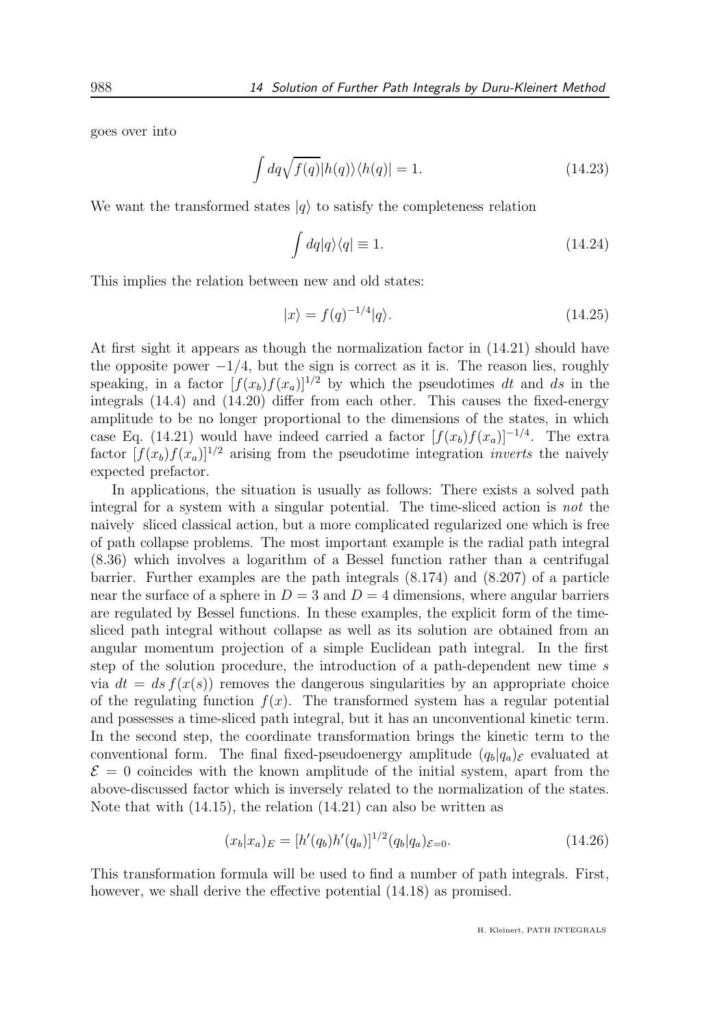goes over into

$$\int dq \sqrt{f(q)} |h(q)\rangle\langle h(q)| = 1. \tag{14.23}$$

We want the transformed states $|q\rangle$ to satisfy the completeness relation

$$\int dq |q\rangle\langle q| \equiv 1. \tag{14.24}$$

This implies the relation between new and old states:

$$|x\rangle = f(q)^{-1/4}|q\rangle. \tag{14.25}$$

At first sight it appears as though the normalization factor in (14.21) should have the opposite power $-1/4$, but the sign is correct as it is. The reason lies, roughly speaking, in a factor $[f(x_b)f(x_a)]^{1/2}$ by which the pseudotimes $dt$ and $ds$ in the integrals (14.4) and (14.20) differ from each other. This causes the fixed-energy amplitude to be no longer proportional to the dimensions of the states, in which case Eq. (14.21) would have indeed carried a factor $[f(x_b)f(x_a)]^{-1/4}$. The extra factor $[f(x_b)f(x_a)]^{1/2}$ arising from the pseudotime integration *inverts* the naively expected prefactor.

In applications, the situation is usually as follows: There exists a solved path integral for a system with a singular potential. The time-sliced action is *not* the naively sliced classical action, but a more complicated regularized one which is free of path collapse problems. The most important example is the radial path integral (8.36) which involves a logarithm of a Bessel function rather than a centrifugal barrier. Further examples are the path integrals (8.174) and (8.207) of a particle near the surface of a sphere in $D = 3$ and $D = 4$ dimensions, where angular barriers are regulated by Bessel functions. In these examples, the explicit form of the time-sliced path integral without collapse as well as its solution are obtained from an angular momentum projection of a simple Euclidean path integral. In the first step of the solution procedure, the introduction of a path-dependent new time $s$ via $dt = ds\, f(x(s))$ removes the dangerous singularities by an appropriate choice of the regulating function $f(x)$. The transformed system has a regular potential and possesses a time-sliced path integral, but it has an unconventional kinetic term. In the second step, the coordinate transformation brings the kinetic term to the conventional form. The final fixed-pseudoenergy amplitude $(q_b|q_a)_{\mathcal{E}}$ evaluated at $\mathcal{E} = 0$ coincides with the known amplitude of the initial system, apart from the above-discussed factor which is inversely related to the normalization of the states. Note that with (14.15), the relation (14.21) can also be written as

$$(x_b|x_a)_E = [h'(q_b)h'(q_a)]^{1/2}(q_b|q_a)_{\mathcal{E}=0}. \tag{14.26}$$

This transformation formula will be used to find a number of path integrals. First, however, we shall derive the effective potential (14.18) as promised.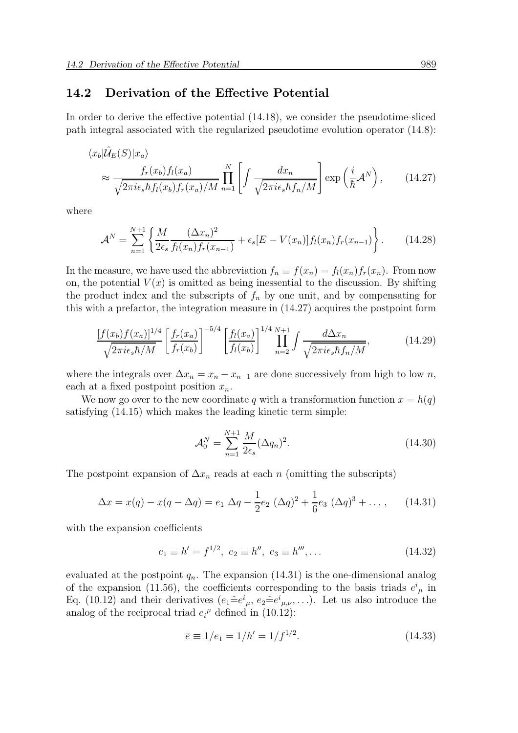## 14.2 Derivation of the Effective Potential

In order to derive the effective potential (14.18), we consider the pseudotime-sliced path integral associated with the regularized pseudotime evolution operator (14.8):

$$
\begin{aligned}
&\langle x_b|\hat{\mathcal{U}}_E(S)|x_a\rangle \\
&\quad\approx \frac{f_r(x_b)f_l(x_a)}{\sqrt{2\pi i\epsilon_s\hbar f_l(x_b)f_r(x_a)/M}}\prod_{n=1}^{N}\left[\int\frac{dx_n}{\sqrt{2\pi i\epsilon_s\hbar f_n/M}}\right]\exp\left(\frac{i}{\hbar}\mathcal{A}^N\right), \qquad (14.27)
\end{aligned}
$$

where

$$
\mathcal{A}^N=\sum_{n=1}^{N+1}\left\{\frac{M}{2\epsilon_s}\frac{(\Delta x_n)^2}{f_l(x_n)f_r(x_{n-1})}+\epsilon_s[E-V(x_n)]f_l(x_n)f_r(x_{n-1})\right\}. \qquad (14.28)
$$

In the measure, we have used the abbreviation $f_n\equiv f(x_n)=f_l(x_n)f_r(x_n)$. From now on, the potential $V(x)$ is omitted as being inessential to the discussion. By shifting the product index and the subscripts of $f_n$ by one unit, and by compensating for this with a prefactor, the integration measure in (14.27) acquires the postpoint form

$$
\frac{[f(x_b)f(x_a)]^{1/4}}{\sqrt{2\pi i\epsilon_s\hbar/M}}\left[\frac{f_r(x_a)}{f_r(x_b)}\right]^{-5/4}\left[\frac{f_l(x_a)}{f_l(x_b)}\right]^{1/4}\prod_{n=2}^{N+1}\int\frac{d\Delta x_n}{\sqrt{2\pi i\epsilon_s\hbar f_n/M}}, \qquad (14.29)
$$

where the integrals over $\Delta x_n=x_n-x_{n-1}$ are done successively from high to low $n$, each at a fixed postpoint position $x_n$.

We now go over to the new coordinate $q$ with a transformation function $x=h(q)$ satisfying (14.15) which makes the leading kinetic term simple:

$$
\mathcal{A}_0^N=\sum_{n=1}^{N+1}\frac{M}{2\epsilon_s}(\Delta q_n)^2. \qquad (14.30)
$$

The postpoint expansion of $\Delta x_n$ reads at each $n$ (omitting the subscripts)

$$
\Delta x=x(q)-x(q-\Delta q)=e_1\;\Delta q-\frac{1}{2}e_2\;(\Delta q)^2+\frac{1}{6}e_3\;(\Delta q)^3+\dots, \qquad (14.31)
$$

with the expansion coefficients

$$
e_1\equiv h'=f^{1/2},\;e_2\equiv h'',\;e_3\equiv h''',\dots \qquad (14.32)
$$

evaluated at the postpoint $q_n$. The expansion (14.31) is the one-dimensional analog of the expansion (11.56), the coefficients corresponding to the basis triads ${e^i}_\mu$ in Eq. (10.12) and their derivatives ($e_1\hat{=}{e^i}_\mu$, $e_2\hat{=}{e^i}_{\mu,\nu},\dots$). Let us also introduce the analog of the reciprocal triad ${e_i}^\mu$ defined in (10.12):

$$
\bar{e}\equiv 1/e_1=1/h'=1/f^{1/2}. \qquad (14.33)
$$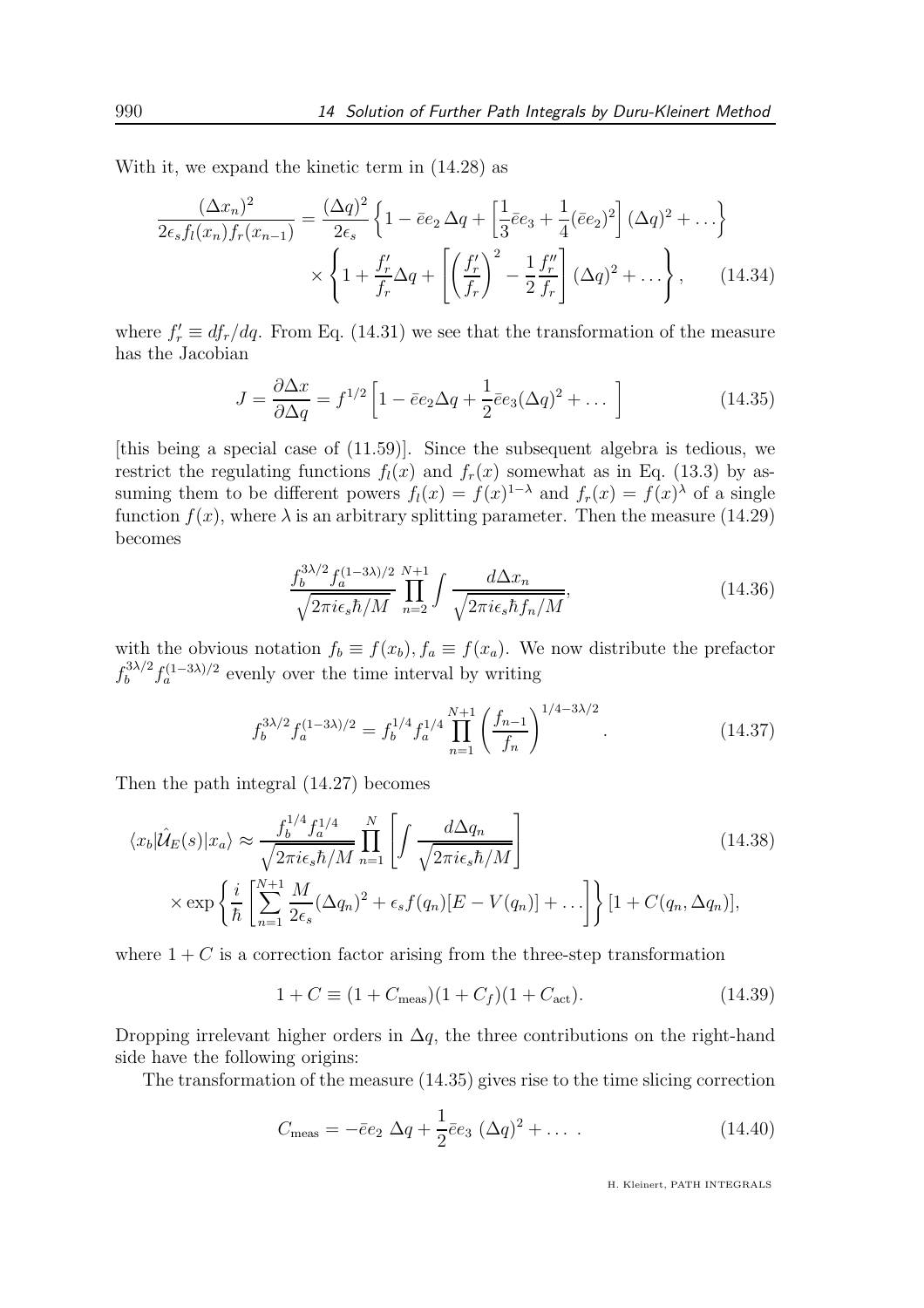With it, we expand the kinetic term in (14.28) as

$$
\begin{aligned}
\frac{(\Delta x_n)^2}{2\epsilon_s f_l(x_n) f_r(x_{n-1})} = \frac{(\Delta q)^2}{2\epsilon_s} & \left\{ 1 - \bar{e}e_2\,\Delta q + \left[\frac{1}{3}\bar{e}e_3 + \frac{1}{4}(\bar{e}e_2)^2\right](\Delta q)^2 + \dots \right\} \\
& \times \left\{ 1 + \frac{f_r'}{f_r}\Delta q + \left[ \left(\frac{f_r'}{f_r}\right)^2 - \frac{1}{2}\frac{f_r''}{f_r} \right](\Delta q)^2 + \dots \right\}, \qquad (14.34)
\end{aligned}
$$

where $f_r' \equiv df_r/dq$. From Eq. (14.31) we see that the transformation of the measure has the Jacobian

$$
J = \frac{\partial \Delta x}{\partial \Delta q} = f^{1/2}\left[1 - \bar{e}e_2\Delta q + \frac{1}{2}\bar{e}e_3(\Delta q)^2 + \dots \right] \qquad (14.35)
$$

[this being a special case of (11.59)]. Since the subsequent algebra is tedious, we restrict the regulating functions $f_l(x)$ and $f_r(x)$ somewhat as in Eq. (13.3) by assuming them to be different powers $f_l(x) = f(x)^{1-\lambda}$ and $f_r(x) = f(x)^{\lambda}$ of a single function $f(x)$, where $\lambda$ is an arbitrary splitting parameter. Then the measure (14.29) becomes

$$
\frac{f_b^{3\lambda/2} f_a^{(1-3\lambda)/2}}{\sqrt{2\pi i\epsilon_s\hbar/M}} \prod_{n=2}^{N+1} \int \frac{d\Delta x_n}{\sqrt{2\pi i \epsilon_s \hbar f_n/M}}, \qquad (14.36)
$$

with the obvious notation $f_b \equiv f(x_b)$, $f_a \equiv f(x_a)$. We now distribute the prefactor $f_b^{3\lambda/2} f_a^{(1-3\lambda)/2}$ evenly over the time interval by writing

$$
f_b^{3\lambda/2} f_a^{(1-3\lambda)/2} = f_b^{1/4} f_a^{1/4} \prod_{n=1}^{N+1} \left(\frac{f_{n-1}}{f_n}\right)^{1/4-3\lambda/2}. \qquad (14.37)
$$

Then the path integral (14.27) becomes

$$
\begin{aligned}
\langle x_b|\hat{\mathcal{U}}_E(s)|x_a\rangle \approx & \frac{f_b^{1/4} f_a^{1/4}}{\sqrt{2\pi i\epsilon_s\hbar/M}} \prod_{n=1}^{N} \left[ \int \frac{d\Delta q_n}{\sqrt{2\pi i \epsilon_s \hbar/M}} \right] \qquad (14.38) \\
& \times \exp\left\{ \frac{i}{\hbar}\left[ \sum_{n=1}^{N+1} \frac{M}{2\epsilon_s}(\Delta q_n)^2 + \epsilon_s f(q_n)[E - V(q_n)] + \dots \right] \right\} [1 + C(q_n, \Delta q_n)],
\end{aligned}
$$

where $1 + C$ is a correction factor arising from the three-step transformation

$$
1 + C \equiv (1 + C_{\rm meas})(1 + C_f)(1 + C_{\rm act}). \qquad (14.39)
$$

Dropping irrelevant higher orders in $\Delta q$, the three contributions on the right-hand side have the following origins:

The transformation of the measure (14.35) gives rise to the time slicing correction

$$
C_{\rm meas} = -\bar{e}e_2\ \Delta q + \frac{1}{2}\bar{e}e_3\ (\Delta q)^2 + \dots\ . \qquad (14.40)
$$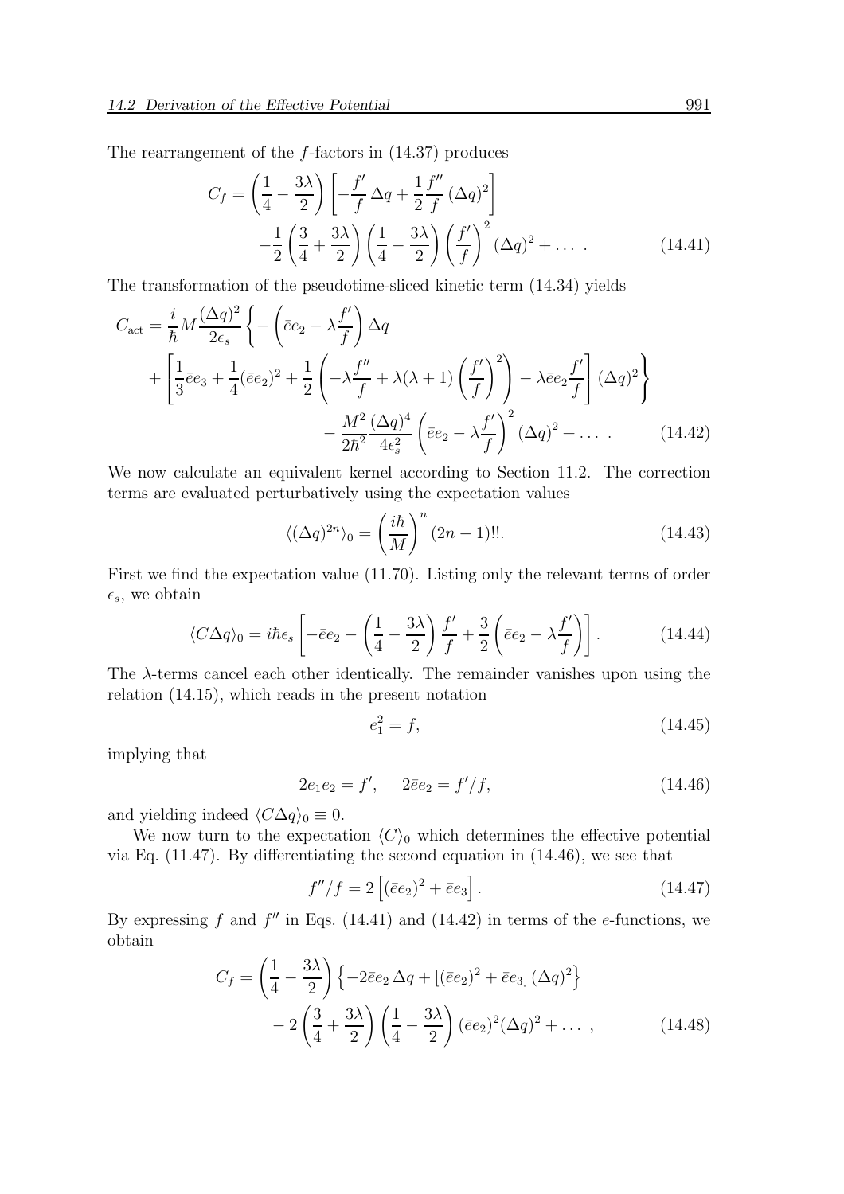The rearrangement of the $f$-factors in (14.37) produces

$$C_f = \left(\frac{1}{4} - \frac{3\lambda}{2}\right)\left[-\frac{f'}{f}\,\Delta q + \frac{1}{2}\frac{f''}{f}\,(\Delta q)^2\right] \\ -\frac{1}{2}\left(\frac{3}{4} + \frac{3\lambda}{2}\right)\left(\frac{1}{4} - \frac{3\lambda}{2}\right)\left(\frac{f'}{f}\right)^2(\Delta q)^2 + \dots\ . \tag{14.41}$$

The transformation of the pseudotime-sliced kinetic term (14.34) yields

$$C_{\rm act} = \frac{i}{\hbar}M\frac{(\Delta q)^2}{2\epsilon_s}\left\{-\left(\bar{e}e_2 - \lambda\frac{f'}{f}\right)\Delta q \right. \\ \left. + \left[\frac{1}{3}\bar{e}e_3 + \frac{1}{4}(\bar{e}e_2)^2 + \frac{1}{2}\left(-\lambda\frac{f''}{f} + \lambda(\lambda+1)\left(\frac{f'}{f}\right)^2\right) - \lambda\bar{e}e_2\frac{f'}{f}\right](\Delta q)^2\right\} \\ - \frac{M^2}{2\hbar^2}\frac{(\Delta q)^4}{4\epsilon_s^2}\left(\bar{e}e_2 - \lambda\frac{f'}{f}\right)^2(\Delta q)^2 + \dots\ . \tag{14.42}$$

We now calculate an equivalent kernel according to Section 11.2. The correction terms are evaluated perturbatively using the expectation values

$$\langle(\Delta q)^{2n}\rangle_0 = \left(\frac{i\hbar}{M}\right)^n (2n-1)!!. \tag{14.43}$$

First we find the expectation value (11.70). Listing only the relevant terms of order $\epsilon_s$, we obtain

$$\langle C\Delta q\rangle_0 = i\hbar\epsilon_s\left[-\bar{e}e_2 - \left(\frac{1}{4} - \frac{3\lambda}{2}\right)\frac{f'}{f} + \frac{3}{2}\left(\bar{e}e_2 - \lambda\frac{f'}{f}\right)\right]. \tag{14.44}$$

The $\lambda$-terms cancel each other identically. The remainder vanishes upon using the relation (14.15), which reads in the present notation

$$e_1^2 = f, \tag{14.45}$$

implying that

$$2e_1e_2 = f', \quad\quad 2\bar{e}e_2 = f'/f, \tag{14.46}$$

and yielding indeed $\langle C\Delta q\rangle_0 \equiv 0$.

We now turn to the expectation $\langle C\rangle_0$ which determines the effective potential via Eq. (11.47). By differentiating the second equation in (14.46), we see that

$$f''/f = 2\left[(\bar{e}e_2)^2 + \bar{e}e_3\right]. \tag{14.47}$$

By expressing $f$ and $f''$ in Eqs. (14.41) and (14.42) in terms of the $e$-functions, we obtain

$$C_f = \left(\frac{1}{4} - \frac{3\lambda}{2}\right)\left\{-2\bar{e}e_2\,\Delta q + [(\bar{e}e_2)^2 + \bar{e}e_3]\,(\Delta q)^2\right\} \\ - 2\left(\frac{3}{4} + \frac{3\lambda}{2}\right)\left(\frac{1}{4} - \frac{3\lambda}{2}\right)(\bar{e}e_2)^2(\Delta q)^2 + \dots\ , \tag{14.48}$$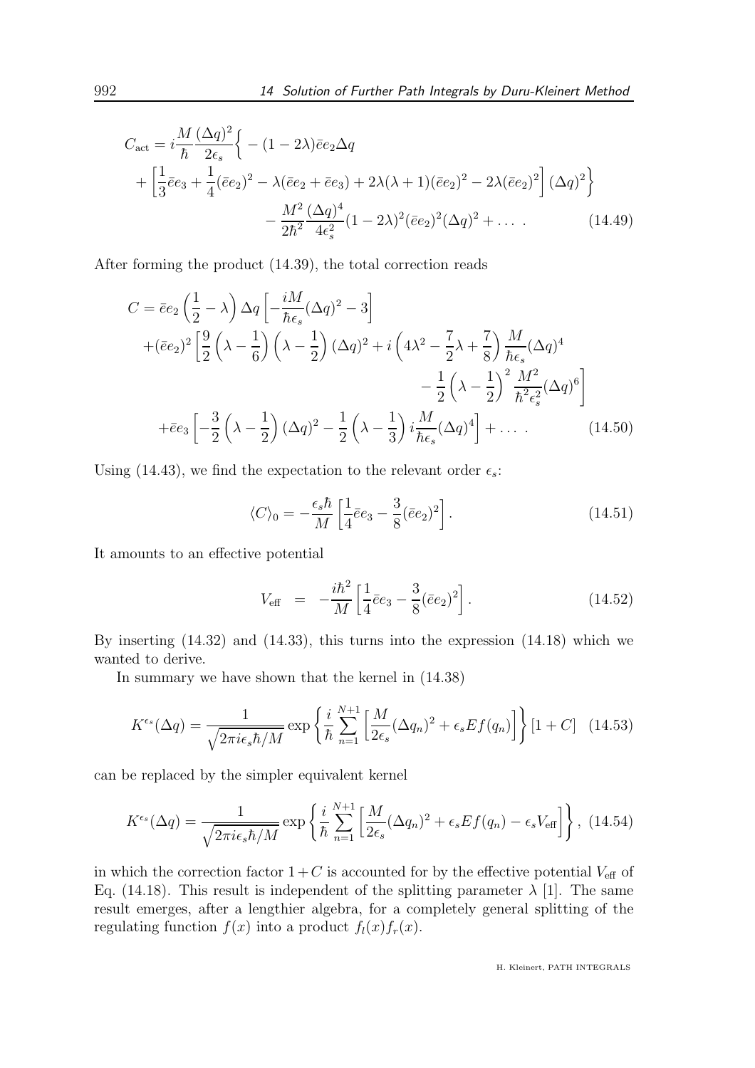$$
C_{\rm act} = i\frac{M}{\hbar}\frac{(\Delta q)^2}{2\epsilon_s}\Big\{ -(1-2\lambda)\bar{e}e_2\Delta q
+ \left[\frac{1}{3}\bar{e}e_3 + \frac{1}{4}(\bar{e}e_2)^2 - \lambda(\bar{e}e_2+\bar{e}e_3) + 2\lambda(\lambda+1)(\bar{e}e_2)^2 - 2\lambda(\bar{e}e_2)^2\right](\Delta q)^2\Big\}
- \frac{M^2}{2\hbar^2}\frac{(\Delta q)^4}{4\epsilon_s^2}(1-2\lambda)^2(\bar{e}e_2)^2(\Delta q)^2 + \dots \; . \tag{14.49}
$$

After forming the product (14.39), the total correction reads

$$
\begin{aligned}
C = {} & \bar{e}e_2\left(\frac{1}{2}-\lambda\right)\Delta q\left[-\frac{iM}{\hbar\epsilon_s}(\Delta q)^2 - 3\right] \\
& +(\bar{e}e_2)^2\left[\frac{9}{2}\left(\lambda-\frac{1}{6}\right)\left(\lambda-\frac{1}{2}\right)(\Delta q)^2 + i\left(4\lambda^2-\frac{7}{2}\lambda+\frac{7}{8}\right)\frac{M}{\hbar\epsilon_s}(\Delta q)^4 - \frac{1}{2}\left(\lambda-\frac{1}{2}\right)^2\frac{M^2}{\hbar^2\epsilon_s^2}(\Delta q)^6\right] \\
& +\bar{e}e_3\left[-\frac{3}{2}\left(\lambda-\frac{1}{2}\right)(\Delta q)^2 - \frac{1}{2}\left(\lambda-\frac{1}{3}\right)i\frac{M}{\hbar\epsilon_s}(\Delta q)^4\right] + \dots \; .
\end{aligned} \tag{14.50}
$$

Using (14.43), we find the expectation to the relevant order $\epsilon_s$:

$$
\langle C\rangle_0 = -\frac{\epsilon_s\hbar}{M}\left[\frac{1}{4}\bar{e}e_3 - \frac{3}{8}(\bar{e}e_2)^2\right]. \tag{14.51}
$$

It amounts to an effective potential

$$
V_{\rm eff} \;=\; -\frac{i\hbar^2}{M}\left[\frac{1}{4}\bar{e}e_3 - \frac{3}{8}(\bar{e}e_2)^2\right]. \tag{14.52}
$$

By inserting (14.32) and (14.33), this turns into the expression (14.18) which we wanted to derive.

In summary we have shown that the kernel in (14.38)

$$
K^{\epsilon_s}(\Delta q) = \frac{1}{\sqrt{2\pi i\epsilon_s\hbar/M}}\exp\left\{\frac{i}{\hbar}\sum_{n=1}^{N+1}\left[\frac{M}{2\epsilon_s}(\Delta q_n)^2 + \epsilon_s E f(q_n)\right]\right\}[1+C] \tag{14.53}
$$

can be replaced by the simpler equivalent kernel

$$
K^{\epsilon_s}(\Delta q) = \frac{1}{\sqrt{2\pi i\epsilon_s\hbar/M}}\exp\left\{\frac{i}{\hbar}\sum_{n=1}^{N+1}\left[\frac{M}{2\epsilon_s}(\Delta q_n)^2 + \epsilon_s E f(q_n) - \epsilon_s V_{\rm eff}\right]\right\}, \tag{14.54}
$$

in which the correction factor $1+C$ is accounted for by the effective potential $V_{\rm eff}$ of Eq. (14.18). This result is independent of the splitting parameter $\lambda$ [1]. The same result emerges, after a lengthier algebra, for a completely general splitting of the regulating function $f(x)$ into a product $f_l(x)f_r(x)$.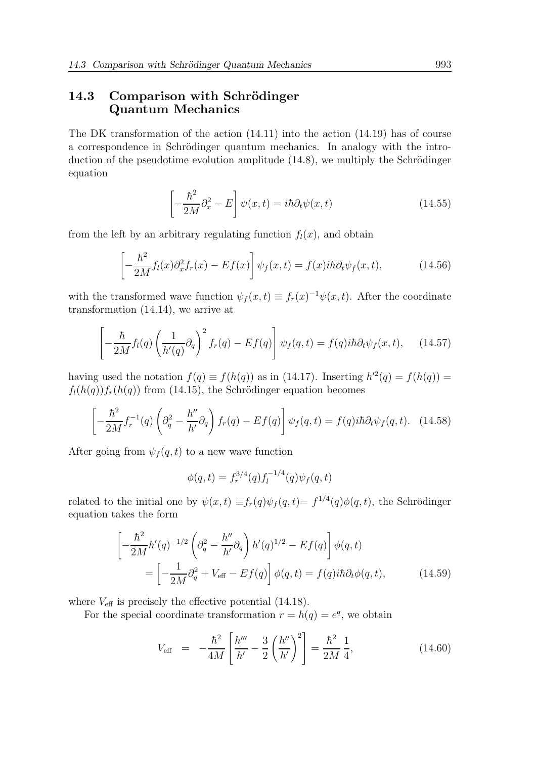## 14.3 Comparison with Schrödinger Quantum Mechanics

The DK transformation of the action (14.11) into the action (14.19) has of course a correspondence in Schrödinger quantum mechanics. In analogy with the introduction of the pseudotime evolution amplitude (14.8), we multiply the Schrödinger equation

$$\left[-\frac{\hbar^2}{2M}\partial_x^2 - E\right]\psi(x,t) = i\hbar\partial_t\psi(x,t) \tag{14.55}$$

from the left by an arbitrary regulating function $f_l(x)$, and obtain

$$\left[-\frac{\hbar^2}{2M}f_l(x)\partial_x^2 f_r(x) - Ef(x)\right]\psi_f(x,t) = f(x)i\hbar\partial_t\psi_f(x,t), \tag{14.56}$$

with the transformed wave function $\psi_f(x,t) \equiv f_r(x)^{-1}\psi(x,t)$. After the coordinate transformation (14.14), we arrive at

$$\left[-\frac{\hbar}{2M}f_l(q)\left(\frac{1}{h'(q)}\partial_q\right)^2 f_r(q) - Ef(q)\right]\psi_f(q,t) = f(q)i\hbar\partial_t\psi_f(x,t), \tag{14.57}$$

having used the notation $f(q) \equiv f(h(q))$ as in (14.17). Inserting $h'^2(q) = f(h(q)) = f_l(h(q))f_r(h(q))$ from (14.15), the Schrödinger equation becomes

$$\left[-\frac{\hbar^2}{2M}f_r^{-1}(q)\left(\partial_q^2 - \frac{h''}{h'}\partial_q\right)f_r(q) - Ef(q)\right]\psi_f(q,t) = f(q)i\hbar\partial_t\psi_f(q,t). \tag{14.58}$$

After going from $\psi_f(q,t)$ to a new wave function

$$\phi(q,t) = f_r^{3/4}(q)f_l^{-1/4}(q)\psi_f(q,t)$$

related to the initial one by $\psi(x,t) \equiv f_r(q)\psi_f(q,t) = f^{1/4}(q)\phi(q,t)$, the Schrödinger equation takes the form

$$\begin{aligned}
&\left[-\frac{\hbar^2}{2M}h'(q)^{-1/2}\left(\partial_q^2 - \frac{h''}{h'}\partial_q\right)h'(q)^{1/2} - Ef(q)\right]\phi(q,t) \\
&\quad = \left[-\frac{1}{2M}\partial_q^2 + V_{\rm eff} - Ef(q)\right]\phi(q,t) = f(q)i\hbar\partial_t\phi(q,t),
\end{aligned} \tag{14.59}$$

where $V_{\rm eff}$ is precisely the effective potential (14.18).

For the special coordinate transformation $r = h(q) = e^q$, we obtain

$$V_{\rm eff} \;\; = \;\; -\frac{\hbar^2}{4M}\left[\frac{h'''}{h'} - \frac{3}{2}\left(\frac{h''}{h'}\right)^2\right] = \frac{\hbar^2}{2M}\,\frac{1}{4}, \tag{14.60}$$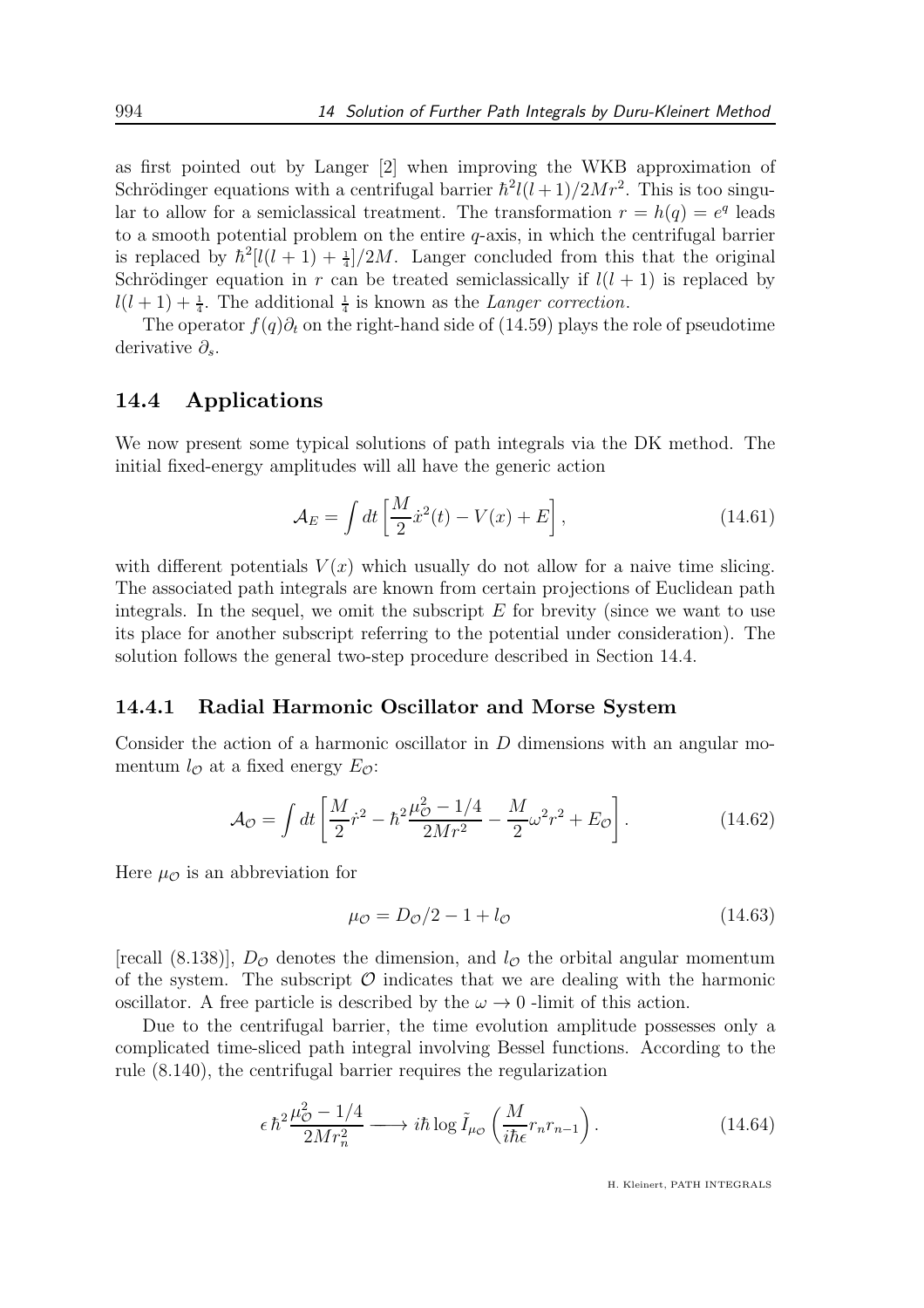as first pointed out by Langer [2] when improving the WKB approximation of Schrödinger equations with a centrifugal barrier $\hbar^2 l(l+1)/2Mr^2$. This is too singular to allow for a semiclassical treatment. The transformation $r = h(q) = e^q$ leads to a smooth potential problem on the entire $q$-axis, in which the centrifugal barrier is replaced by $\hbar^2[l(l+1)+\frac{1}{4}]/2M$. Langer concluded from this that the original Schrödinger equation in $r$ can be treated semiclassically if $l(l+1)$ is replaced by $l(l+1)+\frac{1}{4}$. The additional $\frac{1}{4}$ is known as the *Langer correction*.

The operator $f(q)\partial_t$ on the right-hand side of (14.59) plays the role of pseudotime derivative $\partial_s$.

## 14.4 Applications

We now present some typical solutions of path integrals via the DK method. The initial fixed-energy amplitudes will all have the generic action

$$\mathcal{A}_E = \int dt \left[ \frac{M}{2}\dot{x}^2(t) - V(x) + E \right], \tag{14.61}$$

with different potentials $V(x)$ which usually do not allow for a naive time slicing. The associated path integrals are known from certain projections of Euclidean path integrals. In the sequel, we omit the subscript $E$ for brevity (since we want to use its place for another subscript referring to the potential under consideration). The solution follows the general two-step procedure described in Section 14.4.

### 14.4.1 Radial Harmonic Oscillator and Morse System

Consider the action of a harmonic oscillator in $D$ dimensions with an angular momentum $l_{\mathcal{O}}$ at a fixed energy $E_{\mathcal{O}}$:

$$\mathcal{A}_{\mathcal{O}} = \int dt \left[ \frac{M}{2}\dot{r}^2 - \hbar^2 \frac{\mu_{\mathcal{O}}^2 - 1/4}{2Mr^2} - \frac{M}{2}\omega^2 r^2 + E_{\mathcal{O}} \right]. \tag{14.62}$$

Here $\mu_{\mathcal{O}}$ is an abbreviation for

$$\mu_{\mathcal{O}} = D_{\mathcal{O}}/2 - 1 + l_{\mathcal{O}} \tag{14.63}$$

[recall (8.138)], $D_{\mathcal{O}}$ denotes the dimension, and $l_{\mathcal{O}}$ the orbital angular momentum of the system. The subscript $\mathcal{O}$ indicates that we are dealing with the harmonic oscillator. A free particle is described by the $\omega \to 0$ -limit of this action.

Due to the centrifugal barrier, the time evolution amplitude possesses only a complicated time-sliced path integral involving Bessel functions. According to the rule (8.140), the centrifugal barrier requires the regularization

$$\epsilon\, \hbar^2 \frac{\mu_{\mathcal{O}}^2 - 1/4}{2Mr_n^2} \longrightarrow i\hbar \log \tilde{I}_{\mu_{\mathcal{O}}}\left( \frac{M}{i\hbar\epsilon} r_n r_{n-1} \right). \tag{14.64}$$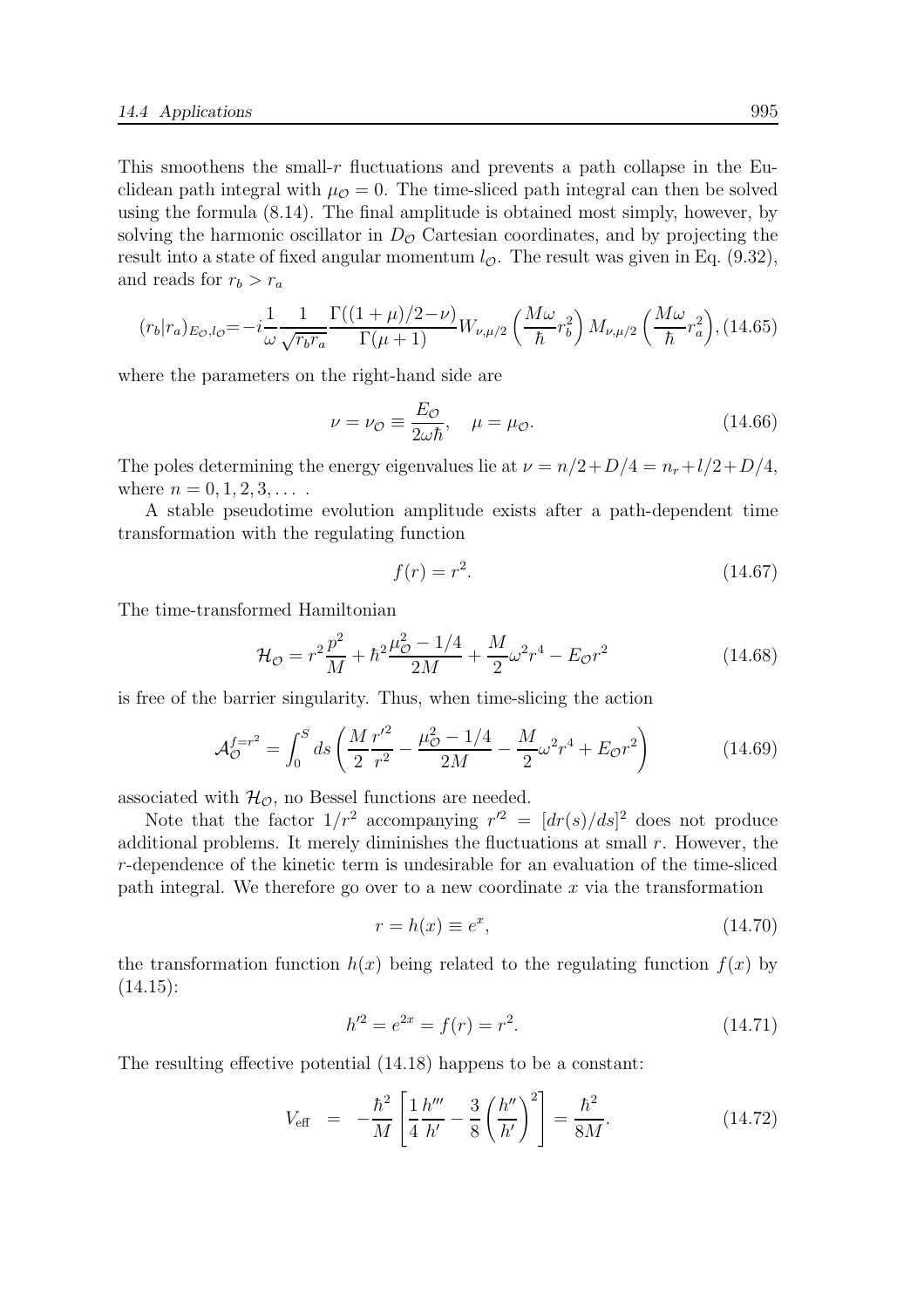This smoothens the small-$r$ fluctuations and prevents a path collapse in the Euclidean path integral with $\mu_{\mathcal{O}} = 0$. The time-sliced path integral can then be solved using the formula (8.14). The final amplitude is obtained most simply, however, by solving the harmonic oscillator in $D_{\mathcal{O}}$ Cartesian coordinates, and by projecting the result into a state of fixed angular momentum $l_{\mathcal{O}}$. The result was given in Eq. (9.32), and reads for $r_b > r_a$

$$(r_b|r_a)_{E_{\mathcal{O}},l_{\mathcal{O}}} = -i\frac{1}{\omega}\frac{1}{\sqrt{r_b r_a}}\frac{\Gamma((1+\mu)/2-\nu)}{\Gamma(\mu+1)}W_{\nu,\mu/2}\left(\frac{M\omega}{\hbar}r_b^2\right)M_{\nu,\mu/2}\left(\frac{M\omega}{\hbar}r_a^2\right), \tag{14.65}$$

where the parameters on the right-hand side are

$$\nu = \nu_{\mathcal{O}} \equiv \frac{E_{\mathcal{O}}}{2\omega\hbar}, \quad \mu = \mu_{\mathcal{O}}. \tag{14.66}$$

The poles determining the energy eigenvalues lie at $\nu = n/2 + D/4 = n_r + l/2 + D/4$, where $n = 0, 1, 2, 3, \dots$ .

A stable pseudotime evolution amplitude exists after a path-dependent time transformation with the regulating function

$$f(r) = r^2. \tag{14.67}$$

The time-transformed Hamiltonian

$$\mathcal{H}_{\mathcal{O}} = r^2\frac{p^2}{M} + \hbar^2\frac{\mu_{\mathcal{O}}^2 - 1/4}{2M} + \frac{M}{2}\omega^2 r^4 - E_{\mathcal{O}} r^2 \tag{14.68}$$

is free of the barrier singularity. Thus, when time-slicing the action

$$\mathcal{A}_{\mathcal{O}}^{f=r^2} = \int_0^S ds \left(\frac{M}{2}\frac{r'^2}{r^2} - \frac{\mu_{\mathcal{O}}^2 - 1/4}{2M} - \frac{M}{2}\omega^2 r^4 + E_{\mathcal{O}} r^2\right) \tag{14.69}$$

associated with $\mathcal{H}_{\mathcal{O}}$, no Bessel functions are needed.

Note that the factor $1/r^2$ accompanying $r'^2 = [dr(s)/ds]^2$ does not produce additional problems. It merely diminishes the fluctuations at small $r$. However, the $r$-dependence of the kinetic term is undesirable for an evaluation of the time-sliced path integral. We therefore go over to a new coordinate $x$ via the transformation

$$r = h(x) \equiv e^x, \tag{14.70}$$

the transformation function $h(x)$ being related to the regulating function $f(x)$ by (14.15):

$$h'^2 = e^{2x} = f(r) = r^2. \tag{14.71}$$

The resulting effective potential (14.18) happens to be a constant:

$$V_{\text{eff}} \;=\; -\frac{\hbar^2}{M}\left[\frac{1}{4}\frac{h'''}{h'} - \frac{3}{8}\left(\frac{h''}{h'}\right)^2\right] = \frac{\hbar^2}{8M}. \tag{14.72}$$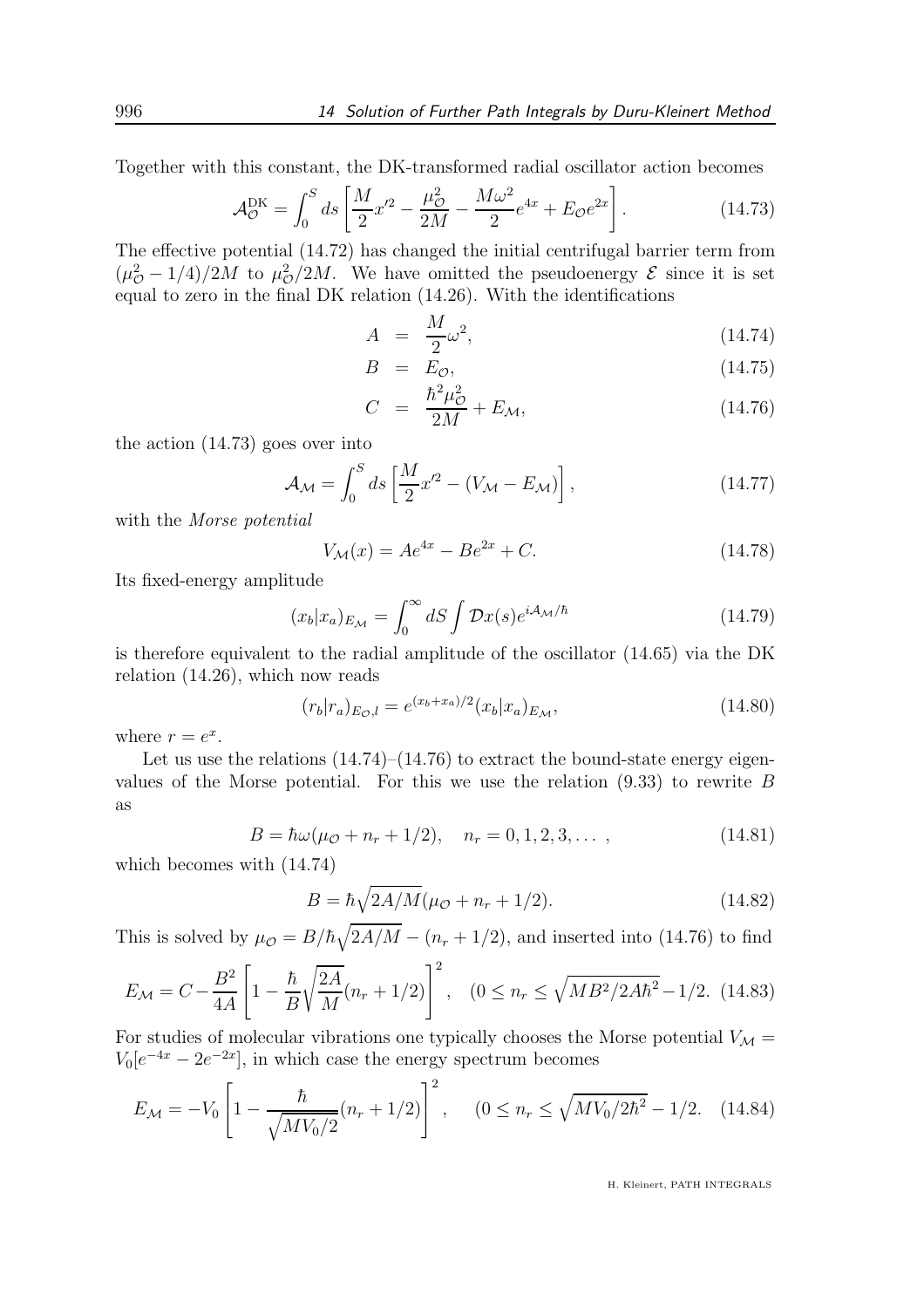Together with this constant, the DK-transformed radial oscillator action becomes

$$\mathcal{A}_{\mathcal{O}}^{\rm DK} = \int_0^S ds \left[ \frac{M}{2} x'^2 - \frac{\mu_{\mathcal{O}}^2}{2M} - \frac{M\omega^2}{2} e^{4x} + E_{\mathcal{O}} e^{2x} \right]. \tag{14.73}$$

The effective potential (14.72) has changed the initial centrifugal barrier term from $(\mu_{\mathcal{O}}^2 - 1/4)/2M$ to $\mu_{\mathcal{O}}^2/2M$. We have omitted the pseudoenergy $\mathcal{E}$ since it is set equal to zero in the final DK relation (14.26). With the identifications

$$A = \frac{M}{2}\omega^2, \tag{14.74}$$

$$B = E_{\mathcal{O}}, \tag{14.75}$$

$$C = \frac{\hbar^2 \mu_{\mathcal{O}}^2}{2M} + E_{\mathcal{M}}, \tag{14.76}$$

the action (14.73) goes over into

$$\mathcal{A}_{\mathcal{M}} = \int_0^S ds \left[ \frac{M}{2} x'^2 - (V_{\mathcal{M}} - E_{\mathcal{M}}) \right], \tag{14.77}$$

with the *Morse potential*

$$V_{\mathcal{M}}(x) = Ae^{4x} - Be^{2x} + C. \tag{14.78}$$

Its fixed-energy amplitude

$$(x_b|x_a)_{E_{\mathcal{M}}} = \int_0^\infty dS \int \mathcal{D}x(s) e^{i\mathcal{A}_{\mathcal{M}}/\hbar} \tag{14.79}$$

is therefore equivalent to the radial amplitude of the oscillator (14.65) via the DK relation (14.26), which now reads

$$(r_b|r_a)_{E_{\mathcal{O}},l} = e^{(x_b+x_a)/2} (x_b|x_a)_{E_{\mathcal{M}}}, \tag{14.80}$$

where $r = e^x$.

Let us use the relations (14.74)–(14.76) to extract the bound-state energy eigenvalues of the Morse potential. For this we use the relation (9.33) to rewrite $B$ as

$$B = \hbar\omega(\mu_{\mathcal{O}} + n_r + 1/2), \quad n_r = 0, 1, 2, 3, \dots\,, \tag{14.81}$$

which becomes with (14.74)

$$B = \hbar\sqrt{2A/M}(\mu_{\mathcal{O}} + n_r + 1/2). \tag{14.82}$$

This is solved by $\mu_{\mathcal{O}} = B/\hbar\sqrt{2A/M} - (n_r + 1/2)$, and inserted into (14.76) to find

$$E_{\mathcal{M}} = C - \frac{B^2}{4A} \left[ 1 - \frac{\hbar}{B}\sqrt{\frac{2A}{M}}(n_r + 1/2) \right]^2, \quad (0 \le n_r \le \sqrt{MB^2/2A\hbar^2} - 1/2. \tag{14.83}$$

For studies of molecular vibrations one typically chooses the Morse potential $V_{\mathcal{M}} = V_0[e^{-4x} - 2e^{-2x}]$, in which case the energy spectrum becomes

$$E_{\mathcal{M}} = -V_0 \left[ 1 - \frac{\hbar}{\sqrt{MV_0/2}}(n_r + 1/2) \right]^2, \quad (0 \le n_r \le \sqrt{MV_0/2\hbar^2} - 1/2. \tag{14.84}$$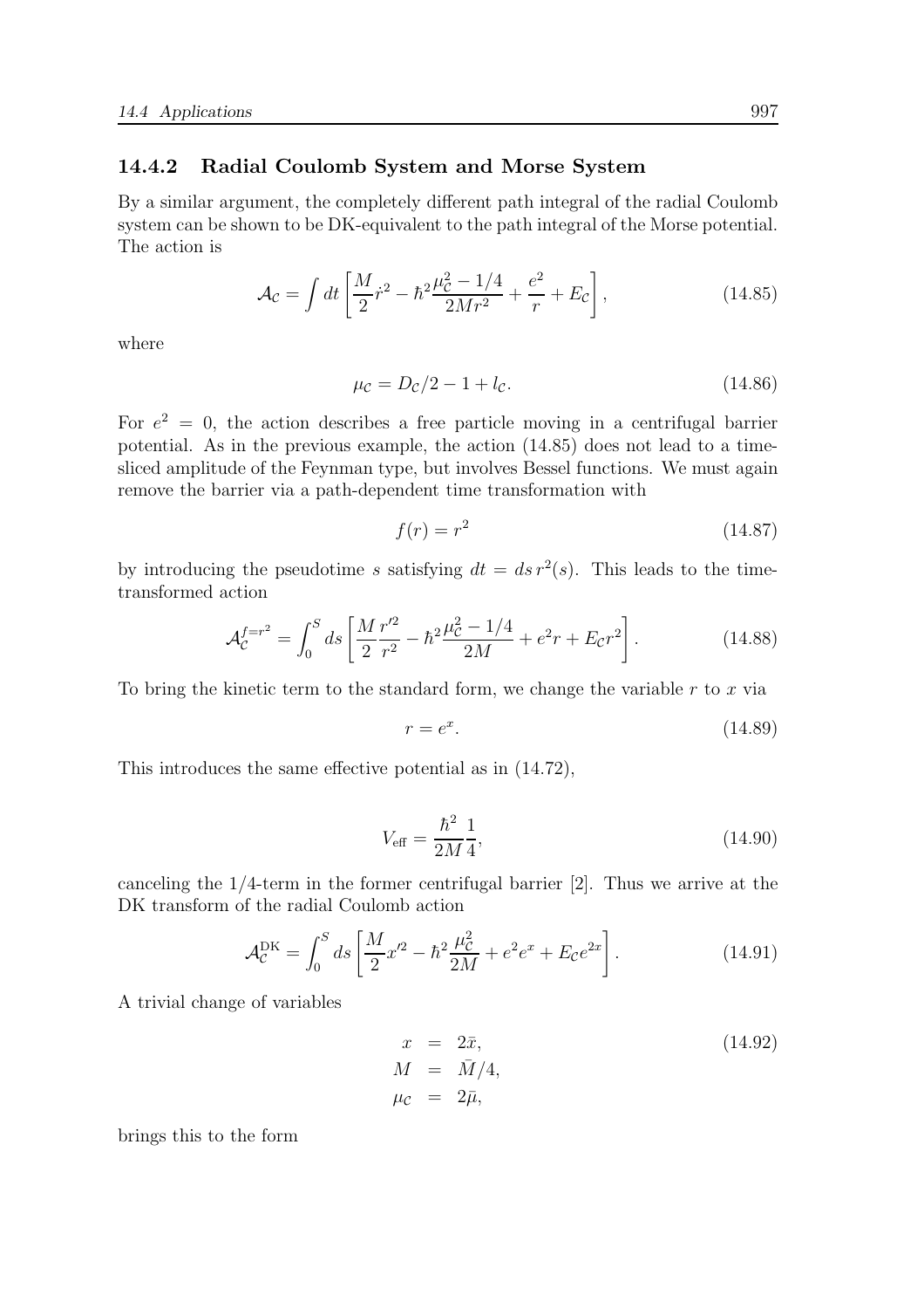### 14.4.2 Radial Coulomb System and Morse System

By a similar argument, the completely different path integral of the radial Coulomb system can be shown to be DK-equivalent to the path integral of the Morse potential. The action is

$$\mathcal{A}_{\mathcal{C}} = \int dt \left[ \frac{M}{2}\dot{r}^2 - \hbar^2 \frac{\mu_{\mathcal{C}}^2 - 1/4}{2Mr^2} + \frac{e^2}{r} + E_{\mathcal{C}} \right], \tag{14.85}$$

where

$$\mu_{\mathcal{C}} = D_{\mathcal{C}}/2 - 1 + l_{\mathcal{C}}. \tag{14.86}$$

For $e^2 = 0$, the action describes a free particle moving in a centrifugal barrier potential. As in the previous example, the action (14.85) does not lead to a time-sliced amplitude of the Feynman type, but involves Bessel functions. We must again remove the barrier via a path-dependent time transformation with

$$f(r) = r^2 \tag{14.87}$$

by introducing the pseudotime $s$ satisfying $dt = ds\, r^2(s)$. This leads to the time-transformed action

$$\mathcal{A}_{\mathcal{C}}^{f=r^2} = \int_0^S ds \left[ \frac{M}{2}\frac{r'^2}{r^2} - \hbar^2 \frac{\mu_{\mathcal{C}}^2 - 1/4}{2M} + e^2 r + E_{\mathcal{C}} r^2 \right]. \tag{14.88}$$

To bring the kinetic term to the standard form, we change the variable $r$ to $x$ via

$$r = e^x. \tag{14.89}$$

This introduces the same effective potential as in (14.72),

$$V_{\text{eff}} = \frac{\hbar^2}{2M}\frac{1}{4}, \tag{14.90}$$

canceling the 1/4-term in the former centrifugal barrier [2]. Thus we arrive at the DK transform of the radial Coulomb action

$$\mathcal{A}_{\mathcal{C}}^{\text{DK}} = \int_0^S ds \left[ \frac{M}{2}x'^2 - \hbar^2 \frac{\mu_{\mathcal{C}}^2}{2M} + e^2 e^x + E_{\mathcal{C}} e^{2x} \right]. \tag{14.91}$$

A trivial change of variables

$$\begin{aligned} x &= 2\bar{x}, \\ M &= \bar{M}/4, \\ \mu_{\mathcal{C}} &= 2\bar{\mu}, \end{aligned} \tag{14.92}$$

brings this to the form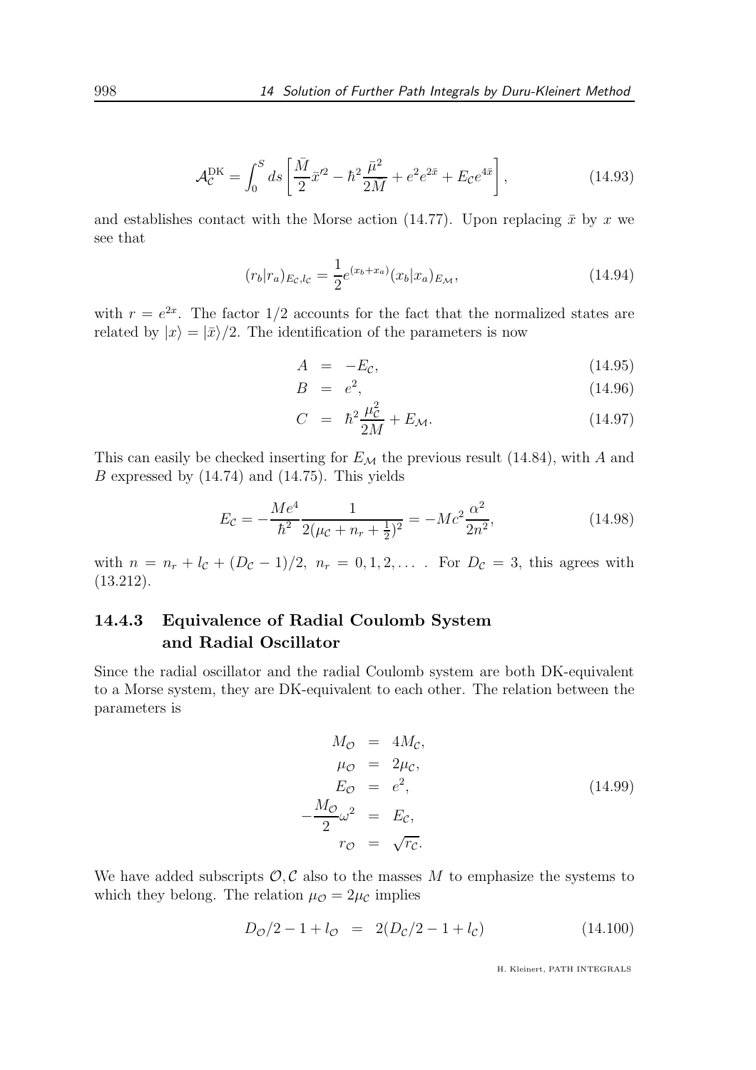$$\mathcal{A}_{\mathcal{C}}^{\rm DK} = \int_0^S ds \left[ \frac{\bar{M}}{2} \bar{x}'^2 - \hbar^2 \frac{\bar{\mu}^2}{2M} + e^2 e^{2\bar{x}} + E_{\mathcal{C}} e^{4\bar{x}} \right], \tag{14.93}$$

and establishes contact with the Morse action (14.77). Upon replacing $\bar{x}$ by $x$ we see that

$$(r_b|r_a)_{E_{\mathcal{C}},l_{\mathcal{C}}} = \frac{1}{2} e^{(x_b+x_a)} (x_b|x_a)_{E_{\mathcal{M}}}, \tag{14.94}$$

with $r = e^{2x}$. The factor $1/2$ accounts for the fact that the normalized states are related by $|x\rangle = |\bar{x}\rangle/2$. The identification of the parameters is now

$$A = -E_{\mathcal{C}}, \tag{14.95}$$

$$B = e^2, \tag{14.96}$$

$$C = \hbar^2 \frac{\mu_{\mathcal{C}}^2}{2M} + E_{\mathcal{M}}. \tag{14.97}$$

This can easily be checked inserting for $E_{\mathcal{M}}$ the previous result (14.84), with $A$ and $B$ expressed by (14.74) and (14.75). This yields

$$E_{\mathcal{C}} = -\frac{Me^4}{\hbar^2} \frac{1}{2(\mu_{\mathcal{C}} + n_r + \frac{1}{2})^2} = -Mc^2 \frac{\alpha^2}{2n^2}, \tag{14.98}$$

with $n = n_r + l_{\mathcal{C}} + (D_{\mathcal{C}} - 1)/2$, $n_r = 0, 1, 2, \dots$ . For $D_{\mathcal{C}} = 3$, this agrees with (13.212).

### 14.4.3 Equivalence of Radial Coulomb System and Radial Oscillator

Since the radial oscillator and the radial Coulomb system are both DK-equivalent to a Morse system, they are DK-equivalent to each other. The relation between the parameters is

$$\begin{aligned} M_{\mathcal{O}} &= 4M_{\mathcal{C}}, \\ \mu_{\mathcal{O}} &= 2\mu_{\mathcal{C}}, \\ E_{\mathcal{O}} &= e^2, \\ -\frac{M_{\mathcal{O}}}{2}\omega^2 &= E_{\mathcal{C}}, \\ r_{\mathcal{O}} &= \sqrt{r_{\mathcal{C}}}. \end{aligned} \tag{14.99}$$

We have added subscripts $\mathcal{O}, \mathcal{C}$ also to the masses $M$ to emphasize the systems to which they belong. The relation $\mu_{\mathcal{O}} = 2\mu_{\mathcal{C}}$ implies

$$D_{\mathcal{O}}/2 - 1 + l_{\mathcal{O}} = 2(D_{\mathcal{C}}/2 - 1 + l_{\mathcal{C}}) \tag{14.100}$$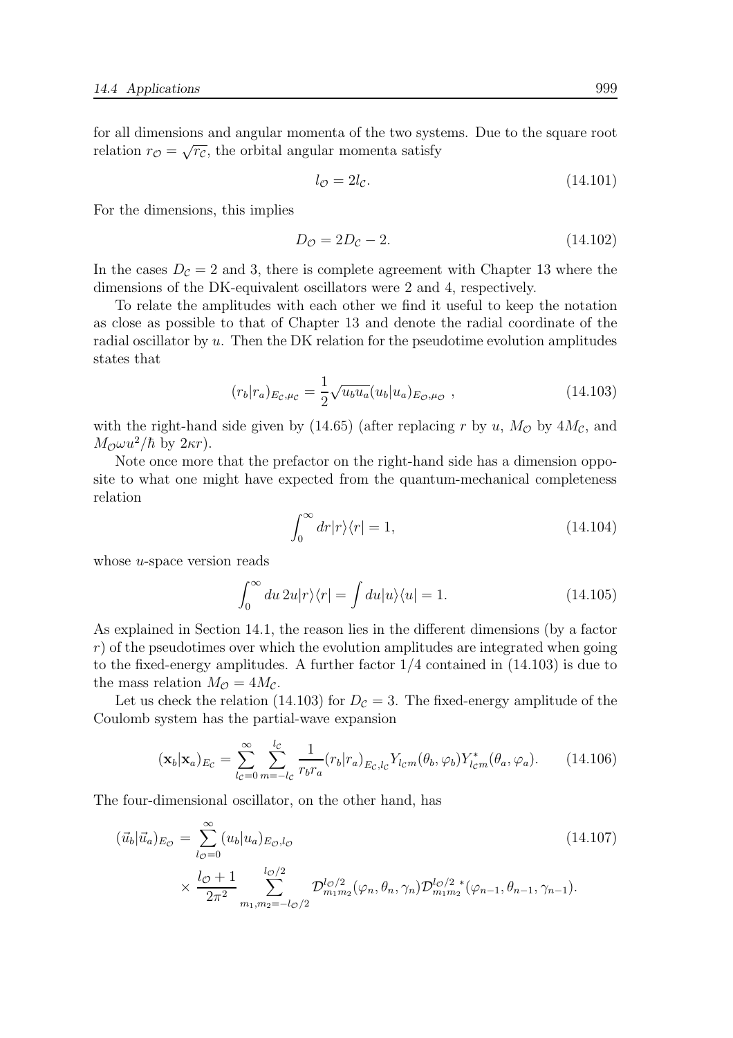for all dimensions and angular momenta of the two systems. Due to the square root relation $r_{\mathcal{O}} = \sqrt{r_{\mathcal{C}}}$, the orbital angular momenta satisfy

$$l_{\mathcal{O}} = 2l_{\mathcal{C}}. \tag{14.101}$$

For the dimensions, this implies

$$D_{\mathcal{O}} = 2D_{\mathcal{C}} - 2. \tag{14.102}$$

In the cases $D_{\mathcal{C}} = 2$ and 3, there is complete agreement with Chapter 13 where the dimensions of the DK-equivalent oscillators were 2 and 4, respectively.

To relate the amplitudes with each other we find it useful to keep the notation as close as possible to that of Chapter 13 and denote the radial coordinate of the radial oscillator by $u$. Then the DK relation for the pseudotime evolution amplitudes states that

$$(r_b|r_a)_{E_{\mathcal{C}},\mu_{\mathcal{C}}} = \frac{1}{2}\sqrt{u_b u_a}(u_b|u_a)_{E_{\mathcal{O}},\mu_{\mathcal{O}}}\ , \tag{14.103}$$

with the right-hand side given by (14.65) (after replacing $r$ by $u$, $M_{\mathcal{O}}$ by $4M_{\mathcal{C}}$, and $M_{\mathcal{O}}\omega u^2/\hbar$ by $2\kappa r$).

Note once more that the prefactor on the right-hand side has a dimension opposite to what one might have expected from the quantum-mechanical completeness relation

$$\int_0^\infty dr|r\rangle\langle r| = 1, \tag{14.104}$$

whose $u$-space version reads

$$\int_0^\infty du\, 2u|r\rangle\langle r| = \int du|u\rangle\langle u| = 1. \tag{14.105}$$

As explained in Section 14.1, the reason lies in the different dimensions (by a factor $r$) of the pseudotimes over which the evolution amplitudes are integrated when going to the fixed-energy amplitudes. A further factor $1/4$ contained in (14.103) is due to the mass relation $M_{\mathcal{O}} = 4M_{\mathcal{C}}$.

Let us check the relation (14.103) for $D_{\mathcal{C}} = 3$. The fixed-energy amplitude of the Coulomb system has the partial-wave expansion

$$(\mathbf{x}_b|\mathbf{x}_a)_{E_{\mathcal{C}}} = \sum_{l_{\mathcal{C}}=0}^{\infty}\sum_{m=-l_{\mathcal{C}}}^{l_{\mathcal{C}}} \frac{1}{r_b r_a}(r_b|r_a)_{E_{\mathcal{C}},l_{\mathcal{C}}} Y_{l_{\mathcal{C}}m}(\theta_b,\varphi_b)Y^*_{l_{\mathcal{C}}m}(\theta_a,\varphi_a). \tag{14.106}$$

The four-dimensional oscillator, on the other hand, has

$$\begin{aligned}(\vec{u}_b|\vec{u}_a)_{E_{\mathcal{O}}} &= \sum_{l_{\mathcal{O}}=0}^{\infty}(u_b|u_a)_{E_{\mathcal{O}},l_{\mathcal{O}}} \\ &\times \frac{l_{\mathcal{O}}+1}{2\pi^2}\sum_{m_1,m_2=-l_{\mathcal{O}}/2}^{l_{\mathcal{O}}/2}\mathcal{D}^{l_{\mathcal{O}}/2}_{m_1 m_2}(\varphi_n,\theta_n,\gamma_n)\mathcal{D}^{l_{\mathcal{O}}/2\,*}_{m_1 m_2}(\varphi_{n-1},\theta_{n-1},\gamma_{n-1}).\end{aligned} \tag{14.107}$$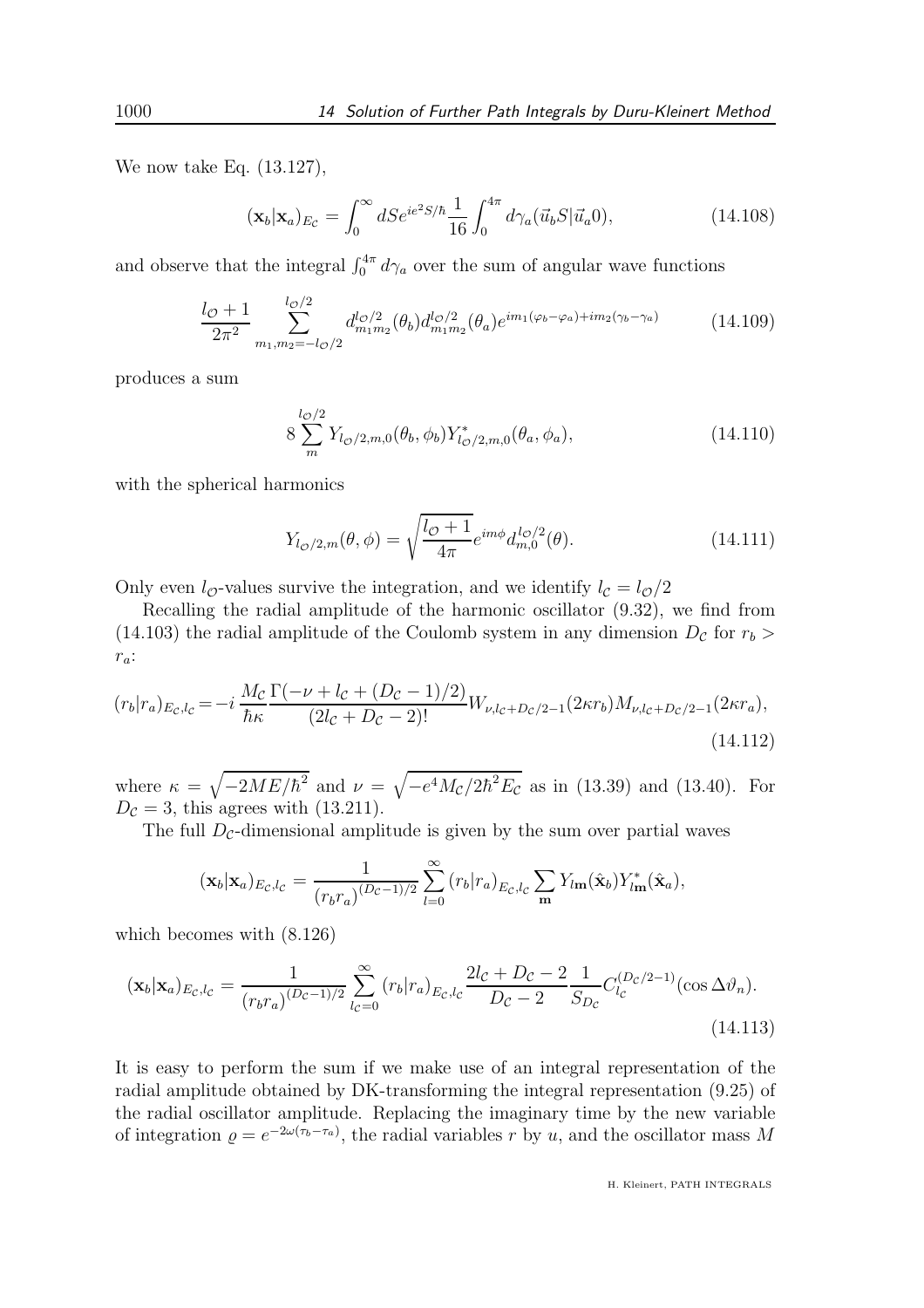We now take Eq. (13.127),

$$(\mathbf{x}_b|\mathbf{x}_a)_{E_\mathcal{C}} = \int_0^\infty dS e^{ie^2S/\hbar}\frac{1}{16}\int_0^{4\pi} d\gamma_a(\vec{u}_b S|\vec{u}_a 0), \tag{14.108}$$

and observe that the integral $\int_0^{4\pi} d\gamma_a$ over the sum of angular wave functions

$$\frac{l_\mathcal{O}+1}{2\pi^2}\sum_{m_1,m_2=-l_\mathcal{O}/2}^{l_\mathcal{O}/2} d^{l_\mathcal{O}/2}_{m_1 m_2}(\theta_b) d^{l_\mathcal{O}/2}_{m_1 m_2}(\theta_a) e^{im_1(\varphi_b-\varphi_a)+im_2(\gamma_b-\gamma_a)} \tag{14.109}$$

produces a sum

$$8\sum_{m}^{l_\mathcal{O}/2} Y_{l_\mathcal{O}/2,m,0}(\theta_b,\phi_b) Y^*_{l_\mathcal{O}/2,m,0}(\theta_a,\phi_a), \tag{14.110}$$

with the spherical harmonics

$$Y_{l_\mathcal{O}/2,m}(\theta,\phi) = \sqrt{\frac{l_\mathcal{O}+1}{4\pi}} e^{im\phi} d^{l_\mathcal{O}/2}_{m,0}(\theta). \tag{14.111}$$

Only even $l_\mathcal{O}$-values survive the integration, and we identify $l_\mathcal{C} = l_\mathcal{O}/2$

Recalling the radial amplitude of the harmonic oscillator (9.32), we find from (14.103) the radial amplitude of the Coulomb system in any dimension $D_\mathcal{C}$ for $r_b > r_a$:

$$(r_b|r_a)_{E_\mathcal{C},l_\mathcal{C}} = -i\,\frac{M_\mathcal{C}}{\hbar\kappa}\frac{\Gamma(-\nu+l_\mathcal{C}+(D_\mathcal{C}-1)/2)}{(2l_\mathcal{C}+D_\mathcal{C}-2)!} W_{\nu,l_\mathcal{C}+D_\mathcal{C}/2-1}(2\kappa r_b) M_{\nu,l_\mathcal{C}+D_\mathcal{C}/2-1}(2\kappa r_a), \tag{14.112}$$

where $\kappa = \sqrt{-2ME/\hbar^2}$ and $\nu = \sqrt{-e^4 M_\mathcal{C}/2\hbar^2 E_\mathcal{C}}$ as in (13.39) and (13.40). For $D_\mathcal{C} = 3$, this agrees with (13.211).

The full $D_\mathcal{C}$-dimensional amplitude is given by the sum over partial waves

$$(\mathbf{x}_b|\mathbf{x}_a)_{E_\mathcal{C},l_\mathcal{C}} = \frac{1}{(r_b r_a)^{(D_\mathcal{C}-1)/2}}\sum_{l=0}^\infty (r_b|r_a)_{E_\mathcal{C},l_\mathcal{C}} \sum_{\mathbf{m}} Y_{l\mathbf{m}}(\hat{\mathbf{x}}_b) Y^*_{l\mathbf{m}}(\hat{\mathbf{x}}_a),$$

which becomes with (8.126)

$$(\mathbf{x}_b|\mathbf{x}_a)_{E_\mathcal{C},l_\mathcal{C}} = \frac{1}{(r_b r_a)^{(D_\mathcal{C}-1)/2}}\sum_{l_\mathcal{C}=0}^\infty (r_b|r_a)_{E_\mathcal{C},l_\mathcal{C}} \frac{2l_\mathcal{C}+D_\mathcal{C}-2}{D_\mathcal{C}-2}\frac{1}{S_{D_\mathcal{C}}} C_{l_\mathcal{C}}^{(D_\mathcal{C}/2-1)}(\cos\Delta\vartheta_n). \tag{14.113}$$

It is easy to perform the sum if we make use of an integral representation of the radial amplitude obtained by DK-transforming the integral representation (9.25) of the radial oscillator amplitude. Replacing the imaginary time by the new variable of integration $\varrho = e^{-2\omega(\tau_b-\tau_a)}$, the radial variables $r$ by $u$, and the oscillator mass $M$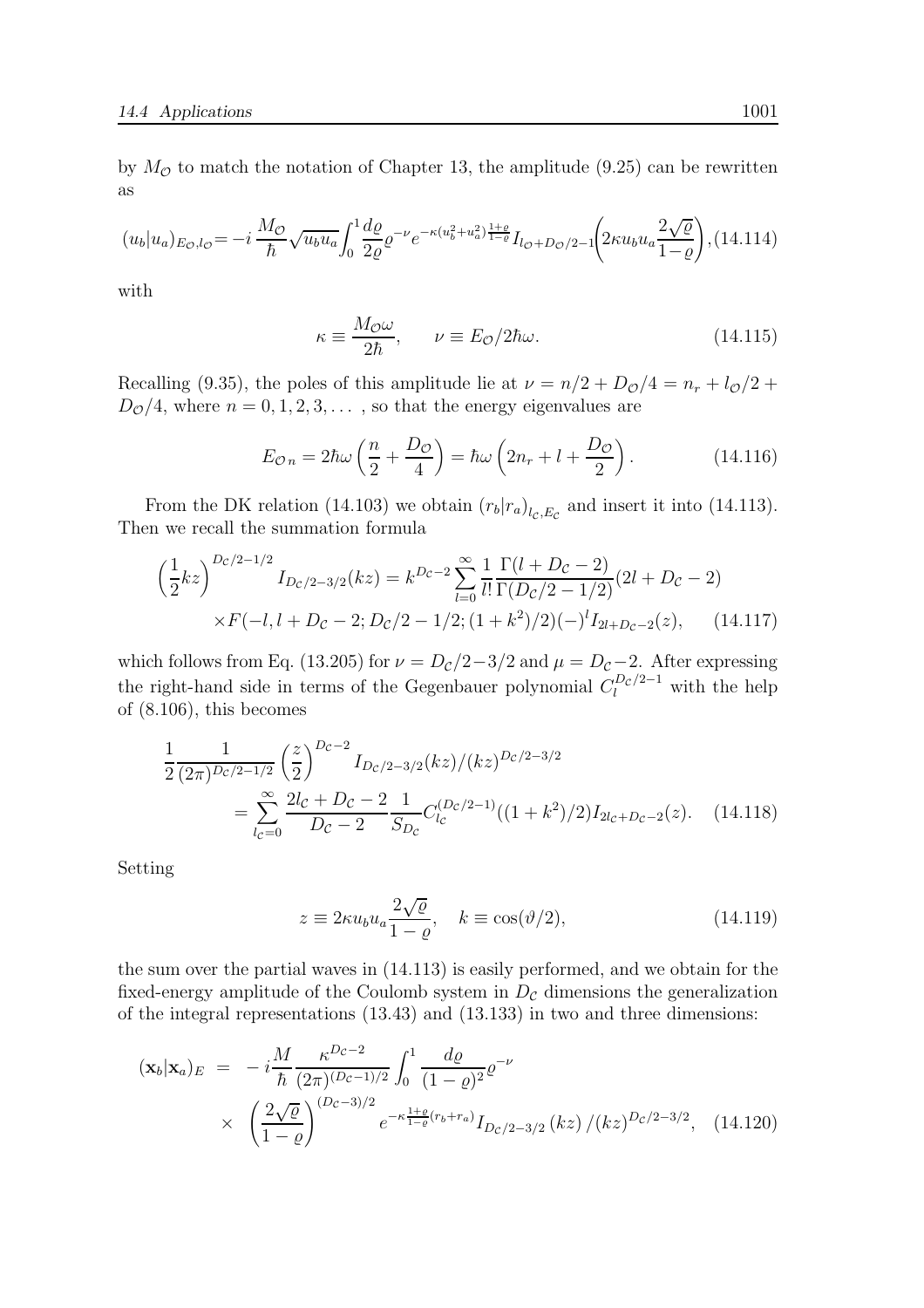by $M_{\mathcal{O}}$ to match the notation of Chapter 13, the amplitude (9.25) can be rewritten as

$$(u_b|u_a)_{E_{\mathcal{O}},l_{\mathcal{O}}} = -i\,\frac{M_{\mathcal{O}}}{\hbar}\sqrt{u_b u_a}\int_0^1 \frac{d\varrho}{2\varrho}\varrho^{-\nu} e^{-\kappa(u_b^2+u_a^2)\frac{1+\varrho}{1-\varrho}} I_{l_{\mathcal{O}}+D_{\mathcal{O}}/2-1}\!\left(2\kappa u_b u_a \frac{2\sqrt{\varrho}}{1-\varrho}\right), \tag{14.114}$$

with

$$\kappa \equiv \frac{M_{\mathcal{O}}\omega}{2\hbar}, \qquad \nu \equiv E_{\mathcal{O}}/2\hbar\omega. \tag{14.115}$$

Recalling (9.35), the poles of this amplitude lie at $\nu = n/2 + D_{\mathcal{O}}/4 = n_r + l_{\mathcal{O}}/2 + D_{\mathcal{O}}/4$, where $n = 0, 1, 2, 3, \ldots$ , so that the energy eigenvalues are

$$E_{\mathcal{O}\,n} = 2\hbar\omega\left(\frac{n}{2} + \frac{D_{\mathcal{O}}}{4}\right) = \hbar\omega\left(2n_r + l + \frac{D_{\mathcal{O}}}{2}\right). \tag{14.116}$$

From the DK relation (14.103) we obtain $(r_b|r_a)_{l_{\mathcal{C}},E_{\mathcal{C}}}$ and insert it into (14.113). Then we recall the summation formula

$$\begin{aligned}\left(\frac{1}{2}kz\right)^{D_{\mathcal{C}}/2-1/2} I_{D_{\mathcal{C}}/2-3/2}(kz) &= k^{D_{\mathcal{C}}-2}\sum_{l=0}^{\infty}\frac{1}{l!}\frac{\Gamma(l+D_{\mathcal{C}}-2)}{\Gamma(D_{\mathcal{C}}/2-1/2)}(2l+D_{\mathcal{C}}-2)\\ &\times F(-l, l+D_{\mathcal{C}}-2; D_{\mathcal{C}}/2-1/2; (1+k^2)/2)(-)^l I_{2l+D_{\mathcal{C}}-2}(z), \end{aligned}\tag{14.117}$$

which follows from Eq. (13.205) for $\nu = D_{\mathcal{C}}/2-3/2$ and $\mu = D_{\mathcal{C}}-2$. After expressing the right-hand side in terms of the Gegenbauer polynomial $C_l^{D_{\mathcal{C}}/2-1}$ with the help of (8.106), this becomes

$$\begin{aligned}\frac{1}{2}\frac{1}{(2\pi)^{D_{\mathcal{C}}/2-1/2}}\left(\frac{z}{2}\right)^{D_{\mathcal{C}}-2} I_{D_{\mathcal{C}}/2-3/2}(kz)/(kz)^{D_{\mathcal{C}}/2-3/2}\\ = \sum_{l_{\mathcal{C}}=0}^{\infty}\frac{2l_{\mathcal{C}}+D_{\mathcal{C}}-2}{D_{\mathcal{C}}-2}\frac{1}{S_{D_{\mathcal{C}}}}C_{l_{\mathcal{C}}}^{(D_{\mathcal{C}}/2-1)}((1+k^2)/2) I_{2l_{\mathcal{C}}+D_{\mathcal{C}}-2}(z). \end{aligned}\tag{14.118}$$

Setting

$$z \equiv 2\kappa u_b u_a \frac{2\sqrt{\varrho}}{1-\varrho}, \quad k \equiv \cos(\vartheta/2), \tag{14.119}$$

the sum over the partial waves in (14.113) is easily performed, and we obtain for the fixed-energy amplitude of the Coulomb system in $D_{\mathcal{C}}$ dimensions the generalization of the integral representations (13.43) and (13.133) in two and three dimensions:

$$\begin{aligned}(\mathbf{x}_b|\mathbf{x}_a)_E &= -i\frac{M}{\hbar}\frac{\kappa^{D_{\mathcal{C}}-2}}{(2\pi)^{(D_{\mathcal{C}}-1)/2}}\int_0^1 \frac{d\varrho}{(1-\varrho)^2}\varrho^{-\nu}\\ &\times \left(\frac{2\sqrt{\varrho}}{1-\varrho}\right)^{(D_{\mathcal{C}}-3)/2} e^{-\kappa\frac{1+\varrho}{1-\varrho}(r_b+r_a)} I_{D_{\mathcal{C}}/2-3/2}(kz)/(kz)^{D_{\mathcal{C}}/2-3/2}, \end{aligned}\tag{14.120}$$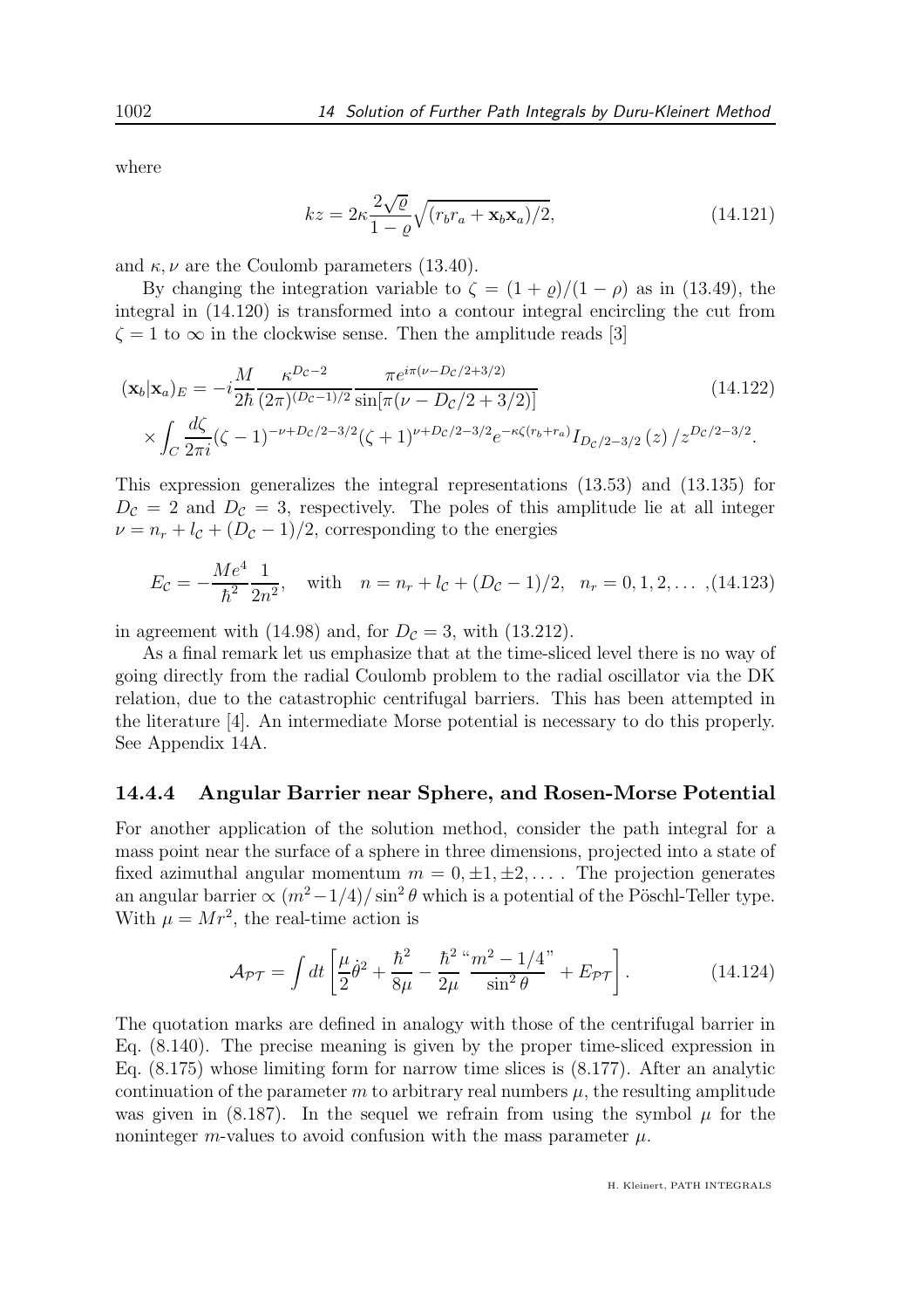where

$$kz = 2\kappa \frac{2\sqrt{\varrho}}{1-\varrho}\sqrt{(r_b r_a + \mathbf{x}_b\mathbf{x}_a)/2}, \tag{14.121}$$

and $\kappa, \nu$ are the Coulomb parameters (13.40).

By changing the integration variable to $\zeta = (1+\varrho)/(1-\rho)$ as in (13.49), the integral in (14.120) is transformed into a contour integral encircling the cut from $\zeta = 1$ to $\infty$ in the clockwise sense. Then the amplitude reads [3]

$$\begin{aligned}(\mathbf{x}_b|\mathbf{x}_a)_E = & -i\frac{M}{2\hbar}\frac{\kappa^{D_\mathcal{C}-2}}{(2\pi)^{(D_\mathcal{C}-1)/2}}\frac{\pi e^{i\pi(\nu - D_\mathcal{C}/2+3/2)}}{\sin[\pi(\nu - D_\mathcal{C}/2+3/2)]} \\ & \times \int_C \frac{d\zeta}{2\pi i}(\zeta-1)^{-\nu+D_\mathcal{C}/2-3/2}(\zeta+1)^{\nu+D_\mathcal{C}/2-3/2}e^{-\kappa\zeta(r_b+r_a)}I_{D_\mathcal{C}/2-3/2}\left(z\right)/z^{D_\mathcal{C}/2-3/2}.\end{aligned} \tag{14.122}$$

This expression generalizes the integral representations (13.53) and (13.135) for $D_\mathcal{C} = 2$ and $D_\mathcal{C} = 3$, respectively. The poles of this amplitude lie at all integer $\nu = n_r + l_\mathcal{C} + (D_\mathcal{C}-1)/2$, corresponding to the energies

$$E_\mathcal{C} = -\frac{Me^4}{\hbar^2}\frac{1}{2n^2}, \quad \text{with} \quad n = n_r + l_\mathcal{C} + (D_\mathcal{C}-1)/2, \quad n_r = 0,1,2,\ldots \tag{14.123}$$

in agreement with (14.98) and, for $D_\mathcal{C} = 3$, with (13.212).

As a final remark let us emphasize that at the time-sliced level there is no way of going directly from the radial Coulomb problem to the radial oscillator via the DK relation, due to the catastrophic centrifugal barriers. This has been attempted in the literature [4]. An intermediate Morse potential is necessary to do this properly. See Appendix 14A.

### 14.4.4 Angular Barrier near Sphere, and Rosen-Morse Potential

For another application of the solution method, consider the path integral for a mass point near the surface of a sphere in three dimensions, projected into a state of fixed azimuthal angular momentum $m = 0, \pm1, \pm2, \ldots$ . The projection generates an angular barrier $\propto (m^2 - 1/4)/\sin^2\theta$ which is a potential of the Pöschl-Teller type. With $\mu = Mr^2$, the real-time action is

$$\mathcal{A}_{\mathcal{PT}} = \int dt\left[\frac{\mu}{2}\dot{\theta}^2 + \frac{\hbar^2}{8\mu} - \frac{\hbar^2}{2\mu}\frac{\text{``}m^2 - 1/4\text{''}}{\sin^2\theta} + E_{\mathcal{PT}}\right]. \tag{14.124}$$

The quotation marks are defined in analogy with those of the centrifugal barrier in Eq. (8.140). The precise meaning is given by the proper time-sliced expression in Eq. (8.175) whose limiting form for narrow time slices is (8.177). After an analytic continuation of the parameter $m$ to arbitrary real numbers $\mu$, the resulting amplitude was given in (8.187). In the sequel we refrain from using the symbol $\mu$ for the noninteger $m$-values to avoid confusion with the mass parameter $\mu$.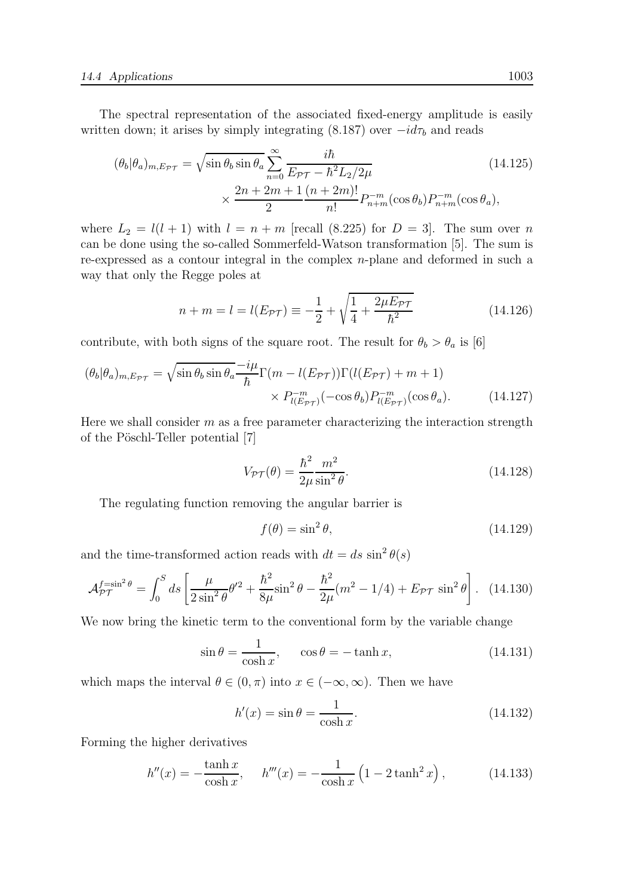The spectral representation of the associated fixed-energy amplitude is easily written down; it arises by simply integrating (8.187) over $-id\tau_b$ and reads

$$
(\theta_b|\theta_a)_{m,E_{\mathcal{PT}}} = \sqrt{\sin\theta_b \sin\theta_a} \sum_{n=0}^{\infty} \frac{i\hbar}{E_{\mathcal{PT}} - \hbar^2 L_2/2\mu} \times \frac{2n+2m+1}{2} \frac{(n+2m)!}{n!} P_{n+m}^{-m}(\cos\theta_b) P_{n+m}^{-m}(\cos\theta_a), \tag{14.125}
$$

where $L_2 = l(l+1)$ with $l = n+m$ [recall (8.225) for $D = 3$]. The sum over $n$ can be done using the so-called Sommerfeld-Watson transformation [5]. The sum is re-expressed as a contour integral in the complex $n$-plane and deformed in such a way that only the Regge poles at

$$
n + m = l = l(E_{\mathcal{PT}}) \equiv -\frac{1}{2} + \sqrt{\frac{1}{4} + \frac{2\mu E_{\mathcal{PT}}}{\hbar^2}} \tag{14.126}
$$

contribute, with both signs of the square root. The result for $\theta_b > \theta_a$ is [6]

$$
(\theta_b|\theta_a)_{m,E_{\mathcal{PT}}} = \sqrt{\sin\theta_b \sin\theta_a} \frac{-i\mu}{\hbar} \Gamma(m - l(E_{\mathcal{PT}}))\Gamma(l(E_{\mathcal{PT}}) + m + 1) \times P_{l(E_{\mathcal{PT}})}^{-m}(-\cos\theta_b) P_{l(E_{\mathcal{PT}})}^{-m}(\cos\theta_a). \tag{14.127}
$$

Here we shall consider $m$ as a free parameter characterizing the interaction strength of the Pöschl-Teller potential [7]

$$
V_{\mathcal{PT}}(\theta) = \frac{\hbar^2}{2\mu} \frac{m^2}{\sin^2\theta}. \tag{14.128}
$$

The regulating function removing the angular barrier is

$$
f(\theta) = \sin^2\theta, \tag{14.129}
$$

and the time-transformed action reads with $dt = ds \, \sin^2\theta(s)$

$$
\mathcal{A}_{\mathcal{PT}}^{f=\sin^2\theta} = \int_0^S ds \left[ \frac{\mu}{2\sin^2\theta} \theta'^2 + \frac{\hbar^2}{8\mu} \sin^2\theta - \frac{\hbar^2}{2\mu}(m^2 - 1/4) + E_{\mathcal{PT}} \sin^2\theta \right]. \tag{14.130}
$$

We now bring the kinetic term to the conventional form by the variable change

$$
\sin\theta = \frac{1}{\cosh x}, \qquad \cos\theta = -\tanh x, \tag{14.131}
$$

which maps the interval $\theta \in (0, \pi)$ into $x \in (-\infty, \infty)$. Then we have

$$
h'(x) = \sin\theta = \frac{1}{\cosh x}. \tag{14.132}
$$

Forming the higher derivatives

$$
h''(x) = -\frac{\tanh x}{\cosh x}, \qquad h'''(x) = -\frac{1}{\cosh x}\left(1 - 2\tanh^2 x\right), \tag{14.133}
$$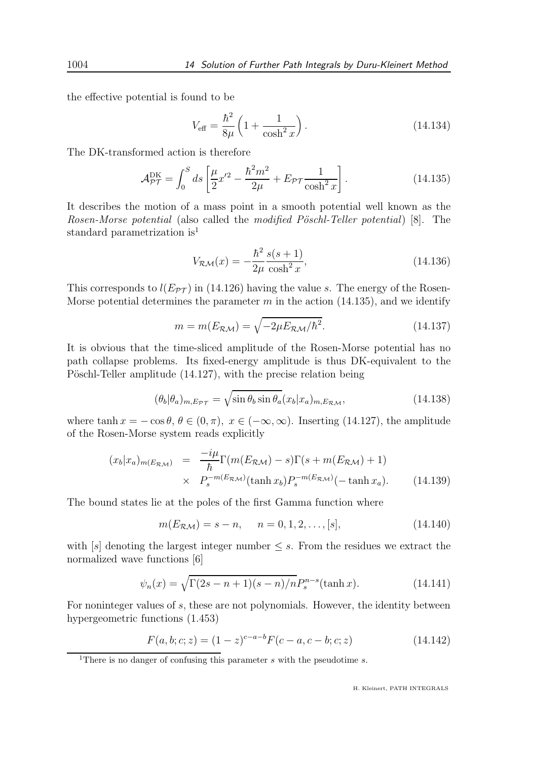the effective potential is found to be

$$V_{\text{eff}} = \frac{\hbar^2}{8\mu}\left(1 + \frac{1}{\cosh^2 x}\right). \tag{14.134}$$

The DK-transformed action is therefore

$$\mathcal{A}^{\text{DK}}_{\mathcal{PT}} = \int_0^S ds \left[\frac{\mu}{2}x'^2 - \frac{\hbar^2 m^2}{2\mu} + E_{\mathcal{PT}}\frac{1}{\cosh^2 x}\right]. \tag{14.135}$$

It describes the motion of a mass point in a smooth potential well known as the *Rosen-Morse potential* (also called the *modified Pöschl-Teller potential*) [8]. The standard parametrization is[1]

$$V_{\mathcal{RM}}(x) = -\frac{\hbar^2}{2\mu}\frac{s(s+1)}{\cosh^2 x}, \tag{14.136}$$

This corresponds to $l(E_{\mathcal{PT}})$ in (14.126) having the value $s$. The energy of the Rosen-Morse potential determines the parameter $m$ in the action (14.135), and we identify

$$m = m(E_{\mathcal{RM}}) = \sqrt{-2\mu E_{\mathcal{RM}}/\hbar^2}. \tag{14.137}$$

It is obvious that the time-sliced amplitude of the Rosen-Morse potential has no path collapse problems. Its fixed-energy amplitude is thus DK-equivalent to the Pöschl-Teller amplitude (14.127), with the precise relation being

$$(\theta_b|\theta_a)_{m,E_{\mathcal{PT}}} = \sqrt{\sin\theta_b \sin\theta_a}(x_b|x_a)_{m,E_{\mathcal{RM}}}, \tag{14.138}$$

where $\tanh x = -\cos\theta,\, \theta \in (0,\pi),\ x \in (-\infty,\infty)$. Inserting (14.127), the amplitude of the Rosen-Morse system reads explicitly

$$\begin{aligned}(x_b|x_a)_{m(E_{\mathcal{RM}})} &= \frac{-i\mu}{\hbar}\Gamma(m(E_{\mathcal{RM}}) - s)\Gamma(s + m(E_{\mathcal{RM}}) + 1) \\ &\times \; P_s^{-m(E_{\mathcal{RM}})}(\tanh x_b)P_s^{-m(E_{\mathcal{RM}})}(-\tanh x_a).\end{aligned} \tag{14.139}$$

The bound states lie at the poles of the first Gamma function where

$$m(E_{\mathcal{RM}}) = s - n, \quad n = 0, 1, 2, \ldots, [s], \tag{14.140}$$

with $[s]$ denoting the largest integer number $\leq s$. From the residues we extract the normalized wave functions [6]

$$\psi_n(x) = \sqrt{\Gamma(2s-n+1)(s-n)/n}P_s^{n-s}(\tanh x). \tag{14.141}$$

For noninteger values of $s$, these are not polynomials. However, the identity between hypergeometric functions (1.453)

$$F(a,b;c;z) = (1-z)^{c-a-b}F(c-a, c-b; c; z) \tag{14.142}$$

[1] There is no danger of confusing this parameter $s$ with the pseudotime $s$.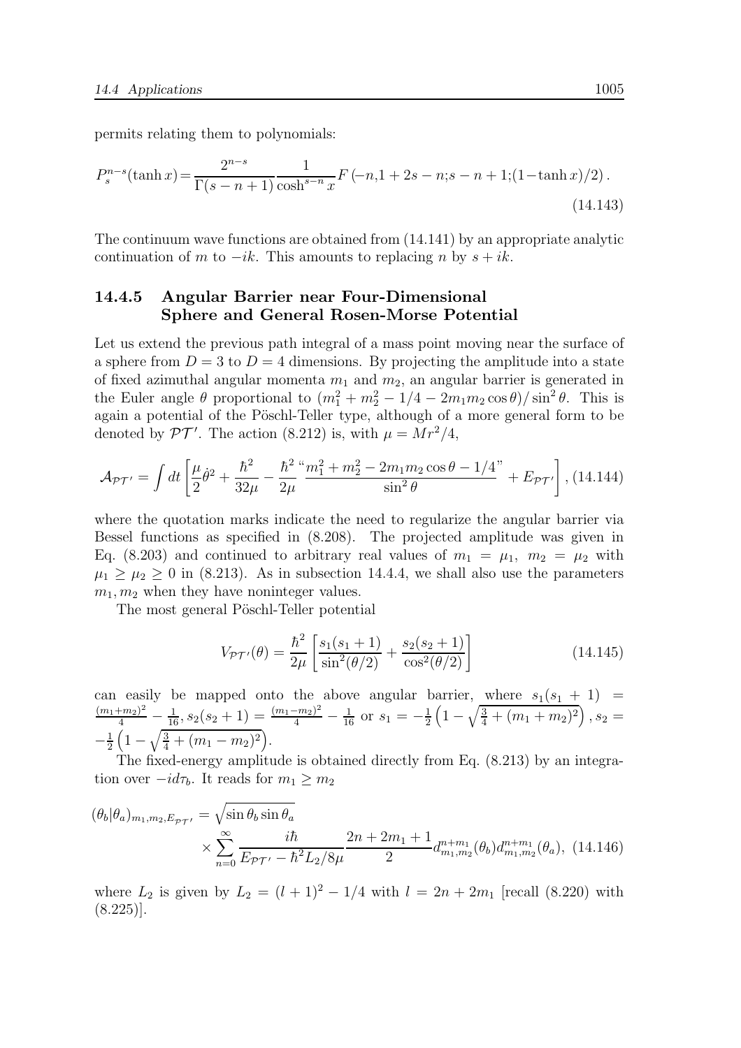permits relating them to polynomials:

$$P_s^{n-s}(\tanh x) = \frac{2^{n-s}}{\Gamma(s-n+1)} \frac{1}{\cosh^{s-n} x} F\left(-n, 1+2s-n; s-n+1; (1-\tanh x)/2\right). \tag{14.143}$$

The continuum wave functions are obtained from (14.141) by an appropriate analytic continuation of $m$ to $-ik$. This amounts to replacing $n$ by $s+ik$.

### 14.4.5 Angular Barrier near Four-Dimensional Sphere and General Rosen-Morse Potential

Let us extend the previous path integral of a mass point moving near the surface of a sphere from $D=3$ to $D=4$ dimensions. By projecting the amplitude into a state of fixed azimuthal angular momenta $m_1$ and $m_2$, an angular barrier is generated in the Euler angle $\theta$ proportional to $(m_1^2+m_2^2-1/4-2m_1m_2\cos\theta)/\sin^2\theta$. This is again a potential of the Pöschl-Teller type, although of a more general form to be denoted by $\mathcal{PT}'$. The action (8.212) is, with $\mu = Mr^2/4$,

$$\mathcal{A}_{\mathcal{PT}'} = \int dt \left[ \frac{\mu}{2}\dot{\theta}^2 + \frac{\hbar^2}{32\mu} - \frac{\hbar^2}{2\mu} \frac{\text{“}m_1^2+m_2^2-2m_1m_2\cos\theta - 1/4\text{”}}{\sin^2\theta} + E_{\mathcal{PT}'} \right], \tag{14.144}$$

where the quotation marks indicate the need to regularize the angular barrier via Bessel functions as specified in (8.208). The projected amplitude was given in Eq. (8.203) and continued to arbitrary real values of $m_1 = \mu_1$, $m_2 = \mu_2$ with $\mu_1 \geq \mu_2 \geq 0$ in (8.213). As in subsection 14.4.4, we shall also use the parameters $m_1, m_2$ when they have noninteger values.

The most general Pöschl-Teller potential

$$V_{\mathcal{PT}'}(\theta) = \frac{\hbar^2}{2\mu} \left[ \frac{s_1(s_1+1)}{\sin^2(\theta/2)} + \frac{s_2(s_2+1)}{\cos^2(\theta/2)} \right] \tag{14.145}$$

can easily be mapped onto the above angular barrier, where $s_1(s_1+1) = \frac{(m_1+m_2)^2}{4} - \frac{1}{16}$, $s_2(s_2+1) = \frac{(m_1-m_2)^2}{4} - \frac{1}{16}$ or $s_1 = -\frac{1}{2}\left(1-\sqrt{\frac{3}{4}+(m_1+m_2)^2}\right)$, $s_2 = -\frac{1}{2}\left(1-\sqrt{\frac{3}{4}+(m_1-m_2)^2}\right)$.

The fixed-energy amplitude is obtained directly from Eq. (8.213) by an integration over $-id\tau_b$. It reads for $m_1 \geq m_2$

$$(\theta_b|\theta_a)_{m_1,m_2,E_{\mathcal{PT}'}} = \sqrt{\sin\theta_b \sin\theta_a} \times \sum_{n=0}^{\infty} \frac{i\hbar}{E_{\mathcal{PT}'} - \hbar^2 L_2/8\mu} \frac{2n+2m_1+1}{2} d^{n+m_1}_{m_1,m_2}(\theta_b) d^{n+m_1}_{m_1,m_2}(\theta_a), \tag{14.146}$$

where $L_2$ is given by $L_2 = (l+1)^2 - 1/4$ with $l = 2n+2m_1$ [recall (8.220) with (8.225)].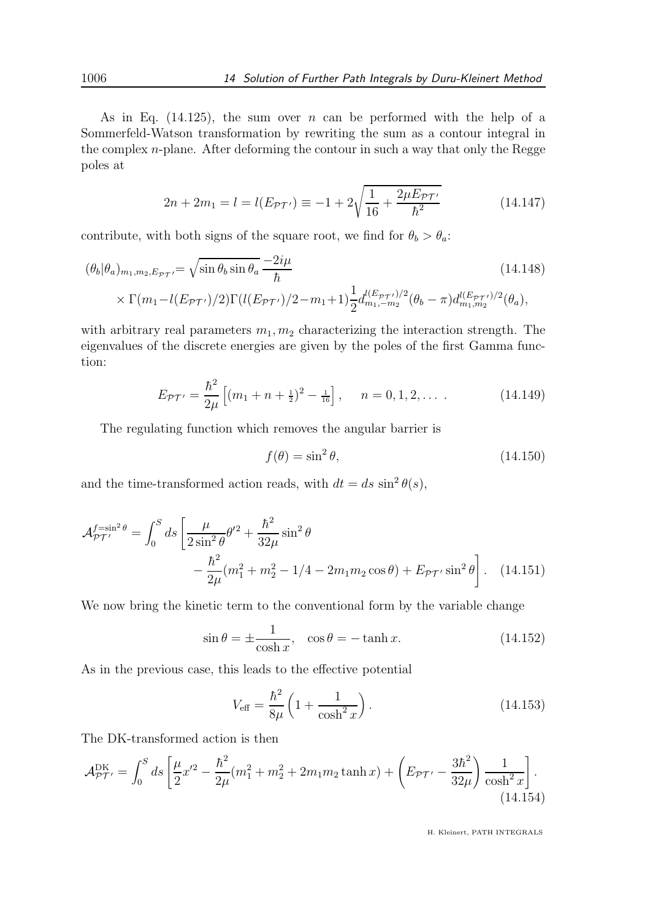As in Eq. (14.125), the sum over $n$ can be performed with the help of a Sommerfeld-Watson transformation by rewriting the sum as a contour integral in the complex $n$-plane. After deforming the contour in such a way that only the Regge poles at

$$2n + 2m_1 = l = l(E_{\mathcal{PT}'}) \equiv -1 + 2\sqrt{\frac{1}{16} + \frac{2\mu E_{\mathcal{PT}'}}{\hbar^2}} \tag{14.147}$$

contribute, with both signs of the square root, we find for $\theta_b > \theta_a$:

$$(\theta_b|\theta_a)_{m_1,m_2,E_{\mathcal{PT}'}} = \sqrt{\sin\theta_b \sin\theta_a}\,\frac{-2i\mu}{\hbar} \tag{14.148}$$
$$\times\,\Gamma(m_1 - l(E_{\mathcal{PT}'})/2)\Gamma(l(E_{\mathcal{PT}'})/2 - m_1 + 1)\frac{1}{2}d^{l(E_{\mathcal{PT}'})/2}_{m_1,-m_2}(\theta_b - \pi)d^{l(E_{\mathcal{PT}'})/2}_{m_1,m_2}(\theta_a),$$

with arbitrary real parameters $m_1, m_2$ characterizing the interaction strength. The eigenvalues of the discrete energies are given by the poles of the first Gamma function:

$$E_{\mathcal{PT}'} = \frac{\hbar^2}{2\mu}\left[(m_1 + n + \tfrac{1}{2})^2 - \tfrac{1}{16}\right], \quad n = 0, 1, 2, \ldots\,. \tag{14.149}$$

The regulating function which removes the angular barrier is

$$f(\theta) = \sin^2\theta, \tag{14.150}$$

and the time-transformed action reads, with $dt = ds\,\sin^2\theta(s)$,

$$\mathcal{A}^{f=\sin^2\theta}_{\mathcal{PT}'} = \int_0^S ds\left[\frac{\mu}{2\sin^2\theta}\theta'^2 + \frac{\hbar^2}{32\mu}\sin^2\theta - \frac{\hbar^2}{2\mu}(m_1^2 + m_2^2 - 1/4 - 2m_1 m_2\cos\theta) + E_{\mathcal{PT}'}\sin^2\theta\right]. \tag{14.151}$$

We now bring the kinetic term to the conventional form by the variable change

$$\sin\theta = \pm\frac{1}{\cosh x}, \quad \cos\theta = -\tanh x. \tag{14.152}$$

As in the previous case, this leads to the effective potential

$$V_{\rm eff} = \frac{\hbar^2}{8\mu}\left(1 + \frac{1}{\cosh^2 x}\right). \tag{14.153}$$

The DK-transformed action is then

$$\mathcal{A}^{\rm DK}_{\mathcal{PT}'} = \int_0^S ds\left[\frac{\mu}{2}x'^2 - \frac{\hbar^2}{2\mu}(m_1^2 + m_2^2 + 2m_1 m_2\tanh x) + \left(E_{\mathcal{PT}'} - \frac{3\hbar^2}{32\mu}\right)\frac{1}{\cosh^2 x}\right]. \tag{14.154}$$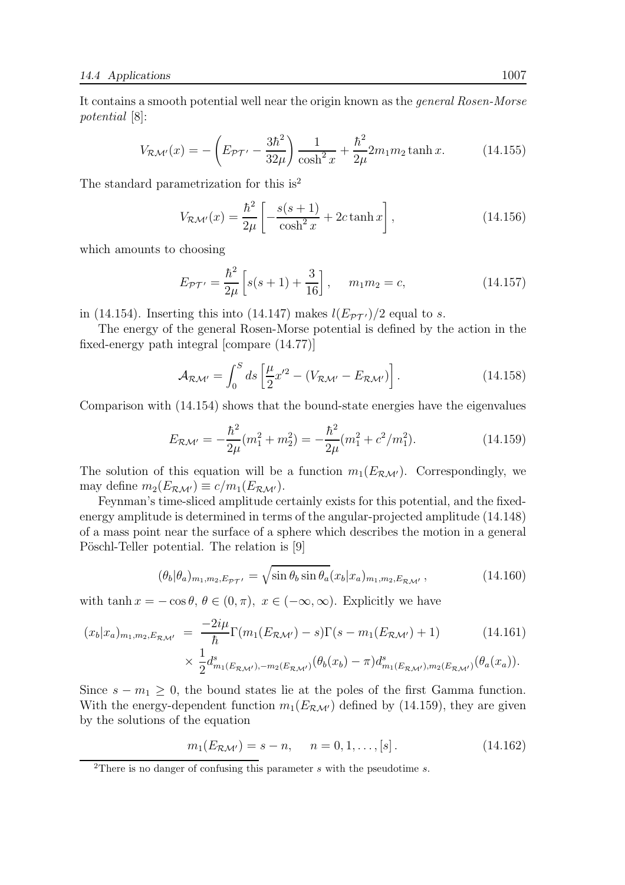It contains a smooth potential well near the origin known as the *general Rosen-Morse potential* [8]:

$$V_{\mathcal{RM}'}(x) = -\left(E_{\mathcal{PT}'} - \frac{3\hbar^2}{32\mu}\right)\frac{1}{\cosh^2 x} + \frac{\hbar^2}{2\mu}2m_1m_2\tanh x. \tag{14.155}$$

The standard parametrization for this is[2]

$$V_{\mathcal{RM}'}(x) = \frac{\hbar^2}{2\mu}\left[-\frac{s(s+1)}{\cosh^2 x} + 2c\tanh x\right], \tag{14.156}$$

which amounts to choosing

$$E_{\mathcal{PT}'} = \frac{\hbar^2}{2\mu}\left[s(s+1) + \frac{3}{16}\right], \quad m_1m_2 = c, \tag{14.157}$$

in (14.154). Inserting this into (14.147) makes $l(E_{\mathcal{PT}'})/2$ equal to $s$.

The energy of the general Rosen-Morse potential is defined by the action in the fixed-energy path integral [compare (14.77)]

$$\mathcal{A}_{\mathcal{RM}'} = \int_0^S ds\left[\frac{\mu}{2}x'^2 - (V_{\mathcal{RM}'} - E_{\mathcal{RM}'})\right]. \tag{14.158}$$

Comparison with (14.154) shows that the bound-state energies have the eigenvalues

$$E_{\mathcal{RM}'} = -\frac{\hbar^2}{2\mu}(m_1^2 + m_2^2) = -\frac{\hbar^2}{2\mu}(m_1^2 + c^2/m_1^2). \tag{14.159}$$

The solution of this equation will be a function $m_1(E_{\mathcal{RM}'})$. Correspondingly, we may define $m_2(E_{\mathcal{RM}'}) \equiv c/m_1(E_{\mathcal{RM}'})$.

Feynman's time-sliced amplitude certainly exists for this potential, and the fixed-energy amplitude is determined in terms of the angular-projected amplitude (14.148) of a mass point near the surface of a sphere which describes the motion in a general Pöschl-Teller potential. The relation is [9]

$$(\theta_b|\theta_a)_{m_1,m_2,E_{\mathcal{PT}'}} = \sqrt{\sin\theta_b\sin\theta_a}(x_b|x_a)_{m_1,m_2,E_{\mathcal{RM}'}}, \tag{14.160}$$

with $\tanh x = -\cos\theta,\ \theta \in (0,\pi),\ x \in (-\infty,\infty)$. Explicitly we have

$$\begin{aligned}(x_b|x_a)_{m_1,m_2,E_{\mathcal{RM}'}} &= \frac{-2i\mu}{\hbar}\Gamma(m_1(E_{\mathcal{RM}'}) - s)\Gamma(s - m_1(E_{\mathcal{RM}'}) + 1) \\ &\times \frac{1}{2}d^s_{m_1(E_{\mathcal{RM}'}),-m_2(E_{\mathcal{RM}'})}(\theta_b(x_b) - \pi)d^s_{m_1(E_{\mathcal{RM}'}),m_2(E_{\mathcal{RM}'})}(\theta_a(x_a)).\end{aligned} \tag{14.161}$$

Since $s - m_1 \geq 0$, the bound states lie at the poles of the first Gamma function. With the energy-dependent function $m_1(E_{\mathcal{RM}'})$ defined by (14.159), they are given by the solutions of the equation

$$m_1(E_{\mathcal{RM}'}) = s - n, \quad n = 0, 1, \ldots, [s]. \tag{14.162}$$

[2]There is no danger of confusing this parameter $s$ with the pseudotime $s$.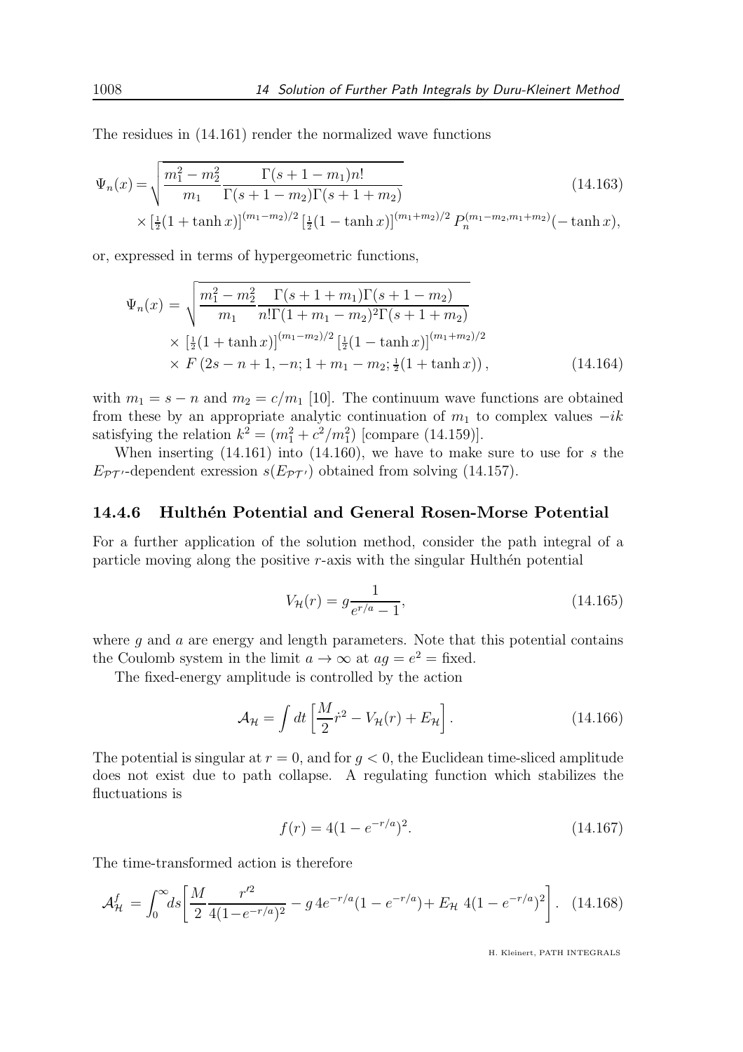The residues in (14.161) render the normalized wave functions

$$\Psi_n(x) = \sqrt{\frac{m_1^2 - m_2^2}{m_1} \frac{\Gamma(s+1-m_1)n!}{\Gamma(s+1-m_2)\Gamma(s+1+m_2)}} \qquad (14.163)$$

$$\times \left[\tfrac{1}{2}(1+\tanh x)\right]^{(m_1-m_2)/2} \left[\tfrac{1}{2}(1-\tanh x)\right]^{(m_1+m_2)/2} P_n^{(m_1-m_2, m_1+m_2)}(-\tanh x),$$

or, expressed in terms of hypergeometric functions,

$$\Psi_n(x) = \sqrt{\frac{m_1^2 - m_2^2}{m_1} \frac{\Gamma(s+1+m_1)\Gamma(s+1-m_2)}{n!\Gamma(1+m_1-m_2)^2\Gamma(s+1+m_2)}}$$

$$\times \left[\tfrac{1}{2}(1+\tanh x)\right]^{(m_1-m_2)/2} \left[\tfrac{1}{2}(1-\tanh x)\right]^{(m_1+m_2)/2}$$

$$\times F\left(2s-n+1, -n; 1+m_1-m_2; \tfrac{1}{2}(1+\tanh x)\right), \qquad (14.164)$$

with $m_1 = s - n$ and $m_2 = c/m_1$ [10]. The continuum wave functions are obtained from these by an appropriate analytic continuation of $m_1$ to complex values $-ik$ satisfying the relation $k^2 = (m_1^2 + c^2/m_1^2)$ [compare (14.159)].

When inserting (14.161) into (14.160), we have to make sure to use for $s$ the $E_{\mathcal{PT}'}$-dependent exression $s(E_{\mathcal{PT}'})$ obtained from solving (14.157).

### 14.4.6 Hulthén Potential and General Rosen-Morse Potential

For a further application of the solution method, consider the path integral of a particle moving along the positive $r$-axis with the singular Hulthén potential

$$V_{\mathcal{H}}(r) = g\frac{1}{e^{r/a} - 1}, \qquad (14.165)$$

where $g$ and $a$ are energy and length parameters. Note that this potential contains the Coulomb system in the limit $a \to \infty$ at $ag = e^2 =$ fixed.

The fixed-energy amplitude is controlled by the action

$$\mathcal{A}_{\mathcal{H}} = \int dt \left[\frac{M}{2}\dot{r}^2 - V_{\mathcal{H}}(r) + E_{\mathcal{H}}\right]. \qquad (14.166)$$

The potential is singular at $r = 0$, and for $g < 0$, the Euclidean time-sliced amplitude does not exist due to path collapse. A regulating function which stabilizes the fluctuations is

$$f(r) = 4(1 - e^{-r/a})^2. \qquad (14.167)$$

The time-transformed action is therefore

$$\mathcal{A}_{\mathcal{H}}^f = \int_0^\infty ds \left[\frac{M}{2}\frac{r'^2}{4(1-e^{-r/a})^2} - g\, 4e^{-r/a}(1 - e^{-r/a}) + E_{\mathcal{H}}\; 4(1 - e^{-r/a})^2\right]. \quad (14.168)$$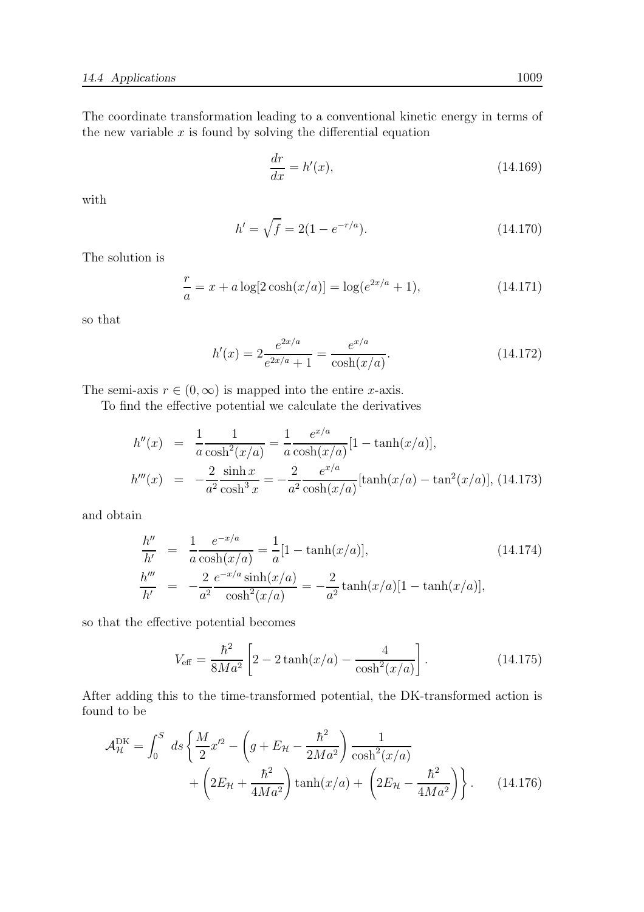The coordinate transformation leading to a conventional kinetic energy in terms of the new variable $x$ is found by solving the differential equation

$$\frac{dr}{dx} = h'(x), \tag{14.169}$$

with

$$h' = \sqrt{f} = 2(1 - e^{-r/a}). \tag{14.170}$$

The solution is

$$\frac{r}{a} = x + a\log[2\cosh(x/a)] = \log(e^{2x/a} + 1), \tag{14.171}$$

so that

$$h'(x) = 2\frac{e^{2x/a}}{e^{2x/a} + 1} = \frac{e^{x/a}}{\cosh(x/a)}. \tag{14.172}$$

The semi-axis $r \in (0, \infty)$ is mapped into the entire $x$-axis.

To find the effective potential we calculate the derivatives

$$\begin{aligned}
h''(x) &= \frac{1}{a}\frac{1}{\cosh^2(x/a)} = \frac{1}{a}\frac{e^{x/a}}{\cosh(x/a)}[1 - \tanh(x/a)], \\
h'''(x) &= -\frac{2}{a^2}\frac{\sinh x}{\cosh^3 x} = -\frac{2}{a^2}\frac{e^{x/a}}{\cosh(x/a)}[\tanh(x/a) - \tan^2(x/a)],
\end{aligned} \tag{14.173}$$

and obtain

$$\begin{aligned}
\frac{h''}{h'} &= \frac{1}{a}\frac{e^{-x/a}}{\cosh(x/a)} = \frac{1}{a}[1 - \tanh(x/a)], \\
\frac{h'''}{h'} &= -\frac{2}{a^2}\frac{e^{-x/a}\sinh(x/a)}{\cosh^2(x/a)} = -\frac{2}{a^2}\tanh(x/a)[1 - \tanh(x/a)],
\end{aligned} \tag{14.174}$$

so that the effective potential becomes

$$V_{\text{eff}} = \frac{\hbar^2}{8Ma^2}\left[2 - 2\tanh(x/a) - \frac{4}{\cosh^2(x/a)}\right]. \tag{14.175}$$

After adding this to the time-transformed potential, the DK-transformed action is found to be

$$\begin{aligned}
\mathcal{A}_{\mathcal{H}}^{\text{DK}} = \int_0^S \, ds \Bigg\{ &\frac{M}{2}x'^2 - \left(g + E_{\mathcal{H}} - \frac{\hbar^2}{2Ma^2}\right)\frac{1}{\cosh^2(x/a)} \\
&+ \left(2E_{\mathcal{H}} + \frac{\hbar^2}{4Ma^2}\right)\tanh(x/a) + \left(2E_{\mathcal{H}} - \frac{\hbar^2}{4Ma^2}\right)\Bigg\}.
\end{aligned} \tag{14.176}$$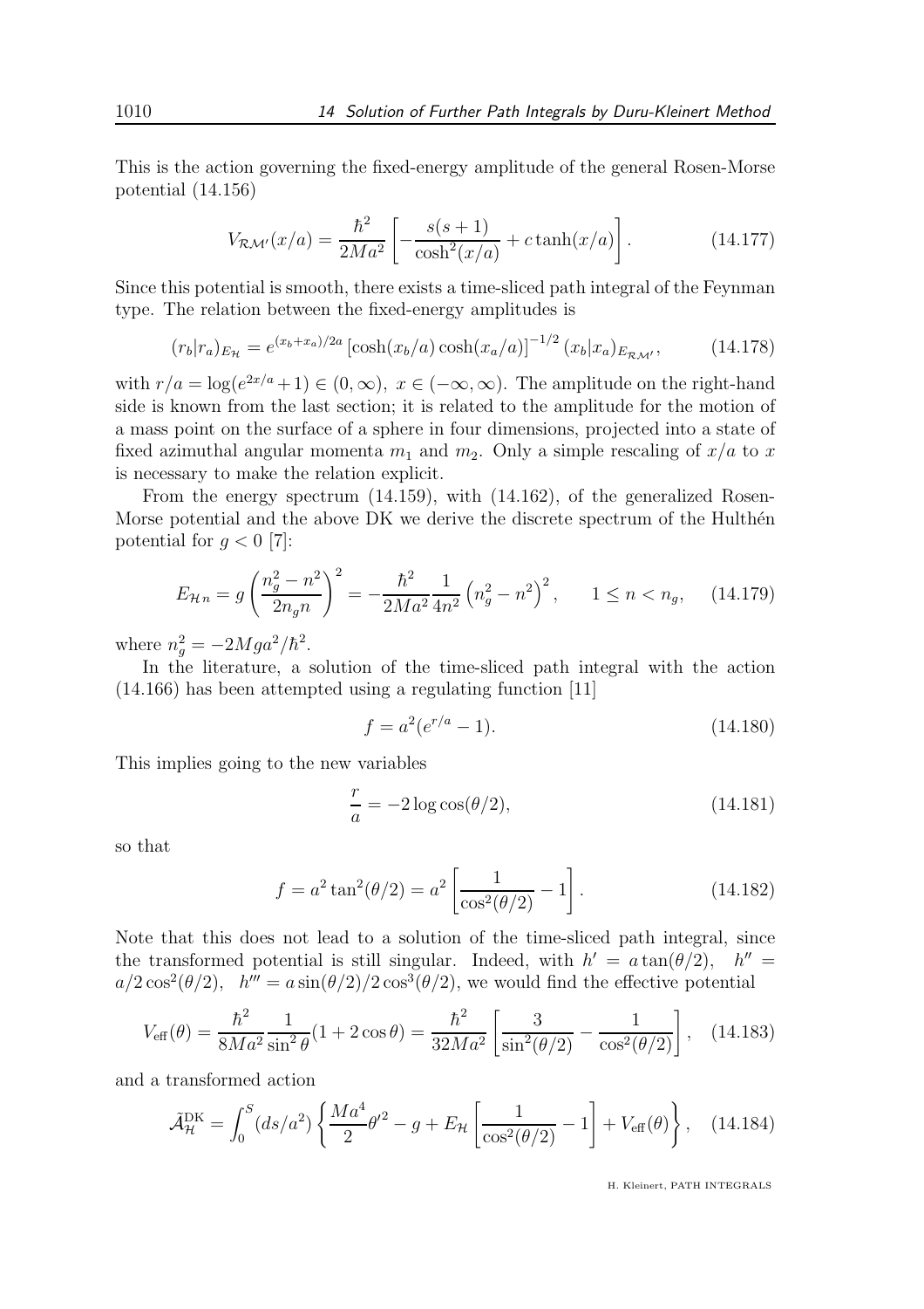This is the action governing the fixed-energy amplitude of the general Rosen-Morse potential (14.156)

$$V_{\mathcal{RM}'}(x/a) = \frac{\hbar^2}{2Ma^2}\left[-\frac{s(s+1)}{\cosh^2(x/a)} + c\tanh(x/a)\right]. \tag{14.177}$$

Since this potential is smooth, there exists a time-sliced path integral of the Feynman type. The relation between the fixed-energy amplitudes is

$$(r_b|r_a)_{E_{\mathcal{H}}} = e^{(x_b+x_a)/2a}\left[\cosh(x_b/a)\cosh(x_a/a)\right]^{-1/2}(x_b|x_a)_{E_{\mathcal{RM}'}}, \tag{14.178}$$

with $r/a = \log(e^{2x/a}+1) \in (0,\infty),\ x \in (-\infty,\infty)$. The amplitude on the right-hand side is known from the last section; it is related to the amplitude for the motion of a mass point on the surface of a sphere in four dimensions, projected into a state of fixed azimuthal angular momenta $m_1$ and $m_2$. Only a simple rescaling of $x/a$ to $x$ is necessary to make the relation explicit.

From the energy spectrum (14.159), with (14.162), of the generalized Rosen-Morse potential and the above DK we derive the discrete spectrum of the Hulthén potential for $g < 0$ [7]:

$$E_{\mathcal{H}\,n} = g\left(\frac{n_g^2 - n^2}{2n_g n}\right)^2 = -\frac{\hbar^2}{2Ma^2}\frac{1}{4n^2}\left(n_g^2 - n^2\right)^2, \qquad 1 \le n < n_g, \tag{14.179}$$

where $n_g^2 = -2Mga^2/\hbar^2$.

In the literature, a solution of the time-sliced path integral with the action (14.166) has been attempted using a regulating function [11]

$$f = a^2(e^{r/a} - 1). \tag{14.180}$$

This implies going to the new variables

$$\frac{r}{a} = -2\log\cos(\theta/2), \tag{14.181}$$

so that

$$f = a^2\tan^2(\theta/2) = a^2\left[\frac{1}{\cos^2(\theta/2)} - 1\right]. \tag{14.182}$$

Note that this does not lead to a solution of the time-sliced path integral, since the transformed potential is still singular. Indeed, with $h' = a\tan(\theta/2),\quad h'' = a/2\cos^2(\theta/2),\quad h''' = a\sin(\theta/2)/2\cos^3(\theta/2)$, we would find the effective potential

$$V_{\text{eff}}(\theta) = \frac{\hbar^2}{8Ma^2}\frac{1}{\sin^2\theta}(1 + 2\cos\theta) = \frac{\hbar^2}{32Ma^2}\left[\frac{3}{\sin^2(\theta/2)} - \frac{1}{\cos^2(\theta/2)}\right], \tag{14.183}$$

and a transformed action

$$\tilde{\mathcal{A}}_{\mathcal{H}}^{\text{DK}} = \int_0^S (ds/a^2)\left\{\frac{Ma^4}{2}\theta'^2 - g + E_{\mathcal{H}}\left[\frac{1}{\cos^2(\theta/2)} - 1\right] + V_{\text{eff}}(\theta)\right\}, \tag{14.184}$$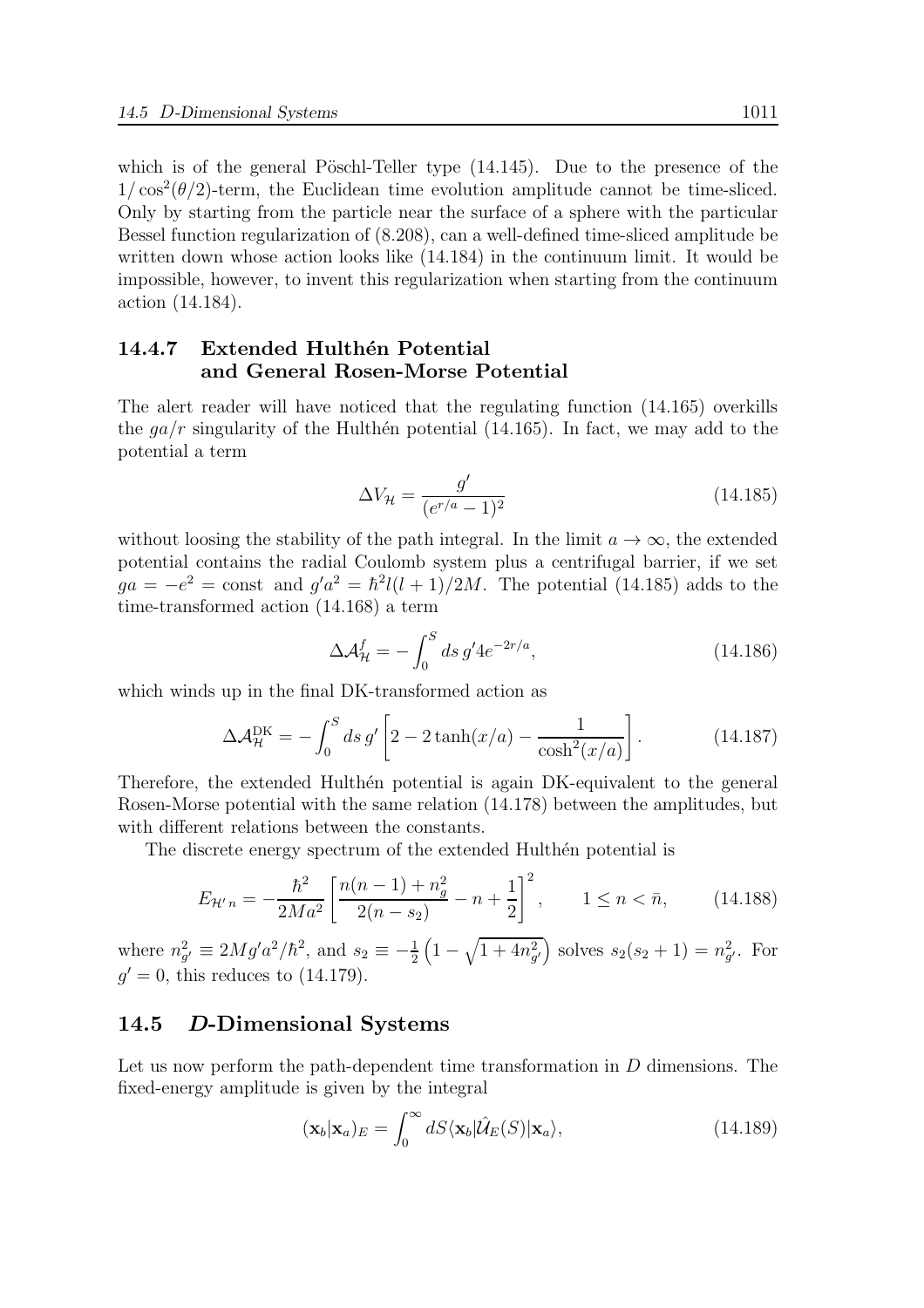which is of the general Pöschl-Teller type (14.145). Due to the presence of the $1/\cos^2(\theta/2)$-term, the Euclidean time evolution amplitude cannot be time-sliced. Only by starting from the particle near the surface of a sphere with the particular Bessel function regularization of (8.208), can a well-defined time-sliced amplitude be written down whose action looks like (14.184) in the continuum limit. It would be impossible, however, to invent this regularization when starting from the continuum action (14.184).

### 14.4.7 Extended Hulthén Potential and General Rosen-Morse Potential

The alert reader will have noticed that the regulating function (14.165) overkills the $ga/r$ singularity of the Hulthén potential (14.165). In fact, we may add to the potential a term

$$\Delta V_{\mathcal{H}} = \frac{g'}{(e^{r/a}-1)^2} \tag{14.185}$$

without loosing the stability of the path integral. In the limit $a \to \infty$, the extended potential contains the radial Coulomb system plus a centrifugal barrier, if we set $ga = -e^2 = \text{const}$ and $g'a^2 = \hbar^2 l(l+1)/2M$. The potential (14.185) adds to the time-transformed action (14.168) a term

$$\Delta \mathcal{A}^f_{\mathcal{H}} = -\int_0^S ds\, g' 4 e^{-2r/a}, \tag{14.186}$$

which winds up in the final DK-transformed action as

$$\Delta \mathcal{A}^{\rm DK}_{\mathcal{H}} = -\int_0^S ds\, g' \left[2 - 2\tanh(x/a) - \frac{1}{\cosh^2(x/a)}\right]. \tag{14.187}$$

Therefore, the extended Hulthén potential is again DK-equivalent to the general Rosen-Morse potential with the same relation (14.178) between the amplitudes, but with different relations between the constants.

The discrete energy spectrum of the extended Hulthén potential is

$$E_{\mathcal{H}'\,n} = -\frac{\hbar^2}{2Ma^2}\left[\frac{n(n-1)+n_g^2}{2(n-s_2)} - n + \frac{1}{2}\right]^2, \qquad 1 \le n < \bar{n}, \tag{14.188}$$

where $n_{g'}^2 \equiv 2Mg'a^2/\hbar^2$, and $s_2 \equiv -\frac{1}{2}\left(1 - \sqrt{1+4n_{g'}^2}\right)$ solves $s_2(s_2+1) = n_{g'}^2$. For $g' = 0$, this reduces to (14.179).

## 14.5 *D*-Dimensional Systems

Let us now perform the path-dependent time transformation in $D$ dimensions. The fixed-energy amplitude is given by the integral

$$(\mathbf{x}_b|\mathbf{x}_a)_E = \int_0^\infty dS \langle \mathbf{x}_b|\hat{\mathcal{U}}_E(S)|\mathbf{x}_a\rangle, \tag{14.189}$$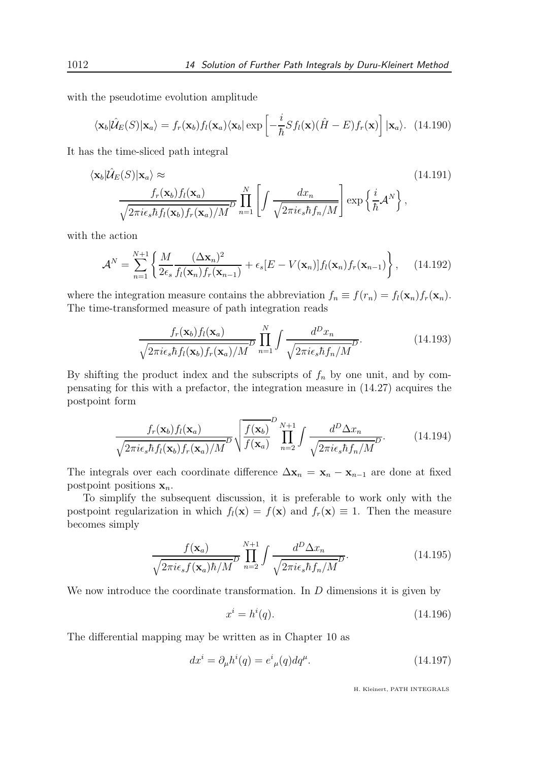with the pseudotime evolution amplitude

$$\langle \mathbf{x}_b|\hat{\mathcal{U}}_E(S)|\mathbf{x}_a\rangle = f_r(\mathbf{x}_b)f_l(\mathbf{x}_a)\langle \mathbf{x}_b|\exp\left[-\frac{i}{\hbar}Sf_l(\mathbf{x})(\hat{H}-E)f_r(\mathbf{x})\right]|\mathbf{x}_a\rangle. \quad (14.190)$$

It has the time-sliced path integral

$$\langle \mathbf{x}_b|\hat{\mathcal{U}}_E(S)|\mathbf{x}_a\rangle \approx \quad (14.191)$$
$$\frac{f_r(\mathbf{x}_b)f_l(\mathbf{x}_a)}{\sqrt{2\pi i\epsilon_s\hbar f_l(\mathbf{x}_b)f_r(\mathbf{x}_a)/M}^D}\prod_{n=1}^{N}\left[\int\frac{dx_n}{\sqrt{2\pi i\epsilon_s\hbar f_n/M}}\right]\exp\left\{\frac{i}{\hbar}\mathcal{A}^N\right\},$$

with the action

$$\mathcal{A}^N = \sum_{n=1}^{N+1}\left\{\frac{M}{2\epsilon_s}\frac{(\Delta\mathbf{x}_n)^2}{f_l(\mathbf{x}_n)f_r(\mathbf{x}_{n-1})} + \epsilon_s[E - V(\mathbf{x}_n)]f_l(\mathbf{x}_n)f_r(\mathbf{x}_{n-1})\right\}, \quad (14.192)$$

where the integration measure contains the abbreviation $f_n \equiv f(r_n) = f_l(\mathbf{x}_n)f_r(\mathbf{x}_n)$. The time-transformed measure of path integration reads

$$\frac{f_r(\mathbf{x}_b)f_l(\mathbf{x}_a)}{\sqrt{2\pi i\epsilon_s\hbar f_l(\mathbf{x}_b)f_r(\mathbf{x}_a)/M}^D}\prod_{n=1}^{N}\int\frac{d^Dx_n}{\sqrt{2\pi i\epsilon_s\hbar f_n/M}^D}. \quad (14.193)$$

By shifting the product index and the subscripts of $f_n$ by one unit, and by compensating for this with a prefactor, the integration measure in (14.27) acquires the postpoint form

$$\frac{f_r(\mathbf{x}_b)f_l(\mathbf{x}_a)}{\sqrt{2\pi i\epsilon_s\hbar f_l(\mathbf{x}_b)f_r(\mathbf{x}_a)/M}^D}\sqrt{\frac{f(\mathbf{x}_b)}{f(\mathbf{x}_a)}}^D\prod_{n=2}^{N+1}\int\frac{d^D\Delta x_n}{\sqrt{2\pi i\epsilon_s\hbar f_n/M}^D}. \quad (14.194)$$

The integrals over each coordinate difference $\Delta\mathbf{x}_n = \mathbf{x}_n - \mathbf{x}_{n-1}$ are done at fixed postpoint positions $\mathbf{x}_n$.

To simplify the subsequent discussion, it is preferable to work only with the postpoint regularization in which $f_l(\mathbf{x}) = f(\mathbf{x})$ and $f_r(\mathbf{x}) \equiv 1$. Then the measure becomes simply

$$\frac{f(\mathbf{x}_a)}{\sqrt{2\pi i\epsilon_s f(\mathbf{x}_a)\hbar/M}^D}\prod_{n=2}^{N+1}\int\frac{d^D\Delta x_n}{\sqrt{2\pi i\epsilon_s\hbar f_n/M}^D}. \quad (14.195)$$

We now introduce the coordinate transformation. In $D$ dimensions it is given by

$$x^i = h^i(q). \quad (14.196)$$

The differential mapping may be written as in Chapter 10 as

$$dx^i = \partial_\mu h^i(q) = e^i{}_\mu(q)dq^\mu. \quad (14.197)$$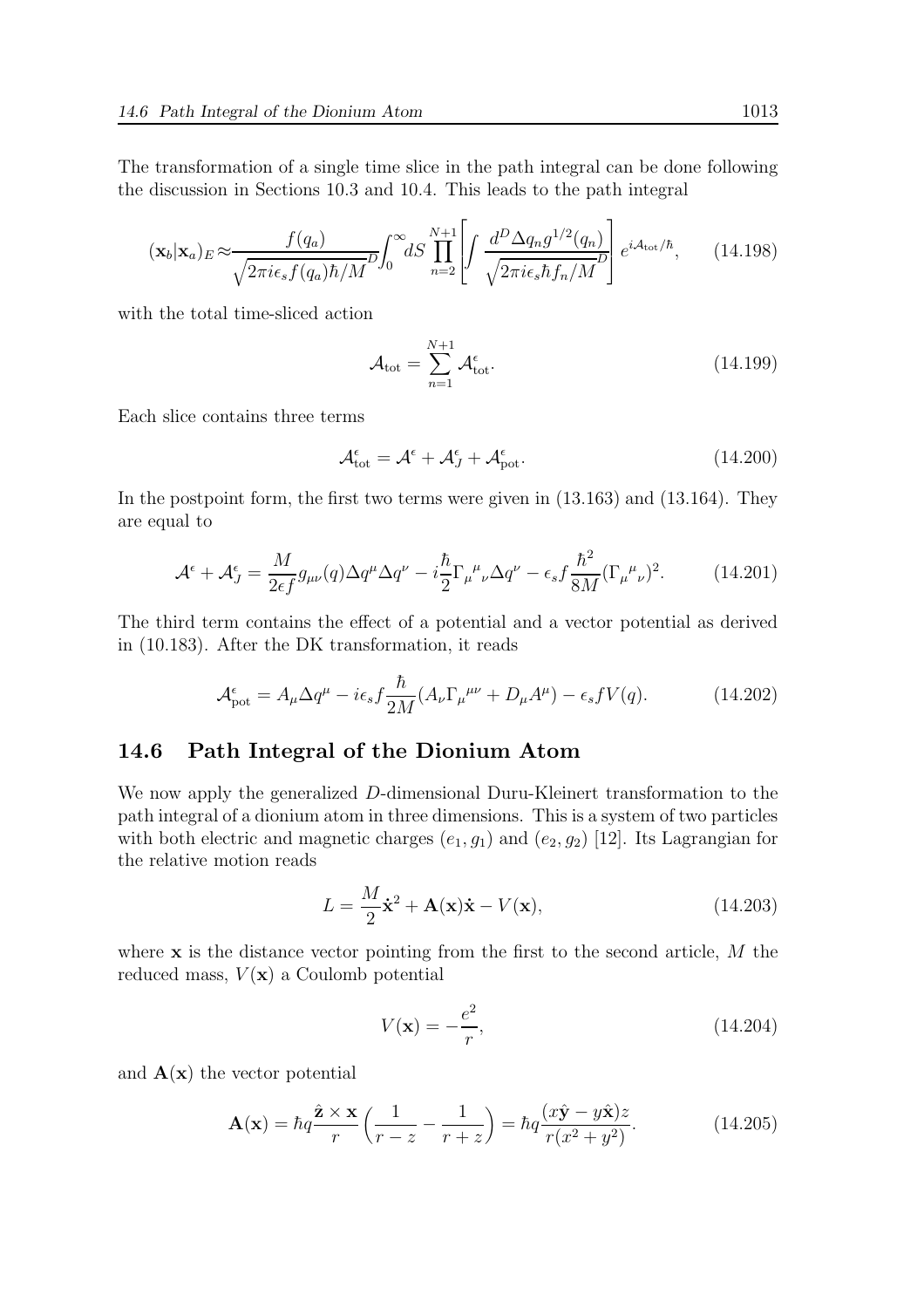The transformation of a single time slice in the path integral can be done following the discussion in Sections 10.3 and 10.4. This leads to the path integral

$$(\mathbf{x}_b|\mathbf{x}_a)_E \approx \frac{f(q_a)}{\sqrt{2\pi i\epsilon_s f(q_a)\hbar/M}^D}\int_0^\infty dS \prod_{n=2}^{N+1}\left[\int \frac{d^D\Delta q_n g^{1/2}(q_n)}{\sqrt{2\pi i\epsilon_s \hbar f_n/M}^D}\right] e^{i\mathcal{A}_{\rm tot}/\hbar}, \tag{14.198}$$

with the total time-sliced action

$$\mathcal{A}_{\rm tot} = \sum_{n=1}^{N+1} \mathcal{A}_{\rm tot}^\epsilon. \tag{14.199}$$

Each slice contains three terms

$$\mathcal{A}_{\rm tot}^\epsilon = \mathcal{A}^\epsilon + \mathcal{A}_J^\epsilon + \mathcal{A}_{\rm pot}^\epsilon. \tag{14.200}$$

In the postpoint form, the first two terms were given in (13.163) and (13.164). They are equal to

$$\mathcal{A}^\epsilon + \mathcal{A}_J^\epsilon = \frac{M}{2\epsilon f} g_{\mu\nu}(q)\Delta q^\mu \Delta q^\nu - i\frac{\hbar}{2}\Gamma_\mu{}^\mu{}_\nu \Delta q^\nu - \epsilon_s f\frac{\hbar^2}{8M}(\Gamma_\mu{}^\mu{}_\nu)^2. \tag{14.201}$$

The third term contains the effect of a potential and a vector potential as derived in (10.183). After the DK transformation, it reads

$$\mathcal{A}_{\rm pot}^\epsilon = A_\mu \Delta q^\mu - i\epsilon_s f\frac{\hbar}{2M}(A_\nu \Gamma_\mu{}^{\mu\nu} + D_\mu A^\mu) - \epsilon_s f V(q). \tag{14.202}$$

## 14.6 Path Integral of the Dionium Atom

We now apply the generalized $D$-dimensional Duru-Kleinert transformation to the path integral of a dionium atom in three dimensions. This is a system of two particles with both electric and magnetic charges $(e_1, g_1)$ and $(e_2, g_2)$ [12]. Its Lagrangian for the relative motion reads

$$L = \frac{M}{2}\dot{\mathbf{x}}^2 + \mathbf{A}(\mathbf{x})\dot{\mathbf{x}} - V(\mathbf{x}), \tag{14.203}$$

where $\mathbf{x}$ is the distance vector pointing from the first to the second article, $M$ the reduced mass, $V(\mathbf{x})$ a Coulomb potential

$$V(\mathbf{x}) = -\frac{e^2}{r}, \tag{14.204}$$

and $\mathbf{A}(\mathbf{x})$ the vector potential

$$\mathbf{A}(\mathbf{x}) = \hbar q\frac{\hat{\mathbf{z}}\times\mathbf{x}}{r}\left(\frac{1}{r-z} - \frac{1}{r+z}\right) = \hbar q\frac{(x\hat{\mathbf{y}} - y\hat{\mathbf{x}})z}{r(x^2+y^2)}. \tag{14.205}$$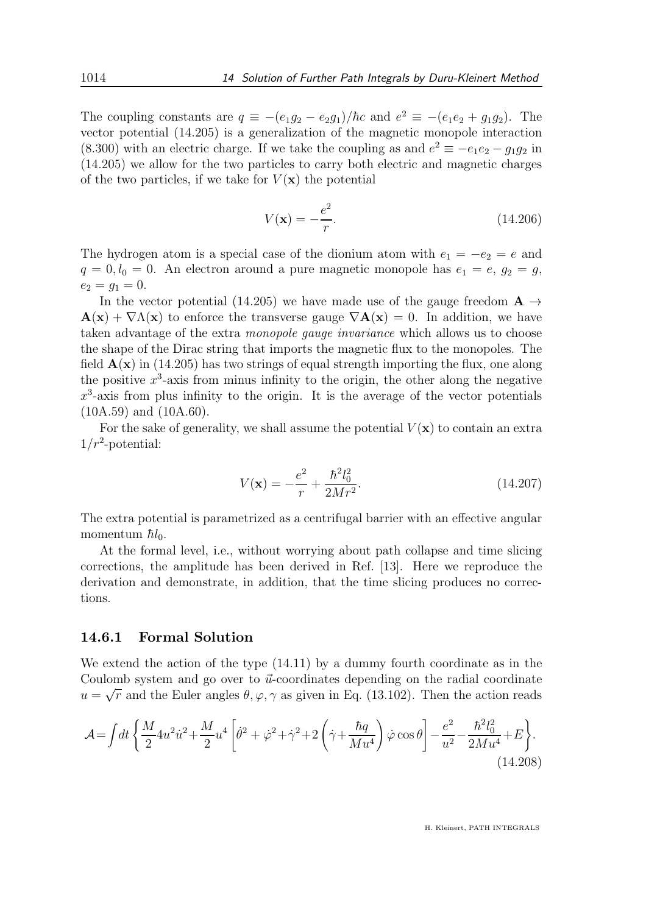The coupling constants are $q \equiv -(e_1 g_2 - e_2 g_1)/\hbar c$ and $e^2 \equiv -(e_1 e_2 + g_1 g_2)$. The vector potential (14.205) is a generalization of the magnetic monopole interaction (8.300) with an electric charge. If we take the coupling as and $e^2 \equiv -e_1 e_2 - g_1 g_2$ in (14.205) we allow for the two particles to carry both electric and magnetic charges of the two particles, if we take for $V(\mathbf{x})$ the potential

$$V(\mathbf{x}) = -\frac{e^2}{r}. \tag{14.206}$$

The hydrogen atom is a special case of the dionium atom with $e_1 = -e_2 = e$ and $q = 0, l_0 = 0$. An electron around a pure magnetic monopole has $e_1 = e$, $g_2 = g$, $e_2 = g_1 = 0$.

In the vector potential (14.205) we have made use of the gauge freedom $\mathbf{A} \to \mathbf{A}(\mathbf{x}) + \nabla\Lambda(\mathbf{x})$ to enforce the transverse gauge $\nabla\mathbf{A}(\mathbf{x}) = 0$. In addition, we have taken advantage of the extra *monopole gauge invariance* which allows us to choose the shape of the Dirac string that imports the magnetic flux to the monopoles. The field $\mathbf{A}(\mathbf{x})$ in (14.205) has two strings of equal strength importing the flux, one along the positive $x^3$-axis from minus infinity to the origin, the other along the negative $x^3$-axis from plus infinity to the origin. It is the average of the vector potentials (10A.59) and (10A.60).

For the sake of generality, we shall assume the potential $V(\mathbf{x})$ to contain an extra $1/r^2$-potential:

$$V(\mathbf{x}) = -\frac{e^2}{r} + \frac{\hbar^2 l_0^2}{2Mr^2}. \tag{14.207}$$

The extra potential is parametrized as a centrifugal barrier with an effective angular momentum $\hbar l_0$.

At the formal level, i.e., without worrying about path collapse and time slicing corrections, the amplitude has been derived in Ref. [13]. Here we reproduce the derivation and demonstrate, in addition, that the time slicing produces no corrections.

### 14.6.1 Formal Solution

We extend the action of the type (14.11) by a dummy fourth coordinate as in the Coulomb system and go over to $\vec{u}$-coordinates depending on the radial coordinate $u = \sqrt{r}$ and the Euler angles $\theta, \varphi, \gamma$ as given in Eq. (13.102). Then the action reads

$$\mathcal{A} = \int dt \left\{ \frac{M}{2} 4u^2 \dot{u}^2 + \frac{M}{2} u^4 \left[ \dot{\theta}^2 + \dot{\varphi}^2 + \dot{\gamma}^2 + 2\left( \dot{\gamma} + \frac{\hbar q}{Mu^4} \right) \dot{\varphi} \cos\theta \right] - \frac{e^2}{u^2} - \frac{\hbar^2 l_0^2}{2Mu^4} + E \right\}. \tag{14.208}$$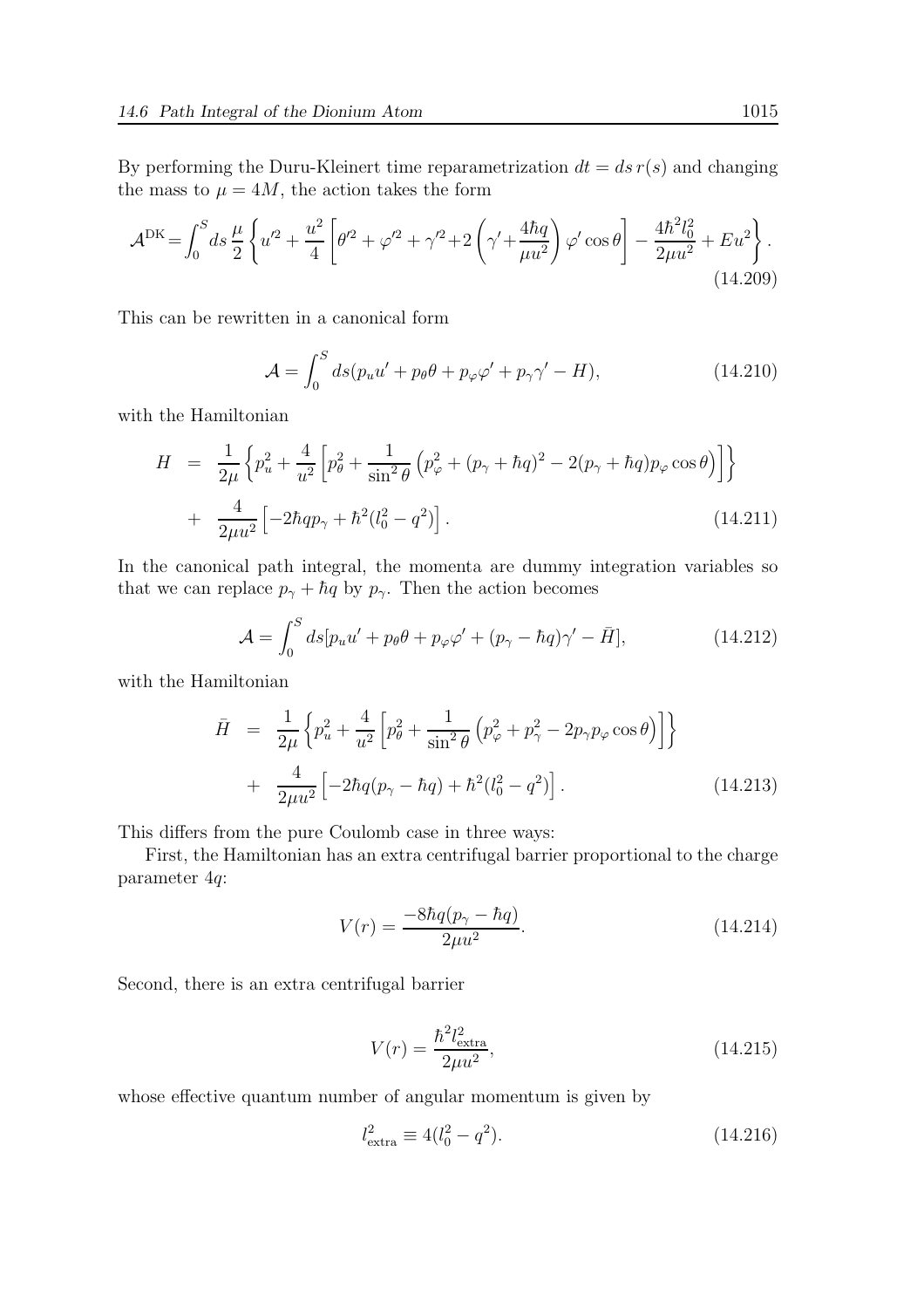By performing the Duru-Kleinert time reparametrization $dt = ds\, r(s)$ and changing the mass to $\mu = 4M$, the action takes the form

$$\mathcal{A}^{\rm DK} = \int_0^S ds\, \frac{\mu}{2} \left\{ u'^2 + \frac{u^2}{4} \left[ \theta'^2 + \varphi'^2 + \gamma'^2 + 2\left( \gamma' + \frac{4\hbar q}{\mu u^2} \right) \varphi' \cos\theta \right] - \frac{4\hbar^2 l_0^2}{2\mu u^2} + E u^2 \right\}. \tag{14.209}$$

This can be rewritten in a canonical form

$$\mathcal{A} = \int_0^S ds (p_u u' + p_\theta \theta + p_\varphi \varphi' + p_\gamma \gamma' - H), \tag{14.210}$$

with the Hamiltonian

$$\begin{aligned} H &= \frac{1}{2\mu} \left\{ p_u^2 + \frac{4}{u^2} \left[ p_\theta^2 + \frac{1}{\sin^2\theta} \left( p_\varphi^2 + (p_\gamma + \hbar q)^2 - 2(p_\gamma + \hbar q) p_\varphi \cos\theta \right) \right] \right\} \\ &+ \frac{4}{2\mu u^2} \left[ -2\hbar q p_\gamma + \hbar^2 (l_0^2 - q^2) \right]. \end{aligned} \tag{14.211}$$

In the canonical path integral, the momenta are dummy integration variables so that we can replace $p_\gamma + \hbar q$ by $p_\gamma$. Then the action becomes

$$\mathcal{A} = \int_0^S ds [p_u u' + p_\theta \theta + p_\varphi \varphi' + (p_\gamma - \hbar q) \gamma' - \bar{H}], \tag{14.212}$$

with the Hamiltonian

$$\begin{aligned} \bar{H} &= \frac{1}{2\mu} \left\{ p_u^2 + \frac{4}{u^2} \left[ p_\theta^2 + \frac{1}{\sin^2\theta} \left( p_\varphi^2 + p_\gamma^2 - 2 p_\gamma p_\varphi \cos\theta \right) \right] \right\} \\ &+ \frac{4}{2\mu u^2} \left[ -2\hbar q (p_\gamma - \hbar q) + \hbar^2 (l_0^2 - q^2) \right]. \end{aligned} \tag{14.213}$$

This differs from the pure Coulomb case in three ways:

First, the Hamiltonian has an extra centrifugal barrier proportional to the charge parameter $4q$:

$$V(r) = \frac{-8\hbar q (p_\gamma - \hbar q)}{2\mu u^2}. \tag{14.214}$$

Second, there is an extra centrifugal barrier

$$V(r) = \frac{\hbar^2 l_{\rm extra}^2}{2\mu u^2}, \tag{14.215}$$

whose effective quantum number of angular momentum is given by

$$l_{\rm extra}^2 \equiv 4(l_0^2 - q^2). \tag{14.216}$$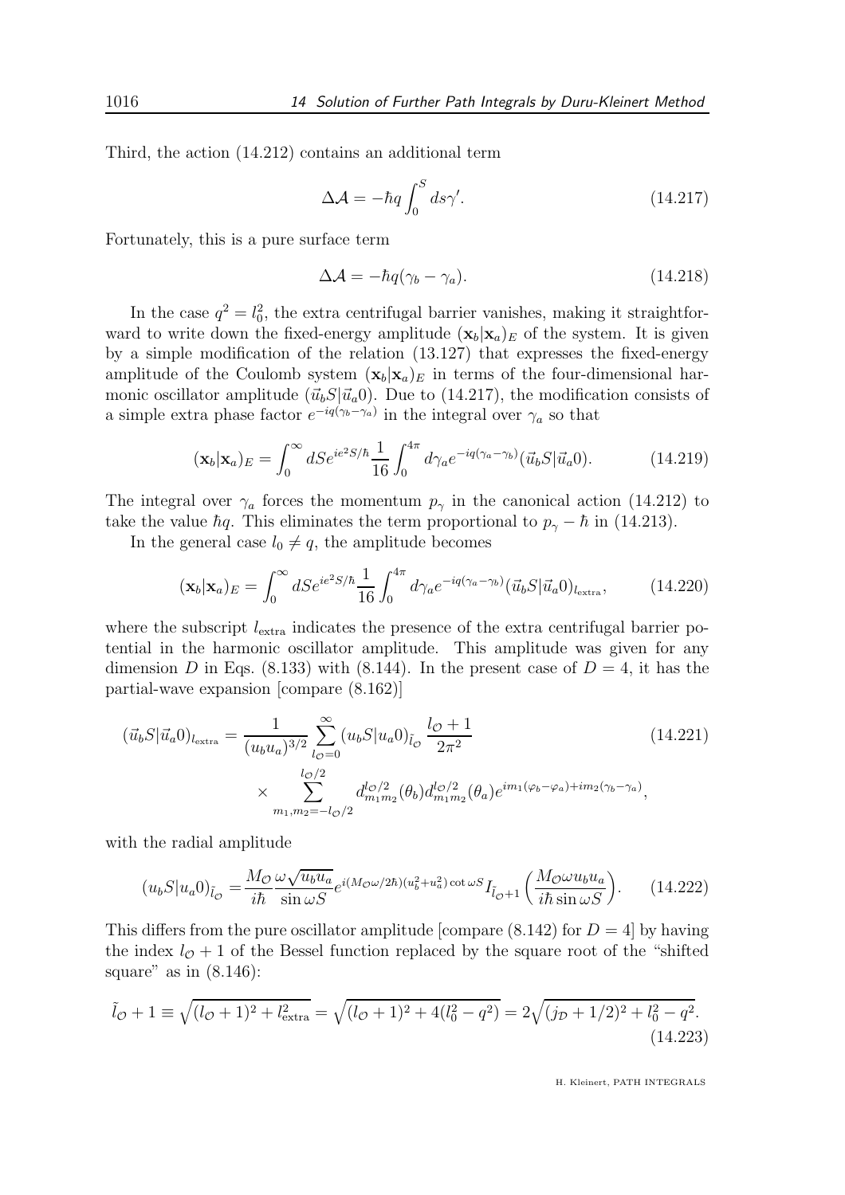Third, the action (14.212) contains an additional term

$$\Delta\mathcal{A} = -\hbar q \int_0^S ds \gamma'. \tag{14.217}$$

Fortunately, this is a pure surface term

$$\Delta\mathcal{A} = -\hbar q(\gamma_b - \gamma_a). \tag{14.218}$$

In the case $q^2 = l_0^2$, the extra centrifugal barrier vanishes, making it straightforward to write down the fixed-energy amplitude $(\mathbf{x}_b|\mathbf{x}_a)_E$ of the system. It is given by a simple modification of the relation (13.127) that expresses the fixed-energy amplitude of the Coulomb system $(\mathbf{x}_b|\mathbf{x}_a)_E$ in terms of the four-dimensional harmonic oscillator amplitude $(\vec{u}_bS|\vec{u}_a0)$. Due to (14.217), the modification consists of a simple extra phase factor $e^{-iq(\gamma_b-\gamma_a)}$ in the integral over $\gamma_a$ so that

$$(\mathbf{x}_b|\mathbf{x}_a)_E = \int_0^\infty dS e^{ie^2S/\hbar} \frac{1}{16}\int_0^{4\pi} d\gamma_a e^{-iq(\gamma_a-\gamma_b)}(\vec{u}_bS|\vec{u}_a0). \tag{14.219}$$

The integral over $\gamma_a$ forces the momentum $p_\gamma$ in the canonical action (14.212) to take the value $\hbar q$. This eliminates the term proportional to $p_\gamma - \hbar$ in (14.213).

In the general case $l_0 \neq q$, the amplitude becomes

$$(\mathbf{x}_b|\mathbf{x}_a)_E = \int_0^\infty dS e^{ie^2S/\hbar} \frac{1}{16}\int_0^{4\pi} d\gamma_a e^{-iq(\gamma_a-\gamma_b)}(\vec{u}_bS|\vec{u}_a0)_{l_{\rm extra}}, \tag{14.220}$$

where the subscript $l_{\rm extra}$ indicates the presence of the extra centrifugal barrier potential in the harmonic oscillator amplitude. This amplitude was given for any dimension $D$ in Eqs. (8.133) with (8.144). In the present case of $D=4$, it has the partial-wave expansion [compare (8.162)]

$$(\vec{u}_bS|\vec{u}_a0)_{l_{\rm extra}} = \frac{1}{(u_bu_a)^{3/2}}\sum_{l_{\mathcal{O}}=0}^{\infty}(u_bS|u_a0)_{\tilde{l}_{\mathcal{O}}}\frac{l_{\mathcal{O}}+1}{2\pi^2} \times \sum_{m_1,m_2=-l_{\mathcal{O}}/2}^{l_{\mathcal{O}}/2} d^{l_{\mathcal{O}}/2}_{m_1m_2}(\theta_b)d^{l_{\mathcal{O}}/2}_{m_1m_2}(\theta_a)e^{im_1(\varphi_b-\varphi_a)+im_2(\gamma_b-\gamma_a)}, \tag{14.221}$$

with the radial amplitude

$$(u_bS|u_a0)_{\tilde{l}_{\mathcal{O}}} = \frac{M_{\mathcal{O}}}{i\hbar}\frac{\omega\sqrt{u_bu_a}}{\sin\omega S}e^{i(M_{\mathcal{O}}\omega/2\hbar)(u_b^2+u_a^2)\cot\omega S}I_{\tilde{l}_{\mathcal{O}}+1}\left(\frac{M_{\mathcal{O}}\omega u_bu_a}{i\hbar\sin\omega S}\right). \tag{14.222}$$

This differs from the pure oscillator amplitude [compare (8.142) for $D=4$] by having the index $l_{\mathcal{O}}+1$ of the Bessel function replaced by the square root of the "shifted square" as in (8.146):

$$\tilde{l}_{\mathcal{O}}+1 \equiv \sqrt{(l_{\mathcal{O}}+1)^2+l_{\rm extra}^2} = \sqrt{(l_{\mathcal{O}}+1)^2+4(l_0^2-q^2)} = 2\sqrt{(j_{\mathcal{D}}+1/2)^2+l_0^2-q^2}. \tag{14.223}$$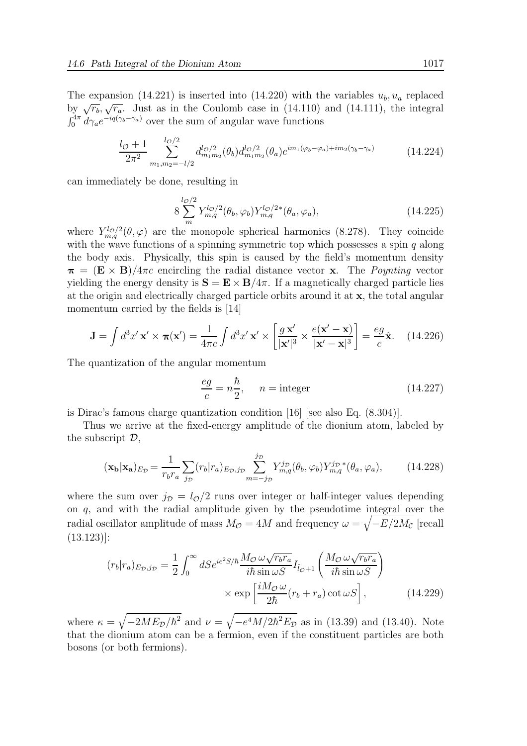The expansion (14.221) is inserted into (14.220) with the variables $u_b, u_a$ replaced by $\sqrt{r_b}, \sqrt{r_a}$. Just as in the Coulomb case in (14.110) and (14.111), the integral $\int_0^{4\pi} d\gamma_a e^{-iq(\gamma_b-\gamma_a)}$ over the sum of angular wave functions

$$\frac{l_{\mathcal{O}}+1}{2\pi^2}\sum_{m_1,m_2=-l/2}^{l_{\mathcal{O}}/2} d^{l_{\mathcal{O}}/2}_{m_1 m_2}(\theta_b) d^{l_{\mathcal{O}}/2}_{m_1 m_2}(\theta_a) e^{im_1(\varphi_b-\varphi_a)+im_2(\gamma_b-\gamma_a)} \tag{14.224}$$

can immediately be done, resulting in

$$8\sum_{m}^{l_{\mathcal{O}}/2} Y^{l_{\mathcal{O}}/2}_{m,q}(\theta_b,\varphi_b) Y^{l_{\mathcal{O}}/2*}_{m,q}(\theta_a,\varphi_a), \tag{14.225}$$

where $Y^{l_{\mathcal{O}}/2}_{m,q}(\theta,\varphi)$ are the monopole spherical harmonics (8.278). They coincide with the wave functions of a spinning symmetric top which possesses a spin $q$ along the body axis. Physically, this spin is caused by the field's momentum density $\boldsymbol{\pi} = (\mathbf{E}\times\mathbf{B})/4\pi c$ encircling the radial distance vector $\mathbf{x}$. The *Poynting* vector yielding the energy density is $\mathbf{S} = \mathbf{E}\times\mathbf{B}/4\pi$. If a magnetically charged particle lies at the origin and electrically charged particle orbits around it at $\mathbf{x}$, the total angular momentum carried by the fields is [14]

$$\mathbf{J} = \int d^3x'\, \mathbf{x}'\times\boldsymbol{\pi}(\mathbf{x}') = \frac{1}{4\pi c}\int d^3x'\, \mathbf{x}'\times\left[\frac{g\,\mathbf{x}'}{|\mathbf{x}'|^3}\times\frac{e(\mathbf{x}'-\mathbf{x})}{|\mathbf{x}'-\mathbf{x}|^3}\right] = \frac{eg}{c}\hat{\mathbf{x}}. \tag{14.226}$$

The quantization of the angular momentum

$$\frac{eg}{c} = n\frac{\hbar}{2}, \qquad n = \text{integer} \tag{14.227}$$

is Dirac's famous charge quantization condition [16] [see also Eq. (8.304)].

Thus we arrive at the fixed-energy amplitude of the dionium atom, labeled by the subscript $\mathcal{D}$,

$$(\mathbf{x_b}|\mathbf{x_a})_{E_{\mathcal{D}}} = \frac{1}{r_b r_a}\sum_{j_{\mathcal{D}}}(r_b|r_a)_{E_{\mathcal{D}},j_{\mathcal{D}}}\sum_{m=-j_{\mathcal{D}}}^{j_{\mathcal{D}}} Y^{j_{\mathcal{D}}}_{m,q}(\theta_b,\varphi_b) Y^{j_{\mathcal{D}}\,*}_{m,q}(\theta_a,\varphi_a), \tag{14.228}$$

where the sum over $j_{\mathcal{D}} = l_{\mathcal{O}}/2$ runs over integer or half-integer values depending on $q$, and with the radial amplitude given by the pseudotime integral over the radial oscillator amplitude of mass $M_{\mathcal{O}} = 4M$ and frequency $\omega = \sqrt{-E/2M_{\mathcal{C}}}$ [recall (13.123)]:

$$\begin{aligned}(r_b|r_a)_{E_{\mathcal{D}},j_{\mathcal{D}}} = \frac{1}{2}\int_0^\infty dS e^{ie^2S/\hbar}\frac{M_{\mathcal{O}}\,\omega\sqrt{r_b r_a}}{i\hbar\sin\omega S} I_{\tilde{l}_{\mathcal{O}}+1}\left(\frac{M_{\mathcal{O}}\,\omega\sqrt{r_b r_a}}{i\hbar\sin\omega S}\right) \\ \times\exp\left[\frac{iM_{\mathcal{O}}\,\omega}{2\hbar}(r_b+r_a)\cot\omega S\right],\end{aligned} \tag{14.229}$$

where $\kappa = \sqrt{-2ME_{\mathcal{D}}/\hbar^2}$ and $\nu = \sqrt{-e^4M/2\hbar^2 E_{\mathcal{D}}}$ as in (13.39) and (13.40). Note that the dionium atom can be a fermion, even if the constituent particles are both bosons (or both fermions).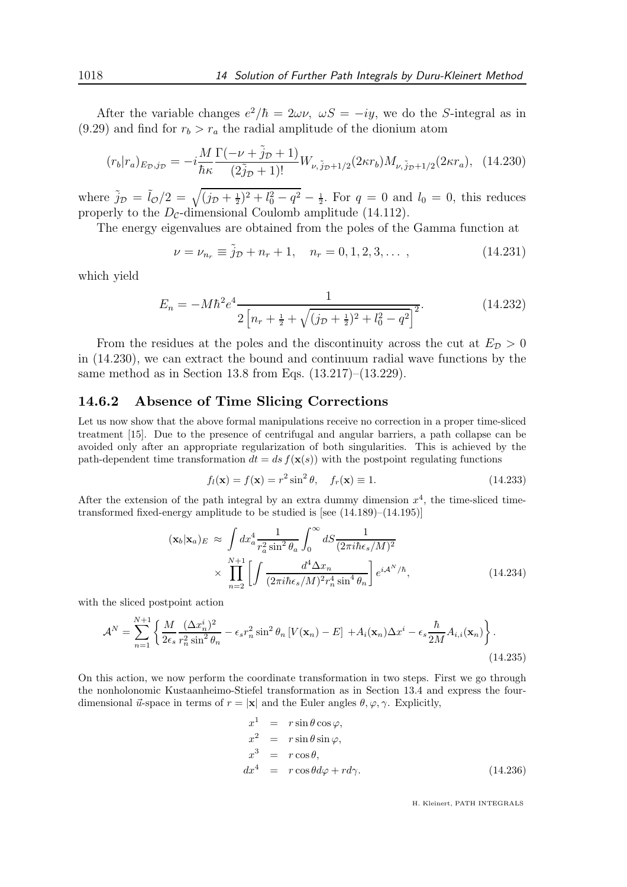After the variable changes $e^2/\hbar = 2\omega\nu$, $\omega S = -iy$, we do the $S$-integral as in (9.29) and find for $r_b > r_a$ the radial amplitude of the dionium atom

$$
(r_b|r_a)_{E_{\mathcal{D}},j_{\mathcal{D}}} = -i\frac{M}{\hbar\kappa}\frac{\Gamma(-\nu+\tilde{j}_{\mathcal{D}}+1)}{(2\tilde{j}_{\mathcal{D}}+1)!}W_{\nu,\tilde{j}_{\mathcal{D}}+1/2}(2\kappa r_b)M_{\nu,\tilde{j}_{\mathcal{D}}+1/2}(2\kappa r_a), \quad (14.230)
$$

where $\tilde{j}_{\mathcal{D}} = \tilde{l}_{\mathcal{O}}/2 = \sqrt{(j_{\mathcal{D}}+\frac{1}{2})^2 + l_0^2 - q^2} - \frac{1}{2}$. For $q = 0$ and $l_0 = 0$, this reduces properly to the $D_{\mathcal{C}}$-dimensional Coulomb amplitude (14.112).

The energy eigenvalues are obtained from the poles of the Gamma function at

$$
\nu = \nu_{n_r} \equiv \tilde{j}_{\mathcal{D}} + n_r + 1, \quad n_r = 0, 1, 2, 3, \dots\, , \quad (14.231)
$$

which yield

$$
E_n = -M\hbar^2 e^4 \frac{1}{2\left[n_r + \frac{1}{2} + \sqrt{(j_{\mathcal{D}}+\frac{1}{2})^2 + l_0^2 - q^2}\right]^2}. \quad (14.232)
$$

From the residues at the poles and the discontinuity across the cut at $E_{\mathcal{D}} > 0$ in (14.230), we can extract the bound and continuum radial wave functions by the same method as in Section 13.8 from Eqs. (13.217)–(13.229).

### 14.6.2 Absence of Time Slicing Corrections

Let us now show that the above formal manipulations receive no correction in a proper time-sliced treatment [15]. Due to the presence of centrifugal and angular barriers, a path collapse can be avoided only after an appropriate regularization of both singularities. This is achieved by the path-dependent time transformation $dt = ds\, f(\mathbf{x}(s))$ with the postpoint regulating functions

$$
f_l(\mathbf{x}) = f(\mathbf{x}) = r^2 \sin^2\theta, \quad f_r(\mathbf{x}) \equiv 1. \quad (14.233)
$$

After the extension of the path integral by an extra dummy dimension $x^4$, the time-sliced time-transformed fixed-energy amplitude to be studied is [see (14.189)–(14.195)]

$$
\begin{aligned}
(\mathbf{x}_b|\mathbf{x}_a)_E \;\approx\; & \int dx_a^4 \frac{1}{r_a^2 \sin^2\theta_a}\int_0^\infty dS \frac{1}{(2\pi i\hbar\epsilon_s/M)^2} \\
& \times \prod_{n=2}^{N+1}\left[\int \frac{d^4\Delta x_n}{(2\pi i\hbar\epsilon_s/M)^2 r_n^4 \sin^4\theta_n}\right] e^{i\mathcal{A}^N/\hbar}, \quad (14.234)
\end{aligned}
$$

with the sliced postpoint action

$$
\mathcal{A}^N = \sum_{n=1}^{N+1}\left\{\frac{M}{2\epsilon_s}\frac{(\Delta x_n^i)^2}{r_n^2\sin^2\theta_n} - \epsilon_s r_n^2 \sin^2\theta_n\left[V(\mathbf{x}_n) - E\right] + A_i(\mathbf{x}_n)\Delta x^i - \epsilon_s \frac{\hbar}{2M}A_{i,i}(\mathbf{x}_n)\right\}. \quad (14.235)
$$

On this action, we now perform the coordinate transformation in two steps. First we go through the nonholonomic Kustaanheimo-Stiefel transformation as in Section 13.4 and express the four-dimensional $\vec{u}$-space in terms of $r = |\mathbf{x}|$ and the Euler angles $\theta, \varphi, \gamma$. Explicitly,

$$
\begin{aligned}
x^1 &= r\sin\theta\cos\varphi, \\
x^2 &= r\sin\theta\sin\varphi, \\
x^3 &= r\cos\theta, \\
dx^4 &= r\cos\theta d\varphi + r d\gamma. \quad (14.236)
\end{aligned}
$$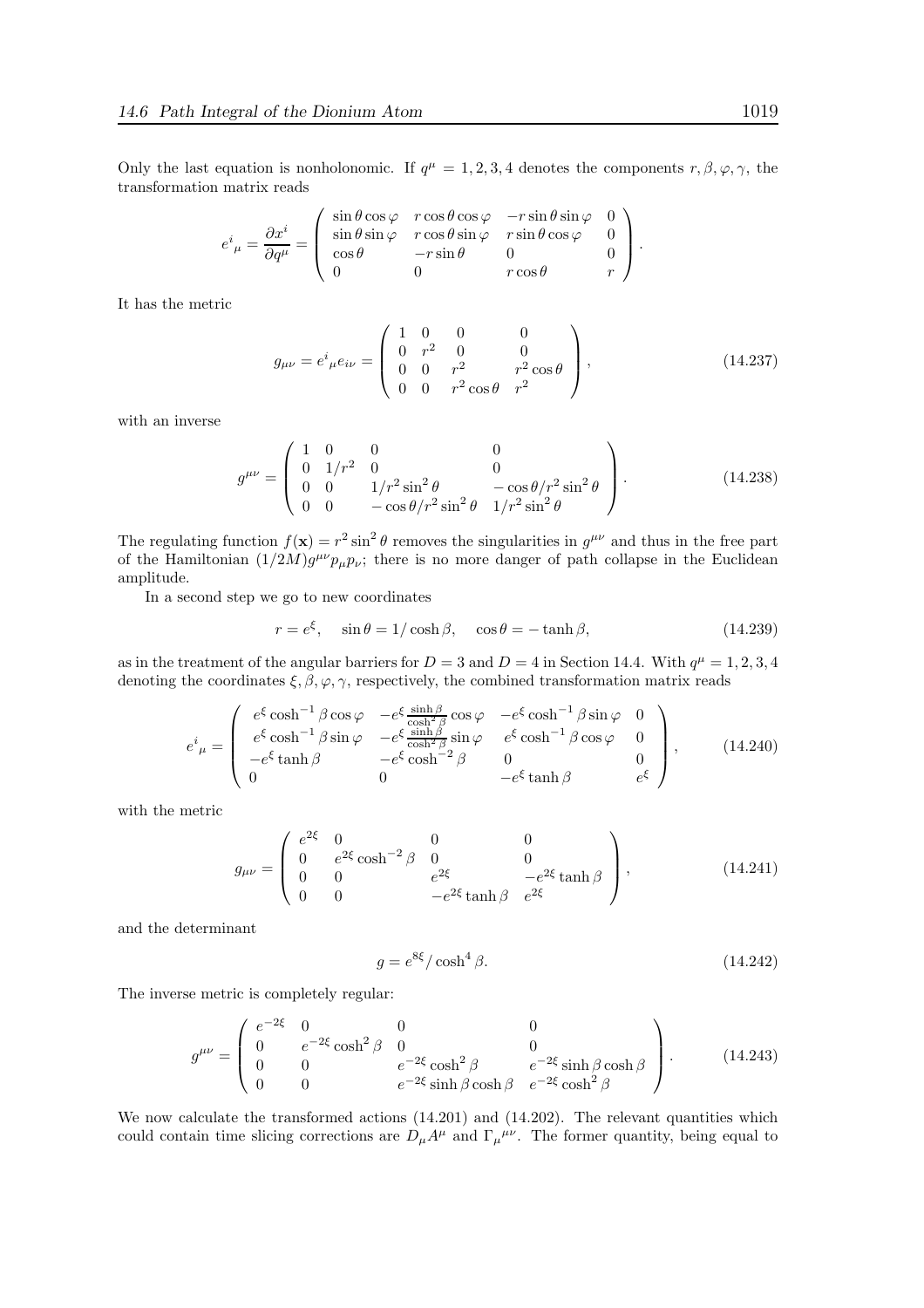Only the last equation is nonholonomic. If $q^\mu = 1, 2, 3, 4$ denotes the components $r, \beta, \varphi, \gamma$, the transformation matrix reads

$$
e^i{}_\mu = \frac{\partial x^i}{\partial q^\mu} = \begin{pmatrix} \sin\theta\cos\varphi & r\cos\theta\cos\varphi & -r\sin\theta\sin\varphi & 0 \\ \sin\theta\sin\varphi & r\cos\theta\sin\varphi & r\sin\theta\cos\varphi & 0 \\ \cos\theta & -r\sin\theta & 0 & 0 \\ 0 & 0 & r\cos\theta & r \end{pmatrix}.
$$

It has the metric

$$
g_{\mu\nu} = e^i{}_\mu e_{i\nu} = \begin{pmatrix} 1 & 0 & 0 & 0 \\ 0 & r^2 & 0 & 0 \\ 0 & 0 & r^2 & r^2\cos\theta \\ 0 & 0 & r^2\cos\theta & r^2 \end{pmatrix}, \tag{14.237}
$$

with an inverse

$$
g^{\mu\nu} = \begin{pmatrix} 1 & 0 & 0 & 0 \\ 0 & 1/r^2 & 0 & 0 \\ 0 & 0 & 1/r^2\sin^2\theta & -\cos\theta/r^2\sin^2\theta \\ 0 & 0 & -\cos\theta/r^2\sin^2\theta & 1/r^2\sin^2\theta \end{pmatrix}. \tag{14.238}
$$

The regulating function $f(\mathbf{x}) = r^2\sin^2\theta$ removes the singularities in $g^{\mu\nu}$ and thus in the free part of the Hamiltonian $(1/2M)g^{\mu\nu}p_\mu p_\nu$; there is no more danger of path collapse in the Euclidean amplitude.

In a second step we go to new coordinates

$$
r = e^\xi, \quad \sin\theta = 1/\cosh\beta, \quad \cos\theta = -\tanh\beta, \tag{14.239}
$$

as in the treatment of the angular barriers for $D = 3$ and $D = 4$ in Section 14.4. With $q^\mu = 1, 2, 3, 4$ denoting the coordinates $\xi, \beta, \varphi, \gamma$, respectively, the combined transformation matrix reads

$$
e^i{}_\mu = \begin{pmatrix} e^\xi\cosh^{-1}\beta\cos\varphi & -e^\xi\frac{\sinh\beta}{\cosh^2\beta}\cos\varphi & -e^\xi\cosh^{-1}\beta\sin\varphi & 0 \\ e^\xi\cosh^{-1}\beta\sin\varphi & -e^\xi\frac{\sinh\beta}{\cosh^2\beta}\sin\varphi & e^\xi\cosh^{-1}\beta\cos\varphi & 0 \\ -e^\xi\tanh\beta & -e^\xi\cosh^{-2}\beta & 0 & 0 \\ 0 & 0 & -e^\xi\tanh\beta & e^\xi \end{pmatrix}, \tag{14.240}
$$

with the metric

$$
g_{\mu\nu} = \begin{pmatrix} e^{2\xi} & 0 & 0 & 0 \\ 0 & e^{2\xi}\cosh^{-2}\beta & 0 & 0 \\ 0 & 0 & e^{2\xi} & -e^{2\xi}\tanh\beta \\ 0 & 0 & -e^{2\xi}\tanh\beta & e^{2\xi} \end{pmatrix}, \tag{14.241}
$$

and the determinant

$$
g = e^{8\xi}/\cosh^4\beta. \tag{14.242}
$$

The inverse metric is completely regular:

$$
g^{\mu\nu} = \begin{pmatrix} e^{-2\xi} & 0 & 0 & 0 \\ 0 & e^{-2\xi}\cosh^2\beta & 0 & 0 \\ 0 & 0 & e^{-2\xi}\cosh^2\beta & e^{-2\xi}\sinh\beta\cosh\beta \\ 0 & 0 & e^{-2\xi}\sinh\beta\cosh\beta & e^{-2\xi}\cosh^2\beta \end{pmatrix}. \tag{14.243}
$$

We now calculate the transformed actions (14.201) and (14.202). The relevant quantities which could contain time slicing corrections are $D_\mu A^\mu$ and $\Gamma_\mu{}^{\mu\nu}$. The former quantity, being equal to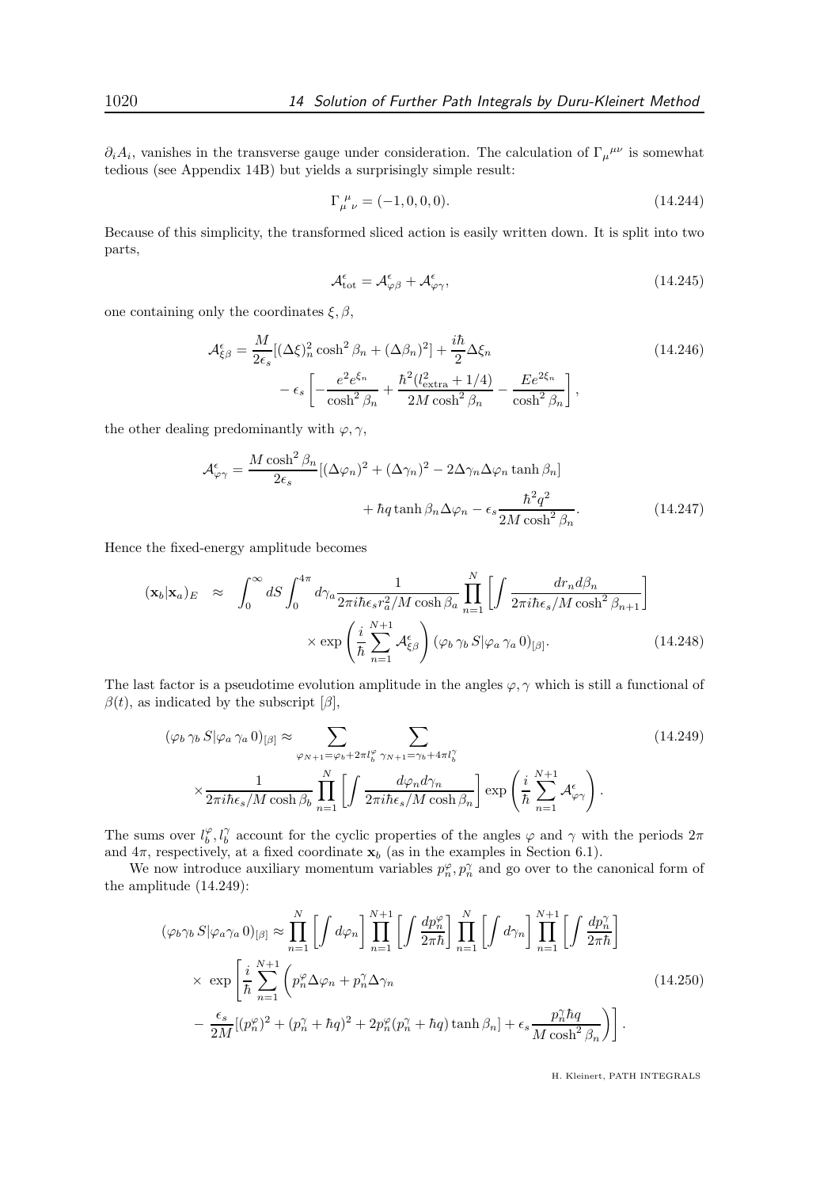$\partial_i A_i$, vanishes in the transverse gauge under consideration. The calculation of ${\Gamma_\mu}^{\mu\nu}$ is somewhat tedious (see Appendix 14B) but yields a surprisingly simple result:

$$\Gamma_{\mu}{}^{\mu}{}_{\nu} = (-1, 0, 0, 0). \tag{14.244}$$

Because of this simplicity, the transformed sliced action is easily written down. It is split into two parts,

$$\mathcal{A}^{\epsilon}_{\rm tot} = \mathcal{A}^{\epsilon}_{\varphi\beta} + \mathcal{A}^{\epsilon}_{\varphi\gamma}, \tag{14.245}$$

one containing only the coordinates $\xi, \beta$,

$$\begin{aligned}\mathcal{A}^{\epsilon}_{\xi\beta} = \frac{M}{2\epsilon_s}[(\Delta\xi)^2_n \cosh^2\beta_n + (\Delta\beta_n)^2] + \frac{i\hbar}{2}\Delta\xi_n \\ - \epsilon_s\left[-\frac{e^2 e^{\xi_n}}{\cosh^2\beta_n} + \frac{\hbar^2(l^2_{\rm extra}+1/4)}{2M\cosh^2\beta_n} - \frac{E e^{2\xi_n}}{\cosh^2\beta_n}\right],\end{aligned} \tag{14.246}$$

the other dealing predominantly with $\varphi, \gamma$,

$$\begin{aligned}\mathcal{A}^{\epsilon}_{\varphi\gamma} = \frac{M\cosh^2\beta_n}{2\epsilon_s}[(\Delta\varphi_n)^2 + (\Delta\gamma_n)^2 - 2\Delta\gamma_n\Delta\varphi_n\tanh\beta_n] \\ + \hbar q\tanh\beta_n\Delta\varphi_n - \epsilon_s\frac{\hbar^2 q^2}{2M\cosh^2\beta_n}.\end{aligned} \tag{14.247}$$

Hence the fixed-energy amplitude becomes

$$\begin{aligned}(\mathbf{x}_b|\mathbf{x}_a)_E \;\approx\; \int_0^\infty dS\int_0^{4\pi}d\gamma_a\frac{1}{2\pi i\hbar\epsilon_s r_a^2/M\cosh\beta_a}\prod_{n=1}^{N}\left[\int\frac{dr_n d\beta_n}{2\pi i\hbar\epsilon_s/M\cosh^2\beta_{n+1}}\right] \\ \times\exp\left(\frac{i}{\hbar}\sum_{n=1}^{N+1}\mathcal{A}^{\epsilon}_{\xi\beta}\right)(\varphi_b\,\gamma_b\,S|\varphi_a\,\gamma_a\,0)_{[\beta]}.\end{aligned} \tag{14.248}$$

The last factor is a pseudotime evolution amplitude in the angles $\varphi, \gamma$ which is still a functional of $\beta(t)$, as indicated by the subscript $[\beta]$,

$$\begin{aligned}(\varphi_b\,\gamma_b\,S|\varphi_a\,\gamma_a\,0)_{[\beta]} \approx \sum_{\varphi_{N+1}=\varphi_b+2\pi l^\varphi_b}\;\sum_{\gamma_{N+1}=\gamma_b+4\pi l^\gamma_b} \\ \times\frac{1}{2\pi i\hbar\epsilon_s/M\cosh\beta_b}\prod_{n=1}^{N}\left[\int\frac{d\varphi_n d\gamma_n}{2\pi i\hbar\epsilon_s/M\cosh\beta_n}\right]\exp\left(\frac{i}{\hbar}\sum_{n=1}^{N+1}\mathcal{A}^{\epsilon}_{\varphi\gamma}\right).\end{aligned} \tag{14.249}$$

The sums over $l^\varphi_b, l^\gamma_b$ account for the cyclic properties of the angles $\varphi$ and $\gamma$ with the periods $2\pi$ and $4\pi$, respectively, at a fixed coordinate $\mathbf{x}_b$ (as in the examples in Section 6.1).

We now introduce auxiliary momentum variables $p^\varphi_n, p^\gamma_n$ and go over to the canonical form of the amplitude (14.249):

$$\begin{aligned}(\varphi_b\gamma_b\,S|\varphi_a\gamma_a\,0)_{[\beta]} \approx \prod_{n=1}^{N}\left[\int d\varphi_n\right]\prod_{n=1}^{N+1}\left[\int\frac{dp^\varphi_n}{2\pi\hbar}\right]\prod_{n=1}^{N}\left[\int d\gamma_n\right]\prod_{n=1}^{N+1}\left[\int\frac{dp^\gamma_n}{2\pi\hbar}\right] \\ \times\;\exp\left[\frac{i}{\hbar}\sum_{n=1}^{N+1}\left(p^\varphi_n\Delta\varphi_n + p^\gamma_n\Delta\gamma_n\right.\right. \\ \left.\left. -\;\frac{\epsilon_s}{2M}[(p^\varphi_n)^2 + (p^\gamma_n+\hbar q)^2 + 2p^\varphi_n(p^\gamma_n+\hbar q)\tanh\beta_n] + \epsilon_s\frac{p^\gamma_n\hbar q}{M\cosh^2\beta_n}\right)\right].\end{aligned} \tag{14.250}$$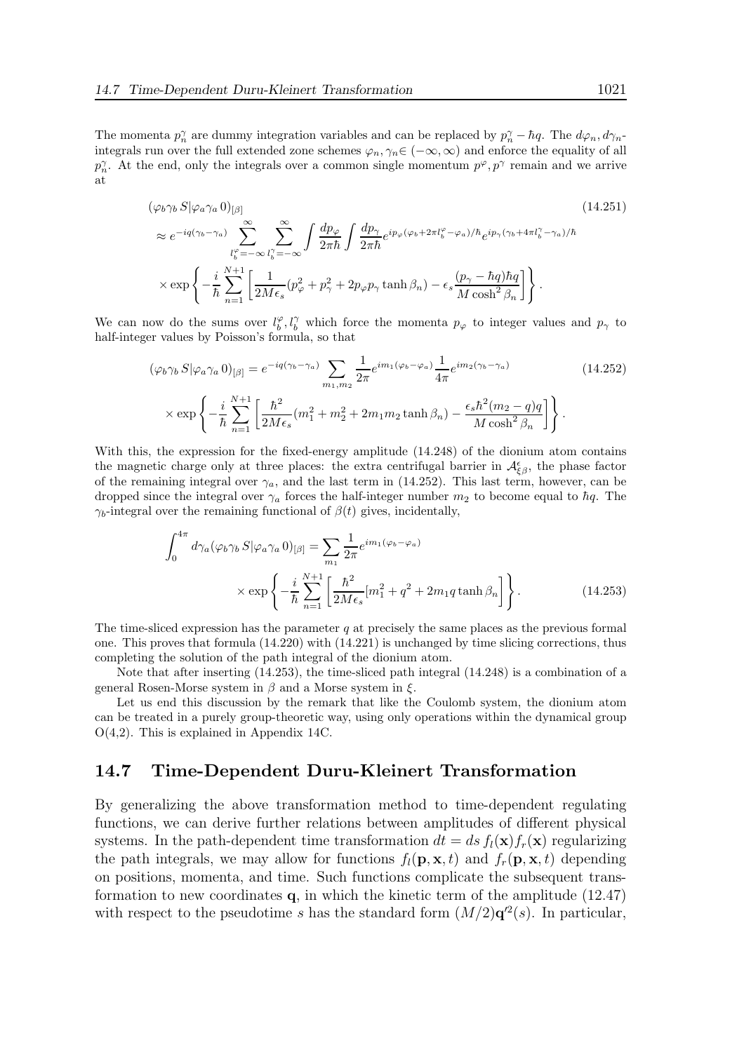The momenta $p_n^\gamma$ are dummy integration variables and can be replaced by $p_n^\gamma - \hbar q$. The $d\varphi_n, d\gamma_n$-integrals run over the full extended zone schemes $\varphi_n, \gamma_n \in (-\infty, \infty)$ and enforce the equality of all $p_n^\gamma$. At the end, only the integrals over a common single momentum $p^\varphi, p^\gamma$ remain and we arrive at

$$
\begin{aligned}
&(\varphi_b \gamma_b\, S|\varphi_a \gamma_a\, 0)_{[\beta]} \\
&\approx e^{-iq(\gamma_b - \gamma_a)} \sum_{l_b^\varphi=-\infty}^{\infty} \sum_{l_b^\gamma=-\infty}^{\infty} \int \frac{dp_\varphi}{2\pi\hbar} \int \frac{dp_\gamma}{2\pi\hbar} e^{ip_\varphi(\varphi_b + 2\pi l_b^\varphi - \varphi_a)/\hbar} e^{ip_\gamma(\gamma_b + 4\pi l_b^\gamma - \gamma_a)/\hbar} \\
&\times \exp\left\{ -\frac{i}{\hbar} \sum_{n=1}^{N+1} \left[ \frac{1}{2M\epsilon_s}(p_\varphi^2 + p_\gamma^2 + 2p_\varphi p_\gamma \tanh \beta_n) - \epsilon_s \frac{(p_\gamma - \hbar q)\hbar q}{M \cosh^2 \beta_n} \right] \right\}.
\end{aligned} \tag{14.251}
$$

We can now do the sums over $l_b^\varphi, l_b^\gamma$ which force the momenta $p_\varphi$ to integer values and $p_\gamma$ to half-integer values by Poisson's formula, so that

$$
\begin{aligned}
(\varphi_b \gamma_b\, S|\varphi_a \gamma_a\, 0)_{[\beta]} &= e^{-iq(\gamma_b - \gamma_a)} \sum_{m_1, m_2} \frac{1}{2\pi} e^{im_1(\varphi_b - \varphi_a)} \frac{1}{4\pi} e^{im_2(\gamma_b - \gamma_a)} \\
&\times \exp\left\{ -\frac{i}{\hbar} \sum_{n=1}^{N+1} \left[ \frac{\hbar^2}{2M\epsilon_s}(m_1^2 + m_2^2 + 2m_1 m_2 \tanh \beta_n) - \frac{\epsilon_s \hbar^2 (m_2 - q) q}{M \cosh^2 \beta_n} \right] \right\}.
\end{aligned} \tag{14.252}
$$

With this, the expression for the fixed-energy amplitude (14.248) of the dionium atom contains the magnetic charge only at three places: the extra centrifugal barrier in $\mathcal{A}^\epsilon_{\xi\beta}$, the phase factor of the remaining integral over $\gamma_a$, and the last term in (14.252). This last term, however, can be dropped since the integral over $\gamma_a$ forces the half-integer number $m_2$ to become equal to $\hbar q$. The $\gamma_b$-integral over the remaining functional of $\beta(t)$ gives, incidentally,

$$
\begin{aligned}
\int_0^{4\pi} d\gamma_a (\varphi_b \gamma_b\, S|\varphi_a \gamma_a\, 0)_{[\beta]} &= \sum_{m_1} \frac{1}{2\pi} e^{im_1(\varphi_b - \varphi_a)} \\
&\times \exp\left\{ -\frac{i}{\hbar} \sum_{n=1}^{N+1} \left[ \frac{\hbar^2}{2M\epsilon_s} [m_1^2 + q^2 + 2m_1 q \tanh \beta_n] \right] \right\}.
\end{aligned} \tag{14.253}
$$

The time-sliced expression has the parameter $q$ at precisely the same places as the previous formal one. This proves that formula (14.220) with (14.221) is unchanged by time slicing corrections, thus completing the solution of the path integral of the dionium atom.

Note that after inserting (14.253), the time-sliced path integral (14.248) is a combination of a general Rosen-Morse system in $\beta$ and a Morse system in $\xi$.

Let us end this discussion by the remark that like the Coulomb system, the dionium atom can be treated in a purely group-theoretic way, using only operations within the dynamical group O(4,2). This is explained in Appendix 14C.

## 14.7 Time-Dependent Duru-Kleinert Transformation

By generalizing the above transformation method to time-dependent regulating functions, we can derive further relations between amplitudes of different physical systems. In the path-dependent time transformation $dt = ds\, f_l(\mathbf{x}) f_r(\mathbf{x})$ regularizing the path integrals, we may allow for functions $f_l(\mathbf{p}, \mathbf{x}, t)$ and $f_r(\mathbf{p}, \mathbf{x}, t)$ depending on positions, momenta, and time. Such functions complicate the subsequent transformation to new coordinates $\mathbf{q}$, in which the kinetic term of the amplitude (12.47) with respect to the pseudotime $s$ has the standard form $(M/2)\mathbf{q}'^2(s)$. In particular,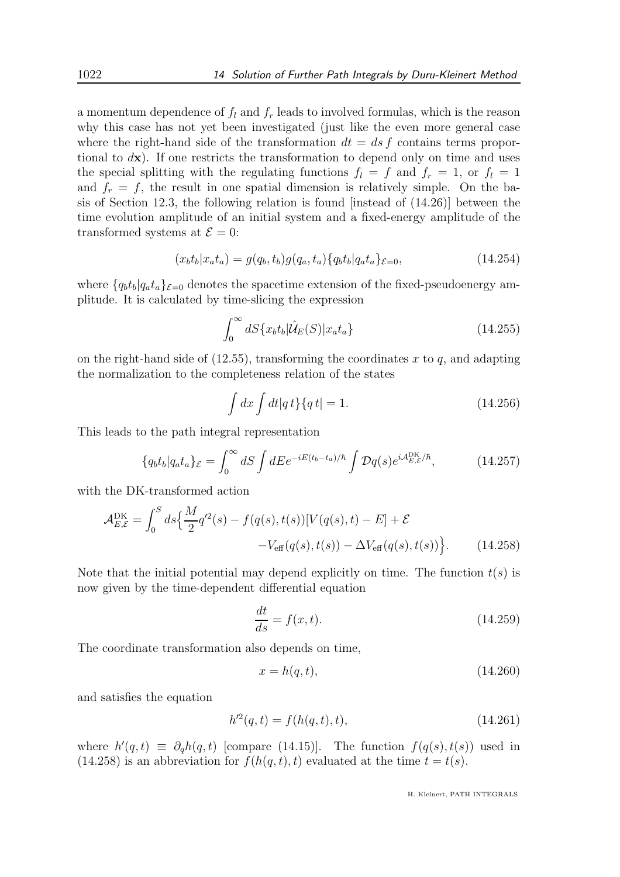a momentum dependence of $f_l$ and $f_r$ leads to involved formulas, which is the reason why this case has not yet been investigated (just like the even more general case where the right-hand side of the transformation $dt = ds\, f$ contains terms proportional to $d\mathbf{x}$). If one restricts the transformation to depend only on time and uses the special splitting with the regulating functions $f_l = f$ and $f_r = 1$, or $f_l = 1$ and $f_r = f$, the result in one spatial dimension is relatively simple. On the basis of Section 12.3, the following relation is found [instead of (14.26)] between the time evolution amplitude of an initial system and a fixed-energy amplitude of the transformed systems at $\mathcal{E} = 0$:

$$(x_b t_b | x_a t_a) = g(q_b, t_b) g(q_a, t_a) \{q_b t_b | q_a t_a\}_{\mathcal{E}=0}, \tag{14.254}$$

where $\{q_b t_b | q_a t_a\}_{\mathcal{E}=0}$ denotes the spacetime extension of the fixed-pseudoenergy amplitude. It is calculated by time-slicing the expression

$$\int_0^\infty dS \{x_b t_b | \hat{\mathcal{U}}_E(S) | x_a t_a\} \tag{14.255}$$

on the right-hand side of (12.55), transforming the coordinates $x$ to $q$, and adapting the normalization to the completeness relation of the states

$$\int dx \int dt |q\, t\}\{q\, t| = 1. \tag{14.256}$$

This leads to the path integral representation

$$\{q_b t_b | q_a t_a\}_{\mathcal{E}} = \int_0^\infty dS \int dE e^{-iE(t_b - t_a)/\hbar} \int \mathcal{D}q(s) e^{i\mathcal{A}^{\rm DK}_{E,\mathcal{E}}/\hbar}, \tag{14.257}$$

with the DK-transformed action

$$\begin{aligned}\mathcal{A}^{\rm DK}_{E,\mathcal{E}} = \int_0^S ds \Big\{ \frac{M}{2} q'^2(s) - f(q(s), t(s))[V(q(s), t) - E] + \mathcal{E} \\ - V_{\rm eff}(q(s), t(s)) - \Delta V_{\rm eff}(q(s), t(s)) \Big\}.\end{aligned} \tag{14.258}$$

Note that the initial potential may depend explicitly on time. The function $t(s)$ is now given by the time-dependent differential equation

$$\frac{dt}{ds} = f(x, t). \tag{14.259}$$

The coordinate transformation also depends on time,

$$x = h(q, t), \tag{14.260}$$

and satisfies the equation

$$h'^2(q, t) = f(h(q, t), t), \tag{14.261}$$

where $h'(q, t) \equiv \partial_q h(q, t)$ [compare (14.15)]. The function $f(q(s), t(s))$ used in (14.258) is an abbreviation for $f(h(q, t), t)$ evaluated at the time $t = t(s)$.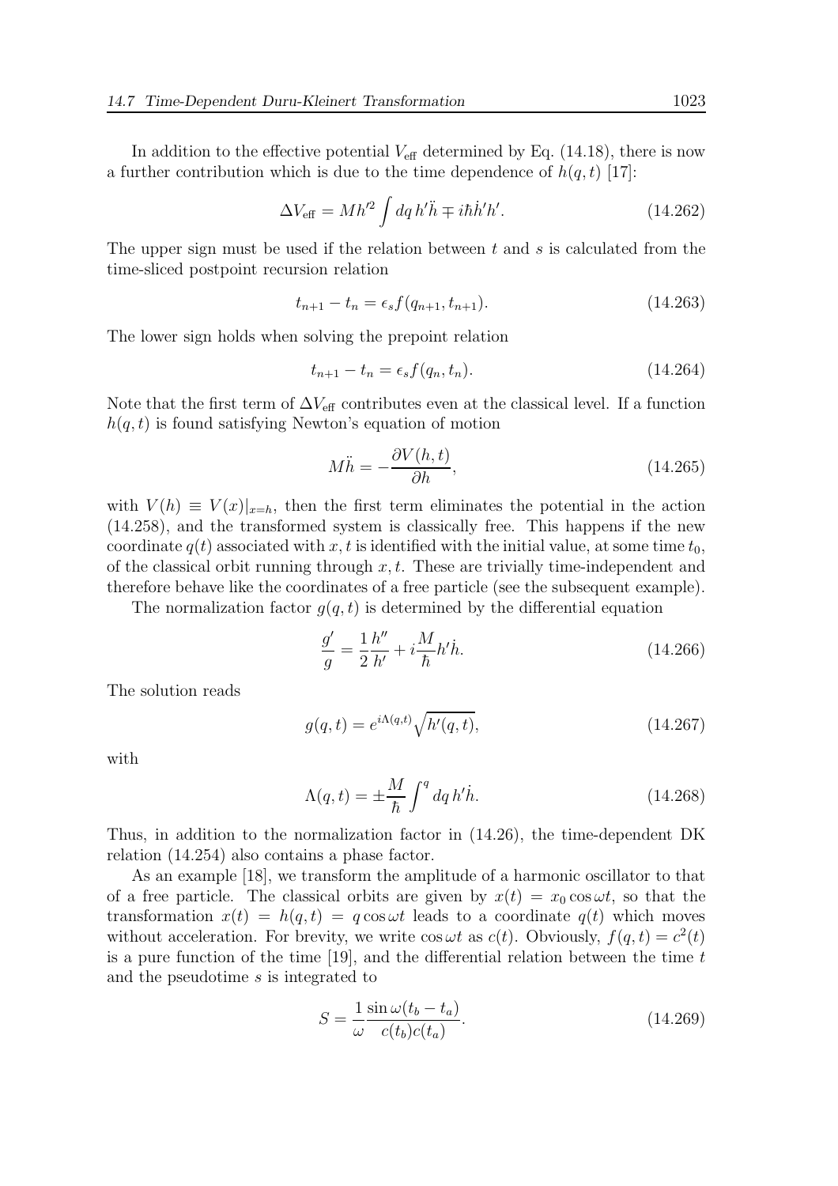In addition to the effective potential $V_{\rm eff}$ determined by Eq. (14.18), there is now a further contribution which is due to the time dependence of $h(q,t)$ [17]:

$$\Delta V_{\rm eff} = M h'^2 \int dq\, h'\ddot{h} \mp i\hbar \dot{h}' h'. \tag{14.262}$$

The upper sign must be used if the relation between $t$ and $s$ is calculated from the time-sliced postpoint recursion relation

$$t_{n+1} - t_n = \epsilon_s f(q_{n+1}, t_{n+1}). \tag{14.263}$$

The lower sign holds when solving the prepoint relation

$$t_{n+1} - t_n = \epsilon_s f(q_n, t_n). \tag{14.264}$$

Note that the first term of $\Delta V_{\rm eff}$ contributes even at the classical level. If a function $h(q,t)$ is found satisfying Newton's equation of motion

$$M\ddot{h} = -\frac{\partial V(h,t)}{\partial h}, \tag{14.265}$$

with $V(h) \equiv V(x)|_{x=h}$, then the first term eliminates the potential in the action (14.258), and the transformed system is classically free. This happens if the new coordinate $q(t)$ associated with $x, t$ is identified with the initial value, at some time $t_0$, of the classical orbit running through $x, t$. These are trivially time-independent and therefore behave like the coordinates of a free particle (see the subsequent example).

The normalization factor $g(q,t)$ is determined by the differential equation

$$\frac{g'}{g} = \frac{1}{2}\frac{h''}{h'} + i\frac{M}{\hbar} h'\dot{h}. \tag{14.266}$$

The solution reads

$$g(q,t) = e^{i\Lambda(q,t)}\sqrt{h'(q,t)}, \tag{14.267}$$

with

$$\Lambda(q,t) = \pm\frac{M}{\hbar}\int^q dq\, h'\dot{h}. \tag{14.268}$$

Thus, in addition to the normalization factor in (14.26), the time-dependent DK relation (14.254) also contains a phase factor.

As an example [18], we transform the amplitude of a harmonic oscillator to that of a free particle. The classical orbits are given by $x(t) = x_0 \cos\omega t$, so that the transformation $x(t) = h(q,t) = q\cos\omega t$ leads to a coordinate $q(t)$ which moves without acceleration. For brevity, we write $\cos\omega t$ as $c(t)$. Obviously, $f(q,t) = c^2(t)$ is a pure function of the time [19], and the differential relation between the time $t$ and the pseudotime $s$ is integrated to

$$S = \frac{1}{\omega}\frac{\sin\omega(t_b - t_a)}{c(t_b)c(t_a)}. \tag{14.269}$$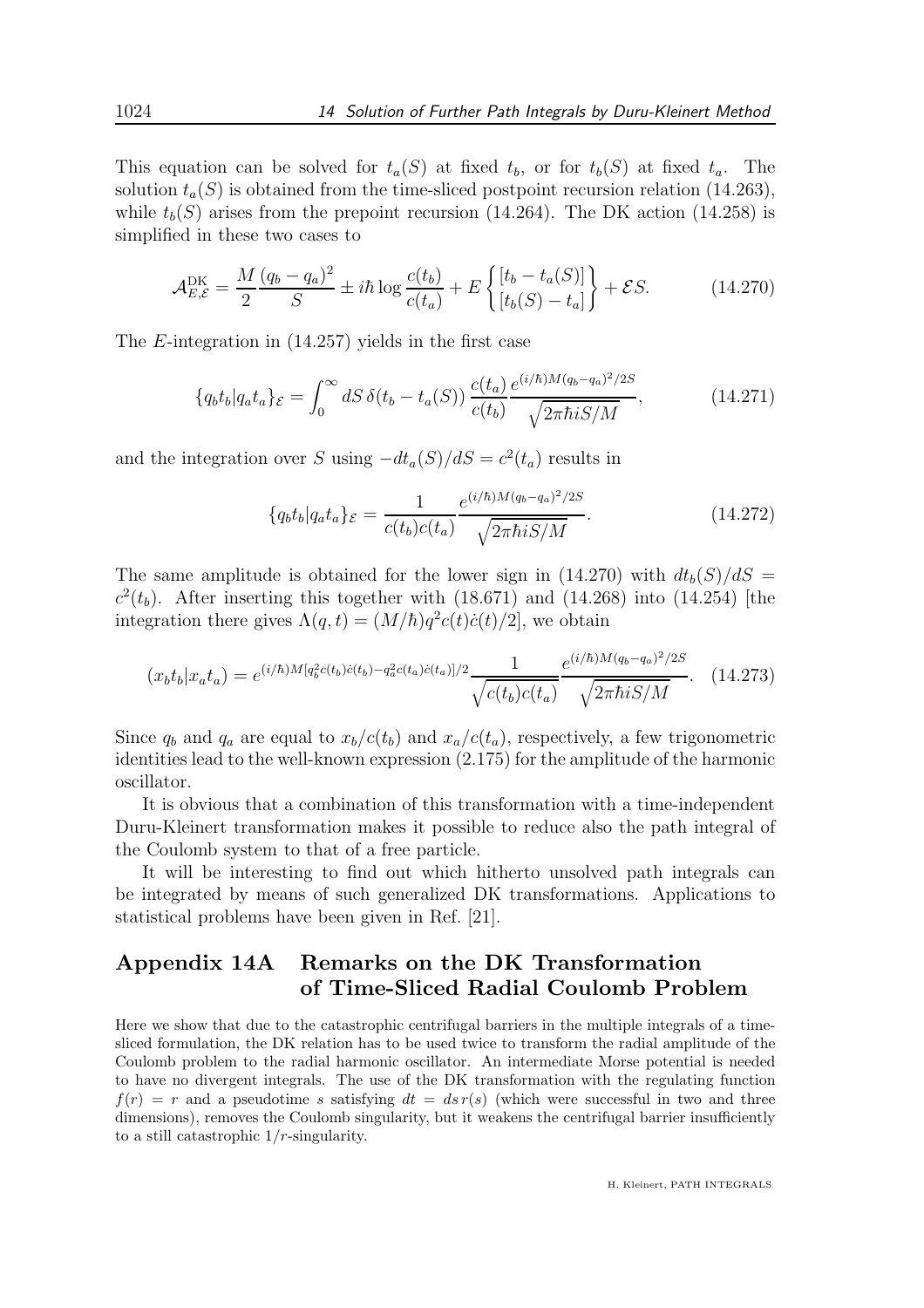This equation can be solved for $t_a(S)$ at fixed $t_b$, or for $t_b(S)$ at fixed $t_a$. The solution $t_a(S)$ is obtained from the time-sliced postpoint recursion relation (14.263), while $t_b(S)$ arises from the prepoint recursion (14.264). The DK action (14.258) is simplified in these two cases to

$$\mathcal{A}^{\rm DK}_{E,\mathcal{E}} = \frac{M}{2}\frac{(q_b-q_a)^2}{S} \pm i\hbar \log\frac{c(t_b)}{c(t_a)} + E\left\{\begin{matrix}[t_b - t_a(S)]\\ [t_b(S)-t_a]\end{matrix}\right\} + \mathcal{E}S. \tag{14.270}$$

The $E$-integration in (14.257) yields in the first case

$$\{q_bt_b|q_at_a\}_{\mathcal{E}} = \int_0^\infty dS\,\delta(t_b - t_a(S))\,\frac{c(t_a)}{c(t_b)}\frac{e^{(i/\hbar)M(q_b-q_a)^2/2S}}{\sqrt{2\pi\hbar iS/M}}, \tag{14.271}$$

and the integration over $S$ using $-dt_a(S)/dS = c^2(t_a)$ results in

$$\{q_bt_b|q_at_a\}_{\mathcal{E}} = \frac{1}{c(t_b)c(t_a)}\frac{e^{(i/\hbar)M(q_b-q_a)^2/2S}}{\sqrt{2\pi\hbar iS/M}}. \tag{14.272}$$

The same amplitude is obtained for the lower sign in (14.270) with $dt_b(S)/dS = c^2(t_b)$. After inserting this together with (18.671) and (14.268) into (14.254) [the integration there gives $\Lambda(q,t) = (M/\hbar)q^2c(t)\dot{c}(t)/2$], we obtain

$$(x_bt_b|x_at_a) = e^{(i/\hbar)M[q_b^2c(t_b)\dot{c}(t_b)-q_a^2c(t_a)\dot{c}(t_a)]/2}\frac{1}{\sqrt{c(t_b)c(t_a)}}\frac{e^{(i/\hbar)M(q_b-q_a)^2/2S}}{\sqrt{2\pi\hbar iS/M}}. \tag{14.273}$$

Since $q_b$ and $q_a$ are equal to $x_b/c(t_b)$ and $x_a/c(t_a)$, respectively, a few trigonometric identities lead to the well-known expression (2.175) for the amplitude of the harmonic oscillator.

It is obvious that a combination of this transformation with a time-independent Duru-Kleinert transformation makes it possible to reduce also the path integral of the Coulomb system to that of a free particle.

It will be interesting to find out which hitherto unsolved path integrals can be integrated by means of such generalized DK transformations. Applications to statistical problems have been given in Ref. [21].

## Appendix 14A Remarks on the DK Transformation of Time-Sliced Radial Coulomb Problem

Here we show that due to the catastrophic centrifugal barriers in the multiple integrals of a time-sliced formulation, the DK relation has to be used twice to transform the radial amplitude of the Coulomb problem to the radial harmonic oscillator. An intermediate Morse potential is needed to have no divergent integrals. The use of the DK transformation with the regulating function $f(r) = r$ and a pseudotime $s$ satisfying $dt = ds\,r(s)$ (which were successful in two and three dimensions), removes the Coulomb singularity, but it weakens the centrifugal barrier insufficiently to a still catastrophic $1/r$-singularity.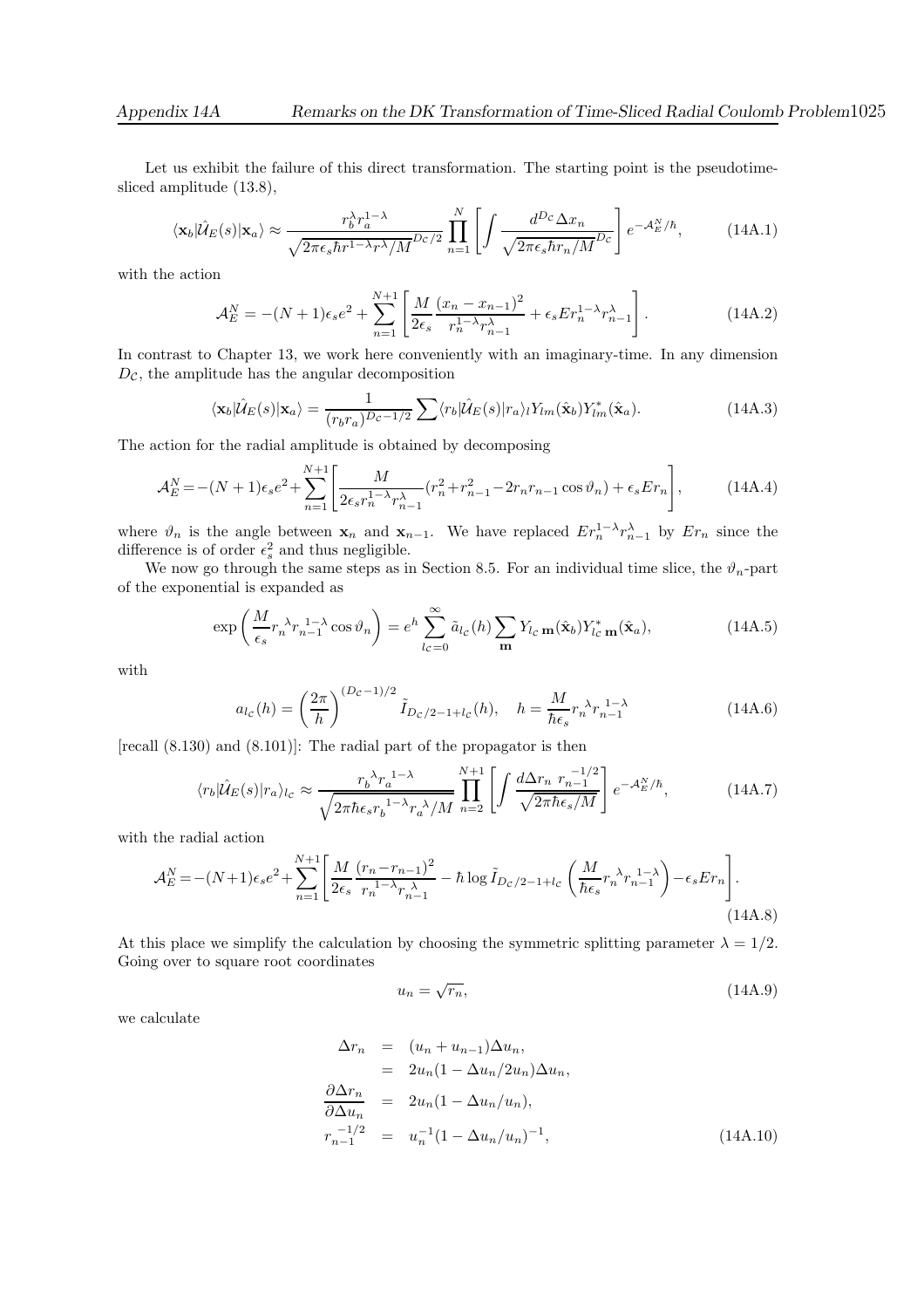Let us exhibit the failure of this direct transformation. The starting point is the pseudotime-sliced amplitude (13.8),

$$
\langle \mathbf{x}_b|\hat{\mathcal{U}}_E(s)|\mathbf{x}_a\rangle \approx \frac{r_b^{\lambda} r_a^{1-\lambda}}{\sqrt{2\pi\epsilon_s\hbar r^{1-\lambda} r^{\lambda}/M}^{D_{\mathcal{C}}/2}} \prod_{n=1}^{N}\left[\int \frac{d^{D_{\mathcal{C}}}\Delta x_n}{\sqrt{2\pi\epsilon_s\hbar r_n/M}^{D_{\mathcal{C}}}}\right] e^{-\mathcal{A}_E^N/\hbar}, \tag{14A.1}
$$

with the action

$$
\mathcal{A}_E^N = -(N+1)\epsilon_s e^2 + \sum_{n=1}^{N+1}\left[\frac{M}{2\epsilon_s}\frac{(x_n - x_{n-1})^2}{r_n^{1-\lambda} r_{n-1}^{\lambda}} + \epsilon_s E r_n^{1-\lambda} r_{n-1}^{\lambda}\right]. \tag{14A.2}
$$

In contrast to Chapter 13, we work here conveniently with an imaginary-time. In any dimension $D_{\mathcal{C}}$, the amplitude has the angular decomposition

$$
\langle \mathbf{x}_b|\hat{\mathcal{U}}_E(s)|\mathbf{x}_a\rangle = \frac{1}{(r_b r_a)^{D_{\mathcal{C}}-1/2}} \sum \langle r_b|\hat{\mathcal{U}}_E(s)|r_a\rangle_l Y_{lm}(\hat{\mathbf{x}}_b) Y^*_{lm}(\hat{\mathbf{x}}_a). \tag{14A.3}
$$

The action for the radial amplitude is obtained by decomposing

$$
\mathcal{A}_E^N = -(N+1)\epsilon_s e^2 + \sum_{n=1}^{N+1}\left[\frac{M}{2\epsilon_s r_n^{1-\lambda} r_{n-1}^{\lambda}}(r_n^2 + r_{n-1}^2 - 2 r_n r_{n-1}\cos\vartheta_n) + \epsilon_s E r_n\right], \tag{14A.4}
$$

where $\vartheta_n$ is the angle between $\mathbf{x}_n$ and $\mathbf{x}_{n-1}$. We have replaced $E r_n^{1-\lambda} r_{n-1}^{\lambda}$ by $E r_n$ since the difference is of order $\epsilon_s^2$ and thus negligible.

We now go through the same steps as in Section 8.5. For an individual time slice, the $\vartheta_n$-part of the exponential is expanded as

$$
\exp\left(\frac{M}{\epsilon_s} {r_n}^{\lambda} {r_{n-1}}^{1-\lambda}\cos\vartheta_n\right) = e^h \sum_{l_{\mathcal{C}}=0}^{\infty} \tilde{a}_{l_{\mathcal{C}}}(h) \sum_{\mathbf{m}} Y_{l_{\mathcal{C}}\,\mathbf{m}}(\hat{\mathbf{x}}_b) Y^*_{l_{\mathcal{C}}\,\mathbf{m}}(\hat{\mathbf{x}}_a), \tag{14A.5}
$$

with

$$
a_{l_{\mathcal{C}}}(h) = \left(\frac{2\pi}{h}\right)^{(D_{\mathcal{C}}-1)/2} \tilde{I}_{D_{\mathcal{C}}/2-1+l_{\mathcal{C}}}(h), \quad h = \frac{M}{\hbar\epsilon_s} {r_n}^{\lambda} {r_{n-1}}^{1-\lambda} \tag{14A.6}
$$

[recall (8.130) and (8.101)]: The radial part of the propagator is then

$$
\langle r_b|\hat{\mathcal{U}}_E(s)|r_a\rangle_{l_{\mathcal{C}}} \approx \frac{{r_b}^{\lambda} {r_a}^{1-\lambda}}{\sqrt{2\pi\hbar\epsilon_s {r_b}^{1-\lambda} {r_a}^{\lambda}/M}} \prod_{n=2}^{N+1}\left[\int \frac{d\Delta r_n\; {r_{n-1}}^{-1/2}}{\sqrt{2\pi\hbar\epsilon_s/M}}\right] e^{-\mathcal{A}_E^N/\hbar}, \tag{14A.7}
$$

with the radial action

$$
\mathcal{A}_E^N = -(N+1)\epsilon_s e^2 + \sum_{n=1}^{N+1}\left[\frac{M}{2\epsilon_s}\frac{(r_n - r_{n-1})^2}{{r_n}^{1-\lambda} {r_{n-1}}^{\lambda}} - \hbar\log \tilde{I}_{D_{\mathcal{C}}/2-1+l_{\mathcal{C}}}\left(\frac{M}{\hbar\epsilon_s} {r_n}^{\lambda} {r_{n-1}}^{1-\lambda}\right) - \epsilon_s E r_n\right]. \tag{14A.8}
$$

At this place we simplify the calculation by choosing the symmetric splitting parameter $\lambda = 1/2$. Going over to square root coordinates

$$
u_n = \sqrt{r_n}, \tag{14A.9}
$$

we calculate

$$
\begin{aligned}
\Delta r_n &= (u_n + u_{n-1})\Delta u_n, \\
&= 2u_n(1 - \Delta u_n/2u_n)\Delta u_n, \\
\frac{\partial \Delta r_n}{\partial \Delta u_n} &= 2u_n(1 - \Delta u_n/u_n), \\
{r_{n-1}}^{-1/2} &= u_n^{-1}(1 - \Delta u_n/u_n)^{-1},
\end{aligned} \tag{14A.10}
$$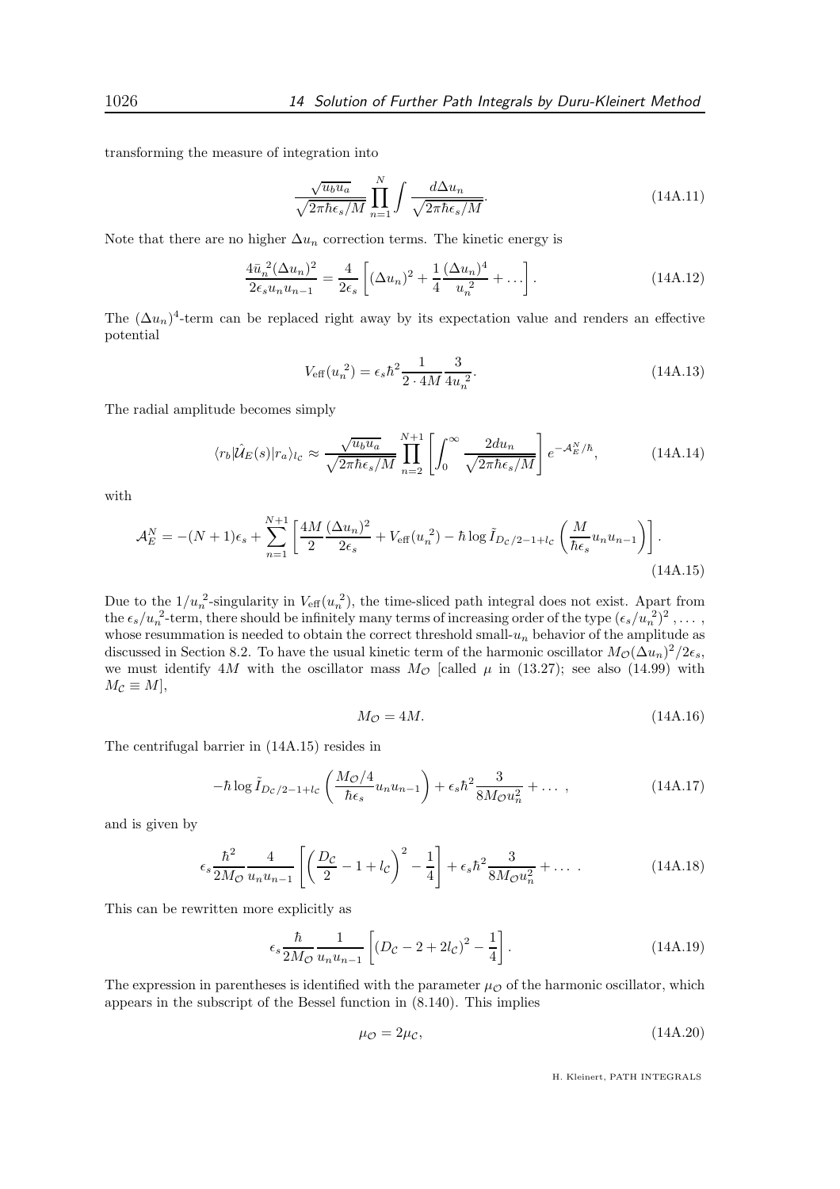transforming the measure of integration into

$$\frac{\sqrt{u_b u_a}}{\sqrt{2\pi\hbar\epsilon_s/M}} \prod_{n=1}^{N} \int \frac{d\Delta u_n}{\sqrt{2\pi\hbar\epsilon_s/M}}. \tag{14A.11}$$

Note that there are no higher $\Delta u_n$ correction terms. The kinetic energy is

$$\frac{4\bar{u}_n{}^2(\Delta u_n)^2}{2\epsilon_s u_n u_{n-1}} = \frac{4}{2\epsilon_s}\left[(\Delta u_n)^2 + \frac{1}{4}\frac{(\Delta u_n)^4}{u_n{}^2} + \dots\right]. \tag{14A.12}$$

The $(\Delta u_n)^4$-term can be replaced right away by its expectation value and renders an effective potential

$$V_{\rm eff}(u_n{}^2) = \epsilon_s \hbar^2 \frac{1}{2\cdot 4M}\frac{3}{4u_n{}^2}. \tag{14A.13}$$

The radial amplitude becomes simply

$$\langle r_b|\hat{\mathcal{U}}_E(s)|r_a\rangle_{l_\mathcal{C}} \approx \frac{\sqrt{u_b u_a}}{\sqrt{2\pi\hbar\epsilon_s/M}} \prod_{n=2}^{N+1}\left[\int_0^\infty \frac{2du_n}{\sqrt{2\pi\hbar\epsilon_s/M}}\right] e^{-\mathcal{A}_E^N/\hbar}, \tag{14A.14}$$

with

$$\mathcal{A}_E^N = -(N+1)\epsilon_s + \sum_{n=1}^{N+1}\left[\frac{4M}{2}\frac{(\Delta u_n)^2}{2\epsilon_s} + V_{\rm eff}(u_n{}^2) - \hbar\log\tilde{I}_{D_\mathcal{C}/2-1+l_\mathcal{C}}\left(\frac{M}{\hbar\epsilon_s}u_n u_{n-1}\right)\right]. \tag{14A.15}$$

Due to the $1/u_n{}^2$-singularity in $V_{\rm eff}(u_n{}^2)$, the time-sliced path integral does not exist. Apart from the $\epsilon_s/u_n{}^2$-term, there should be infinitely many terms of increasing order of the type $(\epsilon_s/u_n{}^2)^2, \dots,$ whose resummation is needed to obtain the correct threshold small-$u_n$ behavior of the amplitude as discussed in Section 8.2. To have the usual kinetic term of the harmonic oscillator $M_\mathcal{O}(\Delta u_n)^2/2\epsilon_s$, we must identify $4M$ with the oscillator mass $M_\mathcal{O}$ [called $\mu$ in (13.27); see also (14.99) with $M_\mathcal{C} \equiv M$],

$$M_\mathcal{O} = 4M. \tag{14A.16}$$

The centrifugal barrier in (14A.15) resides in

$$-\hbar\log\tilde{I}_{D_\mathcal{C}/2-1+l_\mathcal{C}}\left(\frac{M_\mathcal{O}/4}{\hbar\epsilon_s}u_n u_{n-1}\right) + \epsilon_s\hbar^2\frac{3}{8M_\mathcal{O}u_n^2} + \dots\,, \tag{14A.17}$$

and is given by

$$\epsilon_s\frac{\hbar^2}{2M_\mathcal{O}}\frac{4}{u_n u_{n-1}}\left[\left(\frac{D_\mathcal{C}}{2} - 1 + l_\mathcal{C}\right)^2 - \frac{1}{4}\right] + \epsilon_s\hbar^2\frac{3}{8M_\mathcal{O}u_n^2} + \dots\,. \tag{14A.18}$$

This can be rewritten more explicitly as

$$\epsilon_s\frac{\hbar}{2M_\mathcal{O}}\frac{1}{u_n u_{n-1}}\left[(D_\mathcal{C} - 2 + 2l_\mathcal{C})^2 - \frac{1}{4}\right]. \tag{14A.19}$$

The expression in parentheses is identified with the parameter $\mu_\mathcal{O}$ of the harmonic oscillator, which appears in the subscript of the Bessel function in (8.140). This implies

$$\mu_\mathcal{O} = 2\mu_\mathcal{C}, \tag{14A.20}$$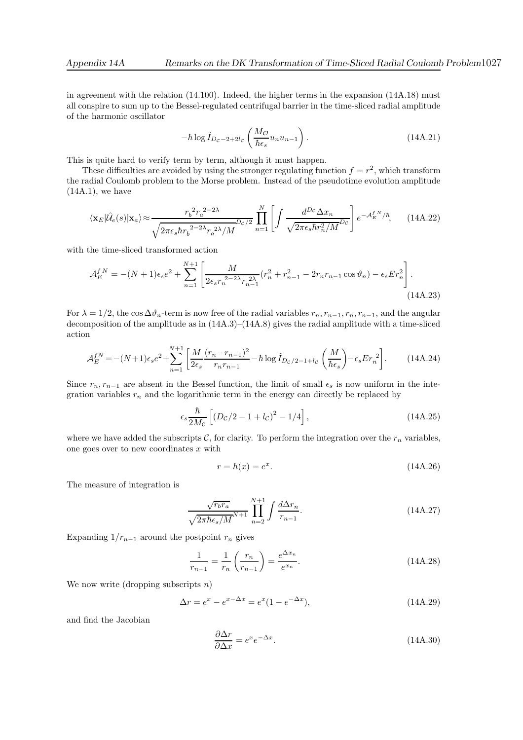in agreement with the relation (14.100). Indeed, the higher terms in the expansion (14A.18) must all conspire to sum up to the Bessel-regulated centrifugal barrier in the time-sliced radial amplitude of the harmonic oscillator

$$-\hbar \log \tilde{I}_{D_{\mathcal{C}}-2+2l_{\mathcal{C}}}\left(\frac{M_{\mathcal{O}}}{\hbar\epsilon_s}u_n u_{n-1}\right). \tag{14A.21}$$

This is quite hard to verify term by term, although it must happen.

These difficulties are avoided by using the stronger regulating function $f = r^2$, which transform the radial Coulomb problem to the Morse problem. Instead of the pseudotime evolution amplitude (14A.1), we have

$$\langle \mathbf{x}_E|\hat{\mathcal{U}}_e(s)|\mathbf{x}_a\rangle \approx \frac{{r_b}^2{r_a}^{2-2\lambda}}{\sqrt{2\pi\epsilon_s\hbar{r_b}^{2-2\lambda}{r_a}^{2\lambda}/M}^{D_{\mathcal{C}}/2}}\prod_{n=1}^{N}\left[\int\frac{d^{D_{\mathcal{C}}}\Delta x_n}{\sqrt{2\pi\epsilon_s\hbar r_n^2/M}^{D_{\mathcal{C}}}}\right]e^{-\mathcal{A}_E^{f\,N}/\hbar}, \tag{14A.22}$$

with the time-sliced transformed action

$$\mathcal{A}_E^{f\,N} = -(N+1)\epsilon_s e^2 + \sum_{n=1}^{N+1}\left[\frac{M}{2\epsilon_s {r_n}^{2-2\lambda}{r_{n-1}}^{2\lambda}}(r_n^2 + r_{n-1}^2 - 2r_n r_{n-1}\cos\vartheta_n) - \epsilon_s E r_n^2\right]. \tag{14A.23}$$

For $\lambda = 1/2$, the $\cos\Delta\vartheta_n$-term is now free of the radial variables $r_n, r_{n-1}, r_n, r_{n-1}$, and the angular decomposition of the amplitude as in (14A.3)–(14A.8) gives the radial amplitude with a time-sliced action

$$\mathcal{A}_E^{f\,N} = -(N+1)\epsilon_s e^2 + \sum_{n=1}^{N+1}\left[\frac{M}{2\epsilon_s}\frac{(r_n - r_{n-1})^2}{r_n r_{n-1}} - \hbar\log\tilde{I}_{D_{\mathcal{C}}/2-1+l_{\mathcal{C}}}\left(\frac{M}{\hbar\epsilon_s}\right) - \epsilon_s E {r_n}^2\right]. \tag{14A.24}$$

Since $r_n, r_{n-1}$ are absent in the Bessel function, the limit of small $\epsilon_s$ is now uniform in the integration variables $r_n$ and the logarithmic term in the energy can directly be replaced by

$$\epsilon_s\frac{\hbar}{2M_{\mathcal{C}}}\left[(D_{\mathcal{C}}/2 - 1 + l_{\mathcal{C}})^2 - 1/4\right], \tag{14A.25}$$

where we have added the subscripts $\mathcal{C}$, for clarity. To perform the integration over the $r_n$ variables, one goes over to new coordinates $x$ with

$$r = h(x) = e^x. \tag{14A.26}$$

The measure of integration is

$$\frac{\sqrt{r_b r_a}}{\sqrt{2\pi\hbar\epsilon_s/M}^{N+1}}\prod_{n=2}^{N+1}\int\frac{d\Delta r_n}{r_{n-1}}. \tag{14A.27}$$

Expanding $1/r_{n-1}$ around the postpoint $r_n$ gives

$$\frac{1}{r_{n-1}} = \frac{1}{r_n}\left(\frac{r_n}{r_{n-1}}\right) = \frac{e^{\Delta x_n}}{e^{x_n}}. \tag{14A.28}$$

We now write (dropping subscripts $n$)

$$\Delta r = e^x - e^{x-\Delta x} = e^x(1 - e^{-\Delta x}), \tag{14A.29}$$

and find the Jacobian

$$\frac{\partial\Delta r}{\partial\Delta x} = e^x e^{-\Delta x}. \tag{14A.30}$$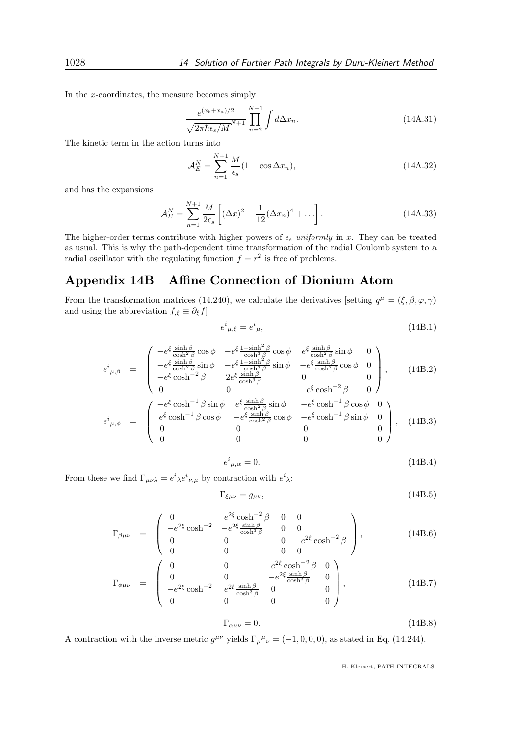In the $x$-coordinates, the measure becomes simply

$$\frac{e^{(x_b+x_a)/2}}{\sqrt{2\pi\hbar\epsilon_s/M}^{N+1}}\prod_{n=2}^{N+1}\int d\Delta x_n. \tag{14A.31}$$

The kinetic term in the action turns into

$$\mathcal{A}_E^N = \sum_{n=1}^{N+1}\frac{M}{\epsilon_s}(1-\cos\Delta x_n), \tag{14A.32}$$

and has the expansions

$$\mathcal{A}_E^N = \sum_{n=1}^{N+1}\frac{M}{2\epsilon_s}\left[(\Delta x)^2 - \frac{1}{12}(\Delta x_n)^4 + \dots\right]. \tag{14A.33}$$

The higher-order terms contribute with higher powers of $\epsilon_s$ *uniformly* in $x$. They can be treated as usual. This is why the path-dependent time transformation of the radial Coulomb system to a radial oscillator with the regulating function $f = r^2$ is free of problems.

## Appendix 14B Affine Connection of Dionium Atom

From the transformation matrices (14.240), we calculate the derivatives [setting $q^\mu = (\xi, \beta, \varphi, \gamma)$ and using the abbreviation $f_{,\xi} \equiv \partial_\xi f$]

$$e^i{}_{\mu,\xi} = e^i{}_\mu, \tag{14B.1}$$

$$e^i{}_{\mu,\beta} = \begin{pmatrix} -e^\xi\frac{\sinh\beta}{\cosh^2\beta}\cos\phi & -e^\xi\frac{1-\sinh^2\beta}{\cosh^3\beta}\cos\phi & e^\xi\frac{\sinh\beta}{\cosh^2\beta}\sin\phi & 0 \\ -e^\xi\frac{\sinh\beta}{\cosh^2\beta}\sin\phi & -e^\xi\frac{1-\sinh^2\beta}{\cosh^3\beta}\sin\phi & -e^\xi\frac{\sinh\beta}{\cosh^2\beta}\cos\phi & 0 \\ -e^\xi\cosh^{-2}\beta & 2e^\xi\frac{\sinh\beta}{\cosh^3\beta} & 0 & 0 \\ 0 & 0 & -e^\xi\cosh^{-2}\beta & 0 \end{pmatrix}, \tag{14B.2}$$

$$e^i{}_{\mu,\phi} = \begin{pmatrix} -e^\xi\cosh^{-1}\beta\sin\phi & e^\xi\frac{\sinh\beta}{\cosh^2\beta}\sin\phi & -e^\xi\cosh^{-1}\beta\cos\phi & 0 \\ e^\xi\cosh^{-1}\beta\cos\phi & -e^\xi\frac{\sinh\beta}{\cosh^2\beta}\cos\phi & -e^\xi\cosh^{-1}\beta\sin\phi & 0 \\ 0 & 0 & 0 & 0 \\ 0 & 0 & 0 & 0 \end{pmatrix}, \tag{14B.3}$$

$$e^i{}_{\mu,\alpha} = 0. \tag{14B.4}$$

From these we find $\Gamma_{\mu\nu\lambda} = e^i{}_\lambda e^i{}_{\nu,\mu}$ by contraction with $e^i{}_\lambda$:

$$\Gamma_{\xi\mu\nu} = g_{\mu\nu}, \tag{14B.5}$$

$$\Gamma_{\beta\mu\nu} = \begin{pmatrix} 0 & e^{2\xi}\cosh^{-2}\beta & 0 & 0 \\ -e^{2\xi}\cosh^{-2} & -e^{2\xi}\frac{\sinh\beta}{\cosh^3\beta} & 0 & 0 \\ 0 & 0 & 0 & -e^{2\xi}\cosh^{-2}\beta \\ 0 & 0 & 0 & 0 \end{pmatrix}, \tag{14B.6}$$

$$\Gamma_{\phi\mu\nu} = \begin{pmatrix} 0 & 0 & e^{2\xi}\cosh^{-2}\beta & 0 \\ 0 & 0 & -e^{2\xi}\frac{\sinh\beta}{\cosh^3\beta} & 0 \\ -e^{2\xi}\cosh^{-2} & e^{2\xi}\frac{\sinh\beta}{\cosh^3\beta} & 0 & 0 \\ 0 & 0 & 0 & 0 \end{pmatrix}, \tag{14B.7}$$

$$\Gamma_{\alpha\mu\nu} = 0. \tag{14B.8}$$

A contraction with the inverse metric $g^{\mu\nu}$ yields $\Gamma_\mu{}^\mu{}_\nu = (-1, 0, 0, 0)$, as stated in Eq. (14.244).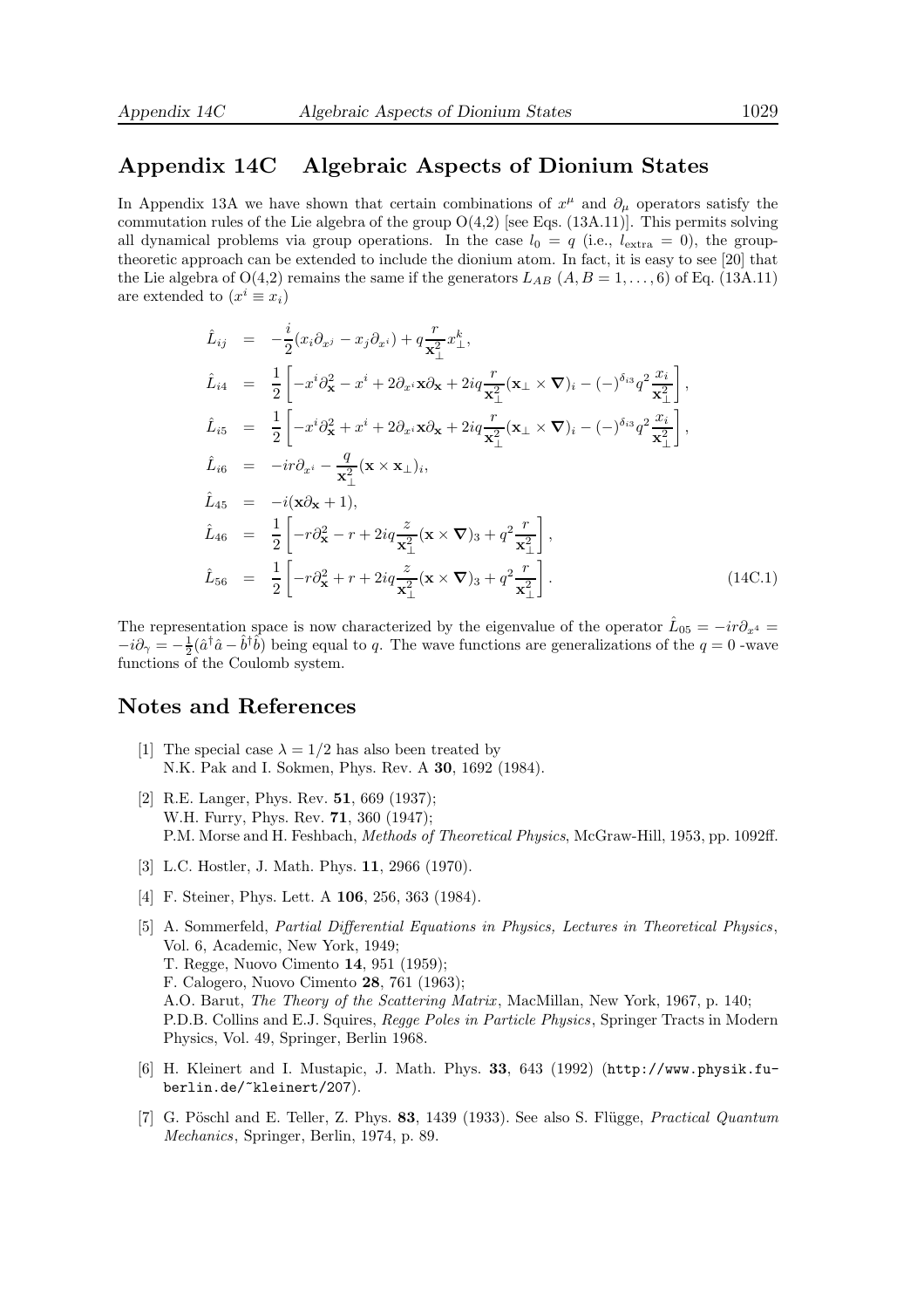## Appendix 14C  Algebraic Aspects of Dionium States

In Appendix 13A we have shown that certain combinations of $x^\mu$ and $\partial_\mu$ operators satisfy the commutation rules of the Lie algebra of the group O(4,2) [see Eqs. (13A.11)]. This permits solving all dynamical problems via group operations. In the case $l_0 = q$ (i.e., $l_{\rm extra} = 0$), the group-theoretic approach can be extended to include the dionium atom. In fact, it is easy to see [20] that the Lie algebra of O(4,2) remains the same if the generators $L_{AB}$ $(A, B = 1, \dots, 6)$ of Eq. (13A.11) are extended to $(x^i \equiv x_i)$

$$
\begin{aligned}
\hat{L}_{ij} &= -\frac{i}{2}(x_i\partial_{x^j} - x_j\partial_{x^i}) + q\frac{r}{\mathbf{x}_\perp^2}x_\perp^k, \\
\hat{L}_{i4} &= \frac{1}{2}\left[-x^i\partial_{\mathbf{x}}^2 - x^i + 2\partial_{x^i}\mathbf{x}\partial_{\mathbf{x}} + 2iq\frac{r}{\mathbf{x}_\perp^2}(\mathbf{x}_\perp\times\boldsymbol{\nabla})_i - (-)^{\delta_{i3}}q^2\frac{x_i}{\mathbf{x}_\perp^2}\right], \\
\hat{L}_{i5} &= \frac{1}{2}\left[-x^i\partial_{\mathbf{x}}^2 + x^i + 2\partial_{x^i}\mathbf{x}\partial_{\mathbf{x}} + 2iq\frac{r}{\mathbf{x}_\perp^2}(\mathbf{x}_\perp\times\boldsymbol{\nabla})_i - (-)^{\delta_{i3}}q^2\frac{x_i}{\mathbf{x}_\perp^2}\right], \\
\hat{L}_{i6} &= -ir\partial_{x^i} - \frac{q}{\mathbf{x}_\perp^2}(\mathbf{x}\times\mathbf{x}_\perp)_i, \\
\hat{L}_{45} &= -i(\mathbf{x}\partial_{\mathbf{x}} + 1), \\
\hat{L}_{46} &= \frac{1}{2}\left[-r\partial_{\mathbf{x}}^2 - r + 2iq\frac{z}{\mathbf{x}_\perp^2}(\mathbf{x}\times\boldsymbol{\nabla})_3 + q^2\frac{r}{\mathbf{x}_\perp^2}\right], \\
\hat{L}_{56} &= \frac{1}{2}\left[-r\partial_{\mathbf{x}}^2 + r + 2iq\frac{z}{\mathbf{x}_\perp^2}(\mathbf{x}\times\boldsymbol{\nabla})_3 + q^2\frac{r}{\mathbf{x}_\perp^2}\right].
\end{aligned}
\tag{14C.1}
$$

The representation space is now characterized by the eigenvalue of the operator $\hat{L}_{05} = -ir\partial_{x^4} = -i\partial_\gamma = -\frac{1}{2}(\hat{a}^\dagger\hat{a} - \hat{b}^\dagger\hat{b})$ being equal to $q$. The wave functions are generalizations of the $q = 0$ -wave functions of the Coulomb system.

## Notes and References

[1] The special case $\lambda = 1/2$ has also been treated by N.K. Pak and I. Sokmen, Phys. Rev. A **30**, 1692 (1984).

[2] R.E. Langer, Phys. Rev. **51**, 669 (1937); W.H. Furry, Phys. Rev. **71**, 360 (1947); P.M. Morse and H. Feshbach, *Methods of Theoretical Physics*, McGraw-Hill, 1953, pp. 1092ff.

[3] L.C. Hostler, J. Math. Phys. **11**, 2966 (1970).

[4] F. Steiner, Phys. Lett. A **106**, 256, 363 (1984).

[5] A. Sommerfeld, *Partial Differential Equations in Physics, Lectures in Theoretical Physics*, Vol. 6, Academic, New York, 1949; T. Regge, Nuovo Cimento **14**, 951 (1959); F. Calogero, Nuovo Cimento **28**, 761 (1963); A.O. Barut, *The Theory of the Scattering Matrix*, MacMillan, New York, 1967, p. 140; P.D.B. Collins and E.J. Squires, *Regge Poles in Particle Physics*, Springer Tracts in Modern Physics, Vol. 49, Springer, Berlin 1968.

[6] H. Kleinert and I. Mustapic, J. Math. Phys. **33**, 643 (1992) (http://www.physik.fu-berlin.de/~kleinert/207).

[7] G. Pöschl and E. Teller, Z. Phys. **83**, 1439 (1933). See also S. Flügge, *Practical Quantum Mechanics*, Springer, Berlin, 1974, p. 89.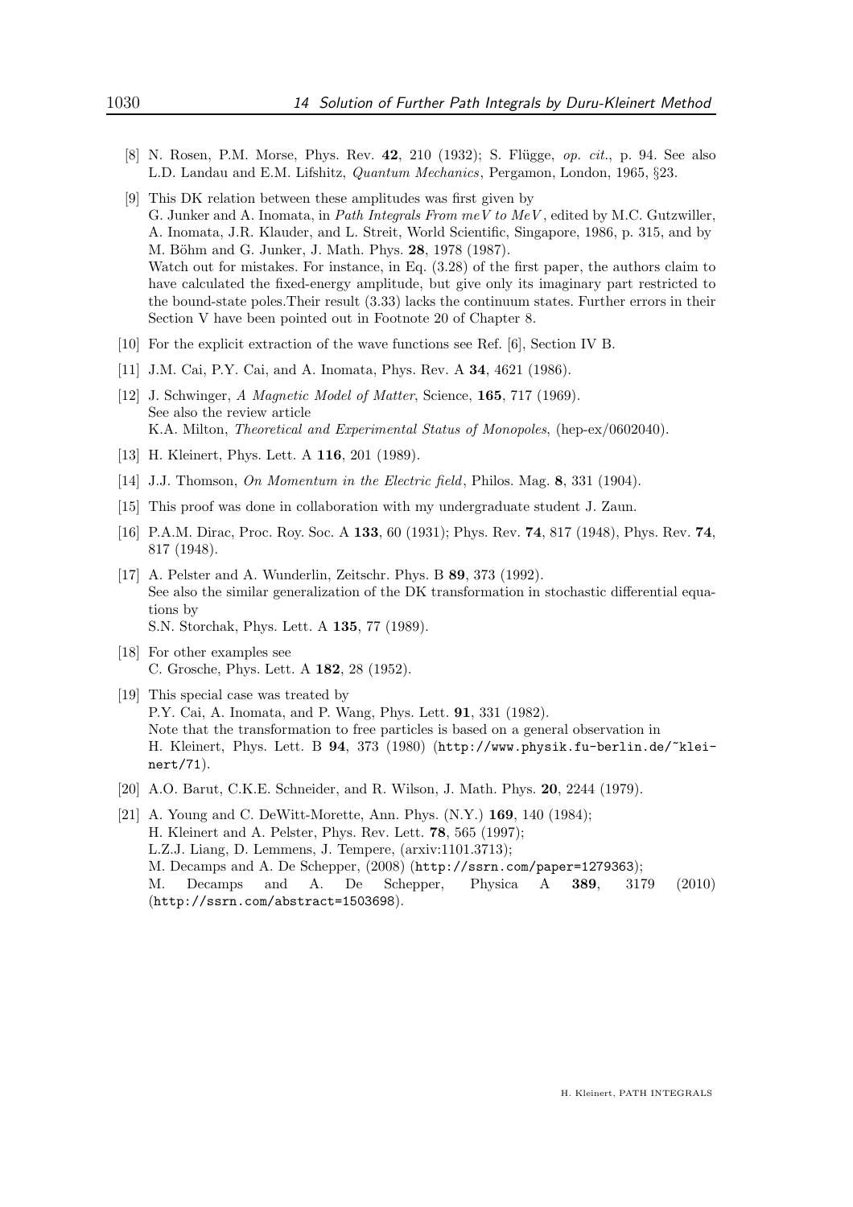[8] N. Rosen, P.M. Morse, Phys. Rev. **42**, 210 (1932); S. Flügge, *op. cit.*, p. 94. See also L.D. Landau and E.M. Lifshitz, *Quantum Mechanics*, Pergamon, London, 1965, §23.

[9] This DK relation between these amplitudes was first given by
G. Junker and A. Inomata, in *Path Integrals From meV to MeV*, edited by M.C. Gutzwiller, A. Inomata, J.R. Klauder, and L. Streit, World Scientific, Singapore, 1986, p. 315, and by M. Böhm and G. Junker, J. Math. Phys. **28**, 1978 (1987).
Watch out for mistakes. For instance, in Eq. (3.28) of the first paper, the authors claim to have calculated the fixed-energy amplitude, but give only its imaginary part restricted to the bound-state poles.Their result (3.33) lacks the continuum states. Further errors in their Section V have been pointed out in Footnote 20 of Chapter 8.

[10] For the explicit extraction of the wave functions see Ref. [6], Section IV B.

[11] J.M. Cai, P.Y. Cai, and A. Inomata, Phys. Rev. A **34**, 4621 (1986).

[12] J. Schwinger, *A Magnetic Model of Matter*, Science, **165**, 717 (1969).
See also the review article
K.A. Milton, *Theoretical and Experimental Status of Monopoles*, (hep-ex/0602040).

[13] H. Kleinert, Phys. Lett. A **116**, 201 (1989).

[14] J.J. Thomson, *On Momentum in the Electric field*, Philos. Mag. **8**, 331 (1904).

[15] This proof was done in collaboration with my undergraduate student J. Zaun.

[16] P.A.M. Dirac, Proc. Roy. Soc. A **133**, 60 (1931); Phys. Rev. **74**, 817 (1948), Phys. Rev. **74**, 817 (1948).

[17] A. Pelster and A. Wunderlin, Zeitschr. Phys. B **89**, 373 (1992).
See also the similar generalization of the DK transformation in stochastic differential equations by
S.N. Storchak, Phys. Lett. A **135**, 77 (1989).

[18] For other examples see
C. Grosche, Phys. Lett. A **182**, 28 (1952).

[19] This special case was treated by
P.Y. Cai, A. Inomata, and P. Wang, Phys. Lett. **91**, 331 (1982).
Note that the transformation to free particles is based on a general observation in
H. Kleinert, Phys. Lett. B **94**, 373 (1980) (`http://www.physik.fu-berlin.de/~kleinert/71`).

[20] A.O. Barut, C.K.E. Schneider, and R. Wilson, J. Math. Phys. **20**, 2244 (1979).

[21] A. Young and C. DeWitt-Morette, Ann. Phys. (N.Y.) **169**, 140 (1984);
H. Kleinert and A. Pelster, Phys. Rev. Lett. **78**, 565 (1997);
L.Z.J. Liang, D. Lemmens, J. Tempere, (arxiv:1101.3713);
M. Decamps and A. De Schepper, (2008) (`http://ssrn.com/paper=1279363`);
M. Decamps and A. De Schepper, Physica A **389**, 3179 (2010) (`http://ssrn.com/abstract=1503698`).